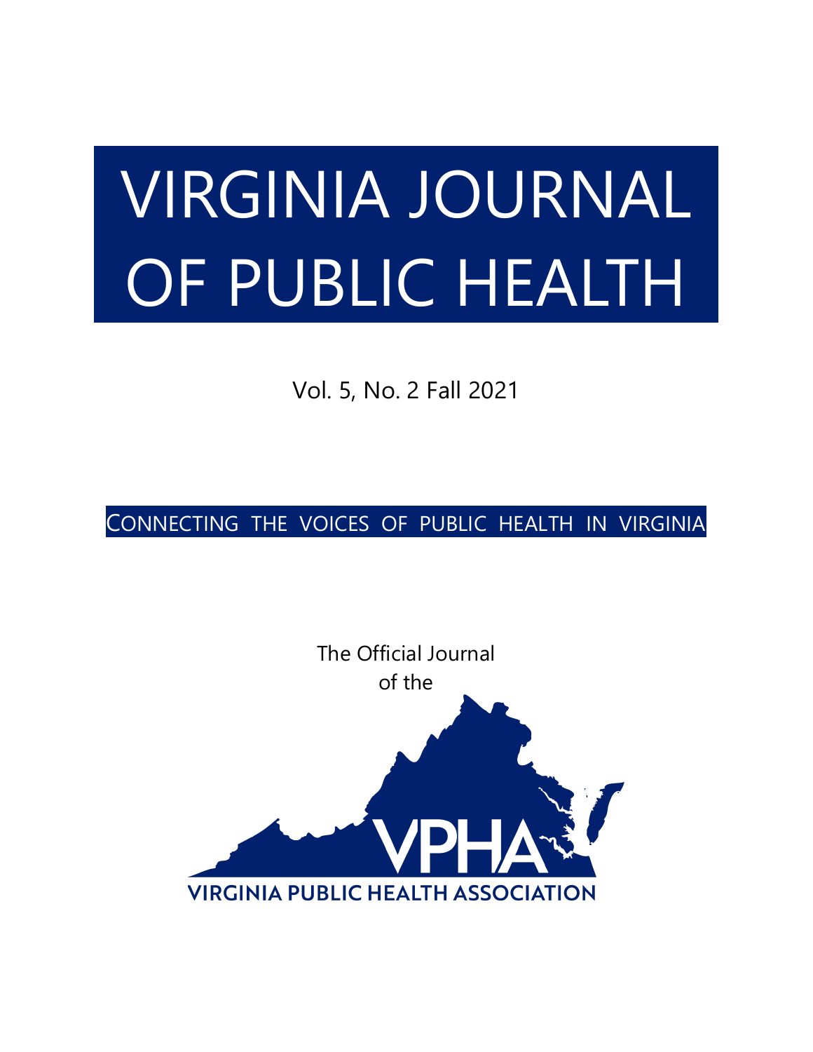# VIRGINIA JOURNAL OF PUBLIC HEALTH

Vol. 5, No. 2 Fall 2021

CONNECTING THE VOICES OF PUBLIC HEALTH IN VIRGINIA

The Official Journal of the

VPHA

VIRGINIA PUBLIC HEALTH ASSOCIATION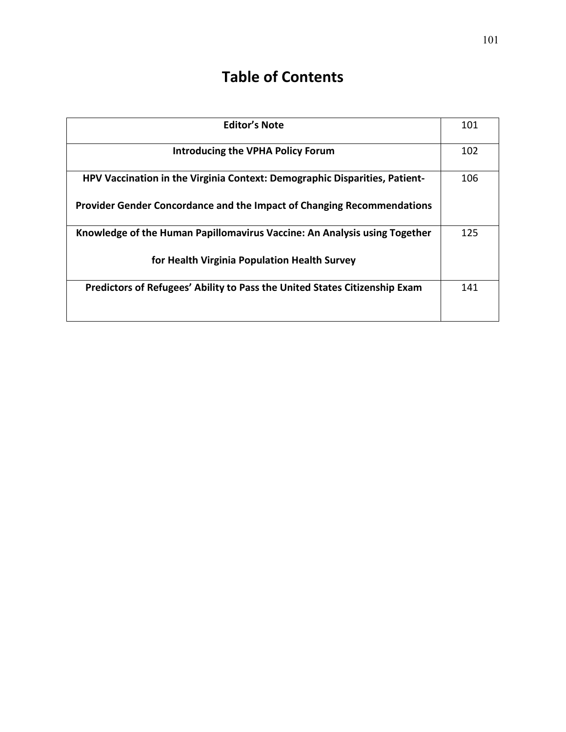# Table of Contents

| | |
|---|---|
| **Editor's Note** | 101 |
| **Introducing the VPHA Policy Forum** | 102 |
| **HPV Vaccination in the Virginia Context: Demographic Disparities, Patient-Provider Gender Concordance and the Impact of Changing Recommendations** | 106 |
| **Knowledge of the Human Papillomavirus Vaccine: An Analysis using Together for Health Virginia Population Health Survey** | 125 |
| **Predictors of Refugees' Ability to Pass the United States Citizenship Exam** | 141 |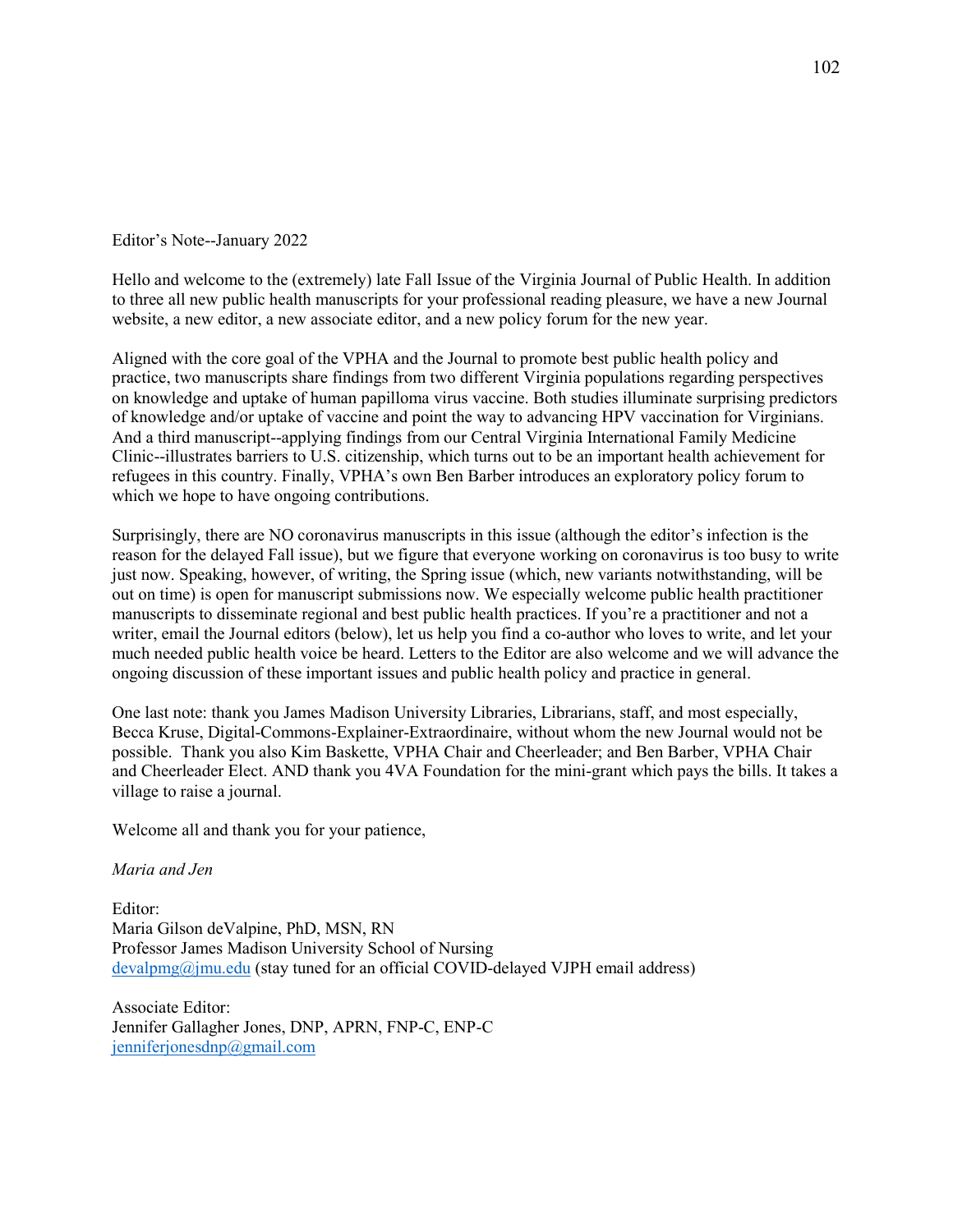Editor's Note--January 2022

Hello and welcome to the (extremely) late Fall Issue of the Virginia Journal of Public Health. In addition to three all new public health manuscripts for your professional reading pleasure, we have a new Journal website, a new editor, a new associate editor, and a new policy forum for the new year.

Aligned with the core goal of the VPHA and the Journal to promote best public health policy and practice, two manuscripts share findings from two different Virginia populations regarding perspectives on knowledge and uptake of human papilloma virus vaccine. Both studies illuminate surprising predictors of knowledge and/or uptake of vaccine and point the way to advancing HPV vaccination for Virginians. And a third manuscript--applying findings from our Central Virginia International Family Medicine Clinic--illustrates barriers to U.S. citizenship, which turns out to be an important health achievement for refugees in this country. Finally, VPHA's own Ben Barber introduces an exploratory policy forum to which we hope to have ongoing contributions.

Surprisingly, there are NO coronavirus manuscripts in this issue (although the editor's infection is the reason for the delayed Fall issue), but we figure that everyone working on coronavirus is too busy to write just now. Speaking, however, of writing, the Spring issue (which, new variants notwithstanding, will be out on time) is open for manuscript submissions now. We especially welcome public health practitioner manuscripts to disseminate regional and best public health practices. If you're a practitioner and not a writer, email the Journal editors (below), let us help you find a co-author who loves to write, and let your much needed public health voice be heard. Letters to the Editor are also welcome and we will advance the ongoing discussion of these important issues and public health policy and practice in general.

One last note: thank you James Madison University Libraries, Librarians, staff, and most especially, Becca Kruse, Digital-Commons-Explainer-Extraordinaire, without whom the new Journal would not be possible. Thank you also Kim Baskette, VPHA Chair and Cheerleader; and Ben Barber, VPHA Chair and Cheerleader Elect. AND thank you 4VA Foundation for the mini-grant which pays the bills. It takes a village to raise a journal.

Welcome all and thank you for your patience,

*Maria and Jen*

Editor:
Maria Gilson deValpine, PhD, MSN, RN
Professor James Madison University School of Nursing
devalpmg@jmu.edu (stay tuned for an official COVID-delayed VJPH email address)

Associate Editor:
Jennifer Gallagher Jones, DNP, APRN, FNP-C, ENP-C
jenniferjonesdnp@gmail.com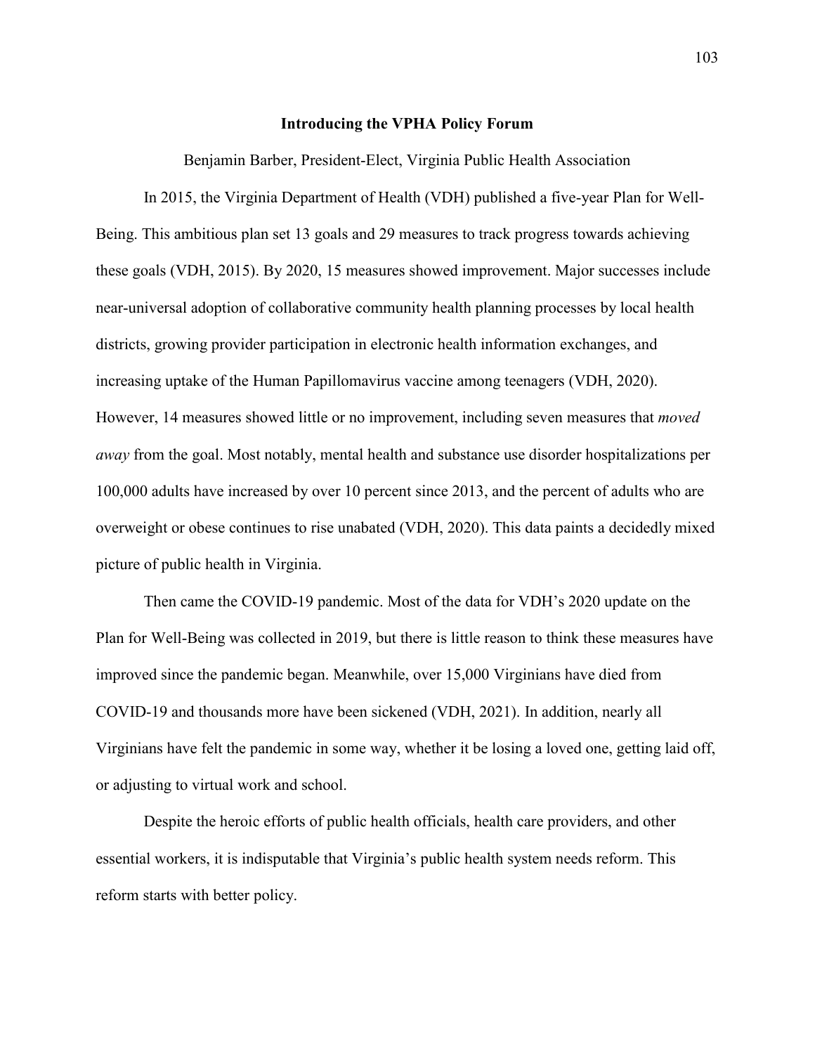## Introducing the VPHA Policy Forum

Benjamin Barber, President-Elect, Virginia Public Health Association

In 2015, the Virginia Department of Health (VDH) published a five-year Plan for Well-Being. This ambitious plan set 13 goals and 29 measures to track progress towards achieving these goals (VDH, 2015). By 2020, 15 measures showed improvement. Major successes include near-universal adoption of collaborative community health planning processes by local health districts, growing provider participation in electronic health information exchanges, and increasing uptake of the Human Papillomavirus vaccine among teenagers (VDH, 2020). However, 14 measures showed little or no improvement, including seven measures that *moved away* from the goal. Most notably, mental health and substance use disorder hospitalizations per 100,000 adults have increased by over 10 percent since 2013, and the percent of adults who are overweight or obese continues to rise unabated (VDH, 2020). This data paints a decidedly mixed picture of public health in Virginia.

Then came the COVID-19 pandemic. Most of the data for VDH's 2020 update on the Plan for Well-Being was collected in 2019, but there is little reason to think these measures have improved since the pandemic began. Meanwhile, over 15,000 Virginians have died from COVID-19 and thousands more have been sickened (VDH, 2021). In addition, nearly all Virginians have felt the pandemic in some way, whether it be losing a loved one, getting laid off, or adjusting to virtual work and school.

Despite the heroic efforts of public health officials, health care providers, and other essential workers, it is indisputable that Virginia's public health system needs reform. This reform starts with better policy.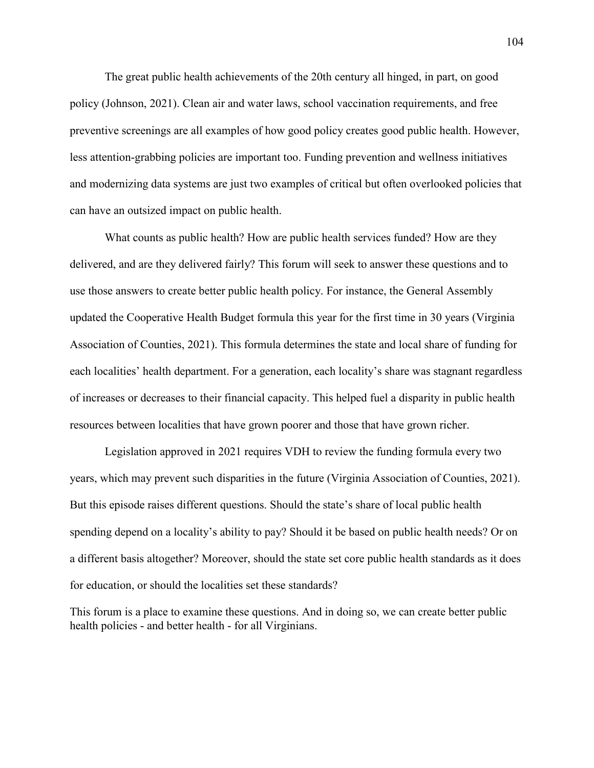The great public health achievements of the 20th century all hinged, in part, on good policy (Johnson, 2021). Clean air and water laws, school vaccination requirements, and free preventive screenings are all examples of how good policy creates good public health. However, less attention-grabbing policies are important too. Funding prevention and wellness initiatives and modernizing data systems are just two examples of critical but often overlooked policies that can have an outsized impact on public health.

What counts as public health? How are public health services funded? How are they delivered, and are they delivered fairly? This forum will seek to answer these questions and to use those answers to create better public health policy. For instance, the General Assembly updated the Cooperative Health Budget formula this year for the first time in 30 years (Virginia Association of Counties, 2021). This formula determines the state and local share of funding for each localities' health department. For a generation, each locality's share was stagnant regardless of increases or decreases to their financial capacity. This helped fuel a disparity in public health resources between localities that have grown poorer and those that have grown richer.

Legislation approved in 2021 requires VDH to review the funding formula every two years, which may prevent such disparities in the future (Virginia Association of Counties, 2021). But this episode raises different questions. Should the state's share of local public health spending depend on a locality's ability to pay? Should it be based on public health needs? Or on a different basis altogether? Moreover, should the state set core public health standards as it does for education, or should the localities set these standards?

This forum is a place to examine these questions. And in doing so, we can create better public health policies - and better health - for all Virginians.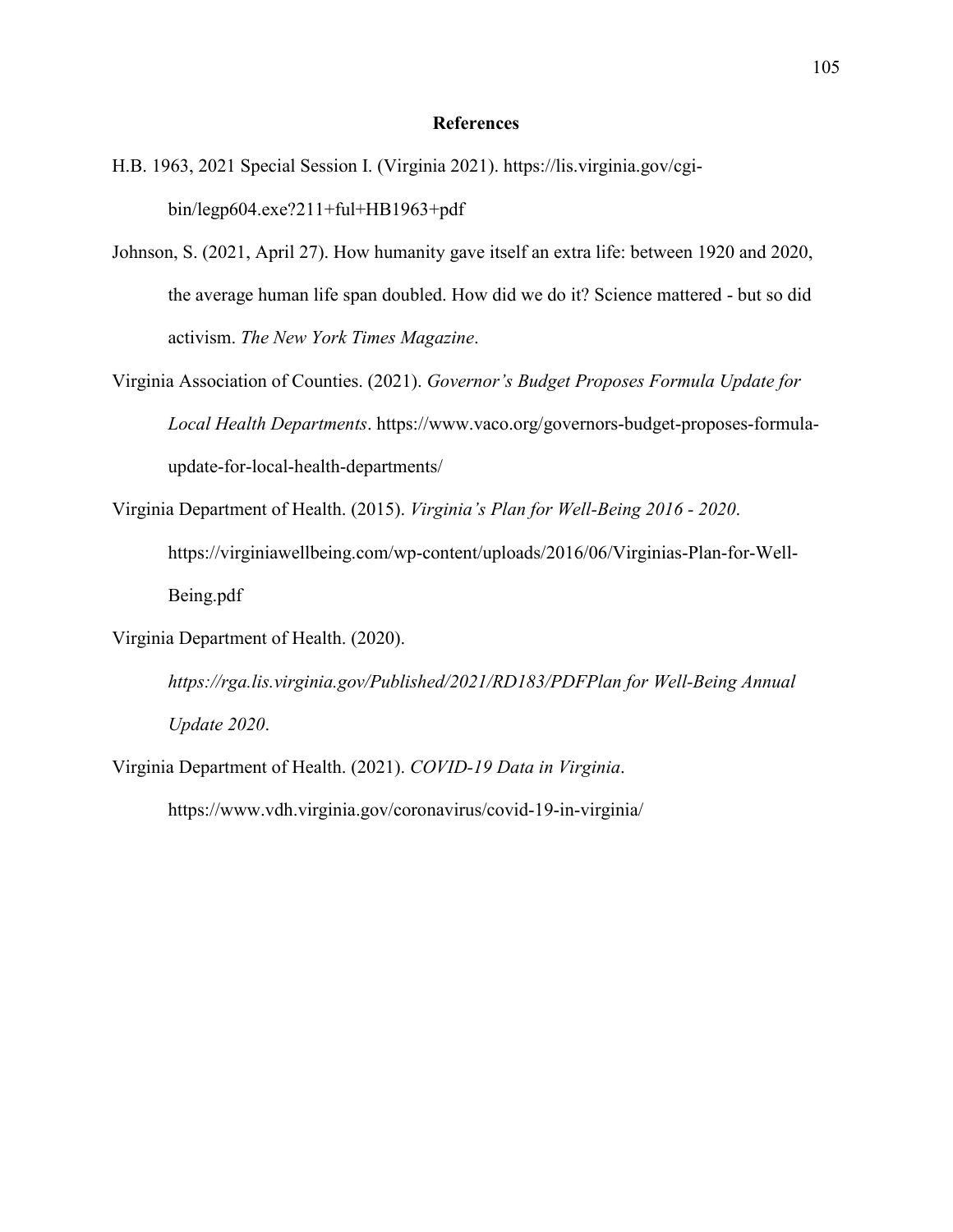# References

H.B. 1963, 2021 Special Session I. (Virginia 2021). https://lis.virginia.gov/cgi-bin/legp604.exe?211+ful+HB1963+pdf

Johnson, S. (2021, April 27). How humanity gave itself an extra life: between 1920 and 2020, the average human life span doubled. How did we do it? Science mattered - but so did activism. *The New York Times Magazine*.

Virginia Association of Counties. (2021). *Governor's Budget Proposes Formula Update for Local Health Departments*. https://www.vaco.org/governors-budget-proposes-formula-update-for-local-health-departments/

Virginia Department of Health. (2015). *Virginia's Plan for Well-Being 2016 - 2020*. https://virginiawellbeing.com/wp-content/uploads/2016/06/Virginias-Plan-for-Well-Being.pdf

Virginia Department of Health. (2020). *https://rga.lis.virginia.gov/Published/2021/RD183/PDFPlan for Well-Being Annual Update 2020*.

Virginia Department of Health. (2021). *COVID-19 Data in Virginia*. https://www.vdh.virginia.gov/coronavirus/covid-19-in-virginia/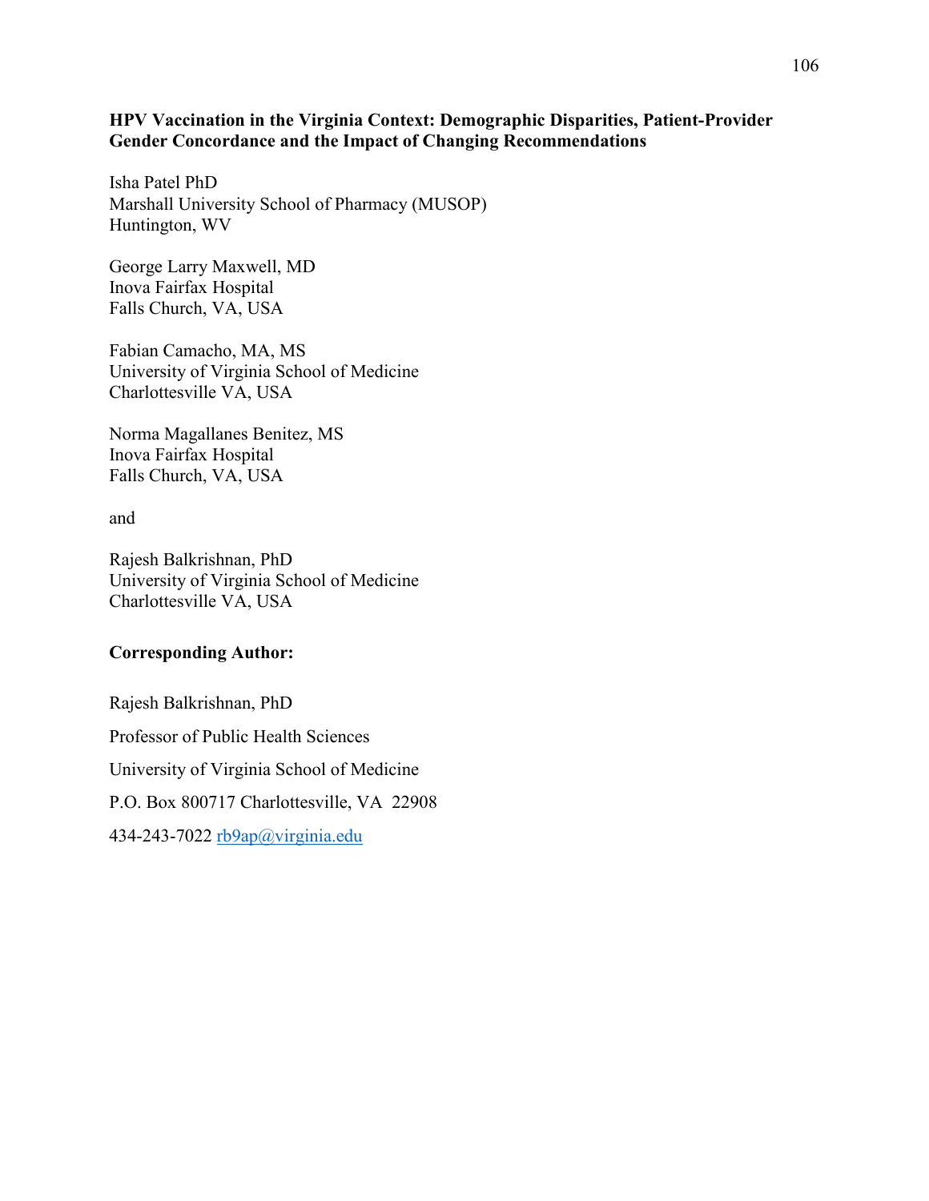**HPV Vaccination in the Virginia Context: Demographic Disparities, Patient-Provider Gender Concordance and the Impact of Changing Recommendations**

Isha Patel PhD
Marshall University School of Pharmacy (MUSOP)
Huntington, WV

George Larry Maxwell, MD
Inova Fairfax Hospital
Falls Church, VA, USA

Fabian Camacho, MA, MS
University of Virginia School of Medicine
Charlottesville VA, USA

Norma Magallanes Benitez, MS
Inova Fairfax Hospital
Falls Church, VA, USA

and

Rajesh Balkrishnan, PhD
University of Virginia School of Medicine
Charlottesville VA, USA

**Corresponding Author:**

Rajesh Balkrishnan, PhD

Professor of Public Health Sciences

University of Virginia School of Medicine

P.O. Box 800717 Charlottesville, VA 22908

434-243-7022 rb9ap@virginia.edu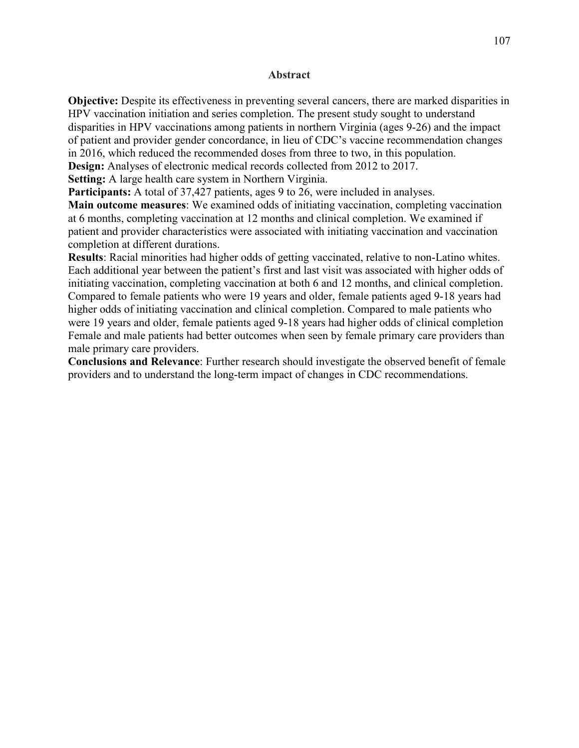## Abstract

**Objective:** Despite its effectiveness in preventing several cancers, there are marked disparities in HPV vaccination initiation and series completion. The present study sought to understand disparities in HPV vaccinations among patients in northern Virginia (ages 9-26) and the impact of patient and provider gender concordance, in lieu of CDC's vaccine recommendation changes in 2016, which reduced the recommended doses from three to two, in this population.

**Design:** Analyses of electronic medical records collected from 2012 to 2017.

**Setting:** A large health care system in Northern Virginia.

**Participants:** A total of 37,427 patients, ages 9 to 26, were included in analyses.

**Main outcome measures**: We examined odds of initiating vaccination, completing vaccination at 6 months, completing vaccination at 12 months and clinical completion. We examined if patient and provider characteristics were associated with initiating vaccination and vaccination completion at different durations.

**Results**: Racial minorities had higher odds of getting vaccinated, relative to non-Latino whites. Each additional year between the patient's first and last visit was associated with higher odds of initiating vaccination, completing vaccination at both 6 and 12 months, and clinical completion. Compared to female patients who were 19 years and older, female patients aged 9-18 years had higher odds of initiating vaccination and clinical completion. Compared to male patients who were 19 years and older, female patients aged 9-18 years had higher odds of clinical completion Female and male patients had better outcomes when seen by female primary care providers than male primary care providers.

**Conclusions and Relevance**: Further research should investigate the observed benefit of female providers and to understand the long-term impact of changes in CDC recommendations.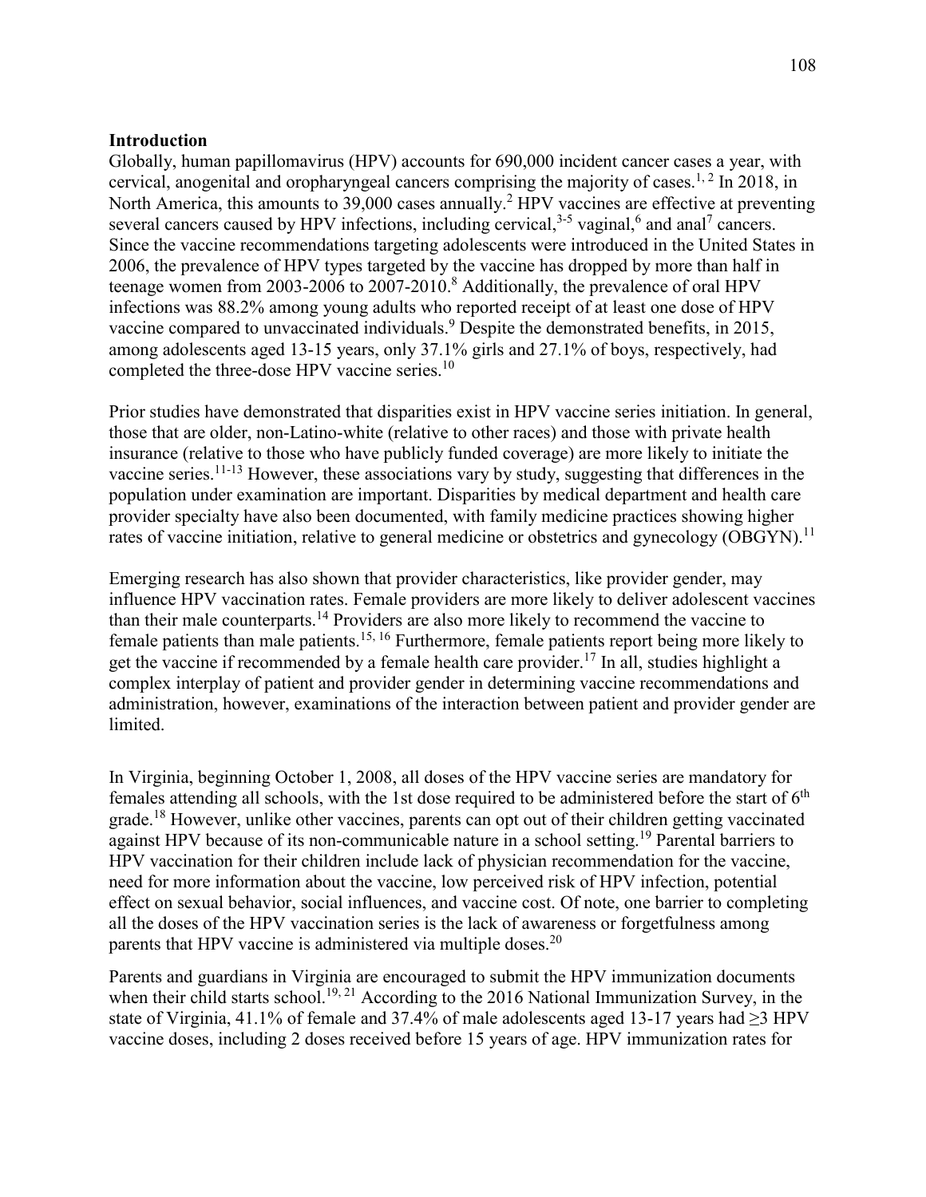## Introduction

Globally, human papillomavirus (HPV) accounts for 690,000 incident cancer cases a year, with cervical, anogenital and oropharyngeal cancers comprising the majority of cases.[1, 2] In 2018, in North America, this amounts to 39,000 cases annually.[2] HPV vaccines are effective at preventing several cancers caused by HPV infections, including cervical,[3-5] vaginal,[6] and anal[7] cancers. Since the vaccine recommendations targeting adolescents were introduced in the United States in 2006, the prevalence of HPV types targeted by the vaccine has dropped by more than half in teenage women from 2003-2006 to 2007-2010.[8] Additionally, the prevalence of oral HPV infections was 88.2% among young adults who reported receipt of at least one dose of HPV vaccine compared to unvaccinated individuals.[9] Despite the demonstrated benefits, in 2015, among adolescents aged 13-15 years, only 37.1% girls and 27.1% of boys, respectively, had completed the three-dose HPV vaccine series.[10]

Prior studies have demonstrated that disparities exist in HPV vaccine series initiation. In general, those that are older, non-Latino-white (relative to other races) and those with private health insurance (relative to those who have publicly funded coverage) are more likely to initiate the vaccine series.[11-13] However, these associations vary by study, suggesting that differences in the population under examination are important. Disparities by medical department and health care provider specialty have also been documented, with family medicine practices showing higher rates of vaccine initiation, relative to general medicine or obstetrics and gynecology (OBGYN).[11]

Emerging research has also shown that provider characteristics, like provider gender, may influence HPV vaccination rates. Female providers are more likely to deliver adolescent vaccines than their male counterparts.[14] Providers are also more likely to recommend the vaccine to female patients than male patients.[15, 16] Furthermore, female patients report being more likely to get the vaccine if recommended by a female health care provider.[17] In all, studies highlight a complex interplay of patient and provider gender in determining vaccine recommendations and administration, however, examinations of the interaction between patient and provider gender are limited.

In Virginia, beginning October 1, 2008, all doses of the HPV vaccine series are mandatory for females attending all schools, with the 1st dose required to be administered before the start of 6th grade.[18] However, unlike other vaccines, parents can opt out of their children getting vaccinated against HPV because of its non-communicable nature in a school setting.[19] Parental barriers to HPV vaccination for their children include lack of physician recommendation for the vaccine, need for more information about the vaccine, low perceived risk of HPV infection, potential effect on sexual behavior, social influences, and vaccine cost. Of note, one barrier to completing all the doses of the HPV vaccination series is the lack of awareness or forgetfulness among parents that HPV vaccine is administered via multiple doses.[20]

Parents and guardians in Virginia are encouraged to submit the HPV immunization documents when their child starts school.[19, 21] According to the 2016 National Immunization Survey, in the state of Virginia, 41.1% of female and 37.4% of male adolescents aged 13-17 years had ≥3 HPV vaccine doses, including 2 doses received before 15 years of age. HPV immunization rates for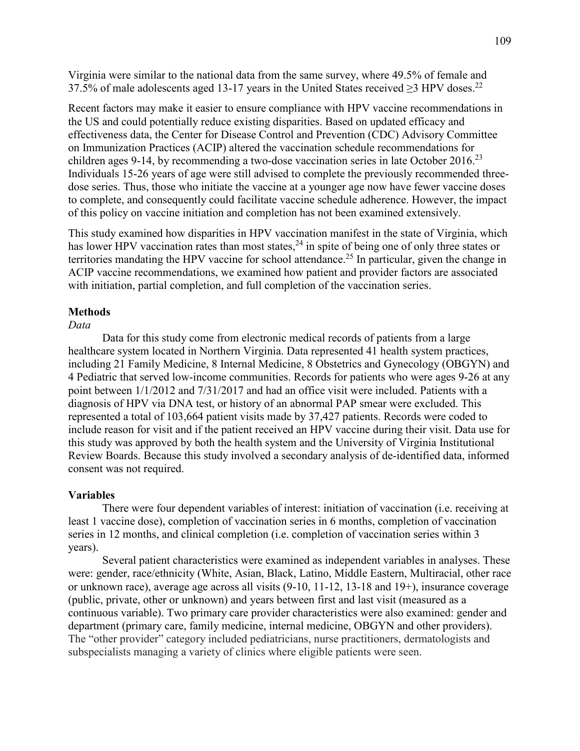Virginia were similar to the national data from the same survey, where 49.5% of female and 37.5% of male adolescents aged 13-17 years in the United States received ≥3 HPV doses.[22]

Recent factors may make it easier to ensure compliance with HPV vaccine recommendations in the US and could potentially reduce existing disparities. Based on updated efficacy and effectiveness data, the Center for Disease Control and Prevention (CDC) Advisory Committee on Immunization Practices (ACIP) altered the vaccination schedule recommendations for children ages 9-14, by recommending a two-dose vaccination series in late October 2016.[23] Individuals 15-26 years of age were still advised to complete the previously recommended three-dose series. Thus, those who initiate the vaccine at a younger age now have fewer vaccine doses to complete, and consequently could facilitate vaccine schedule adherence. However, the impact of this policy on vaccine initiation and completion has not been examined extensively.

This study examined how disparities in HPV vaccination manifest in the state of Virginia, which has lower HPV vaccination rates than most states,[24] in spite of being one of only three states or territories mandating the HPV vaccine for school attendance.[25] In particular, given the change in ACIP vaccine recommendations, we examined how patient and provider factors are associated with initiation, partial completion, and full completion of the vaccination series.

## Methods

*Data*

Data for this study come from electronic medical records of patients from a large healthcare system located in Northern Virginia. Data represented 41 health system practices, including 21 Family Medicine, 8 Internal Medicine, 8 Obstetrics and Gynecology (OBGYN) and 4 Pediatric that served low-income communities. Records for patients who were ages 9-26 at any point between 1/1/2012 and 7/31/2017 and had an office visit were included. Patients with a diagnosis of HPV via DNA test, or history of an abnormal PAP smear were excluded. This represented a total of 103,664 patient visits made by 37,427 patients. Records were coded to include reason for visit and if the patient received an HPV vaccine during their visit. Data use for this study was approved by both the health system and the University of Virginia Institutional Review Boards. Because this study involved a secondary analysis of de-identified data, informed consent was not required.

## Variables

There were four dependent variables of interest: initiation of vaccination (i.e. receiving at least 1 vaccine dose), completion of vaccination series in 6 months, completion of vaccination series in 12 months, and clinical completion (i.e. completion of vaccination series within 3 years).

Several patient characteristics were examined as independent variables in analyses. These were: gender, race/ethnicity (White, Asian, Black, Latino, Middle Eastern, Multiracial, other race or unknown race), average age across all visits (9-10, 11-12, 13-18 and 19+), insurance coverage (public, private, other or unknown) and years between first and last visit (measured as a continuous variable). Two primary care provider characteristics were also examined: gender and department (primary care, family medicine, internal medicine, OBGYN and other providers). The "other provider" category included pediatricians, nurse practitioners, dermatologists and subspecialists managing a variety of clinics where eligible patients were seen.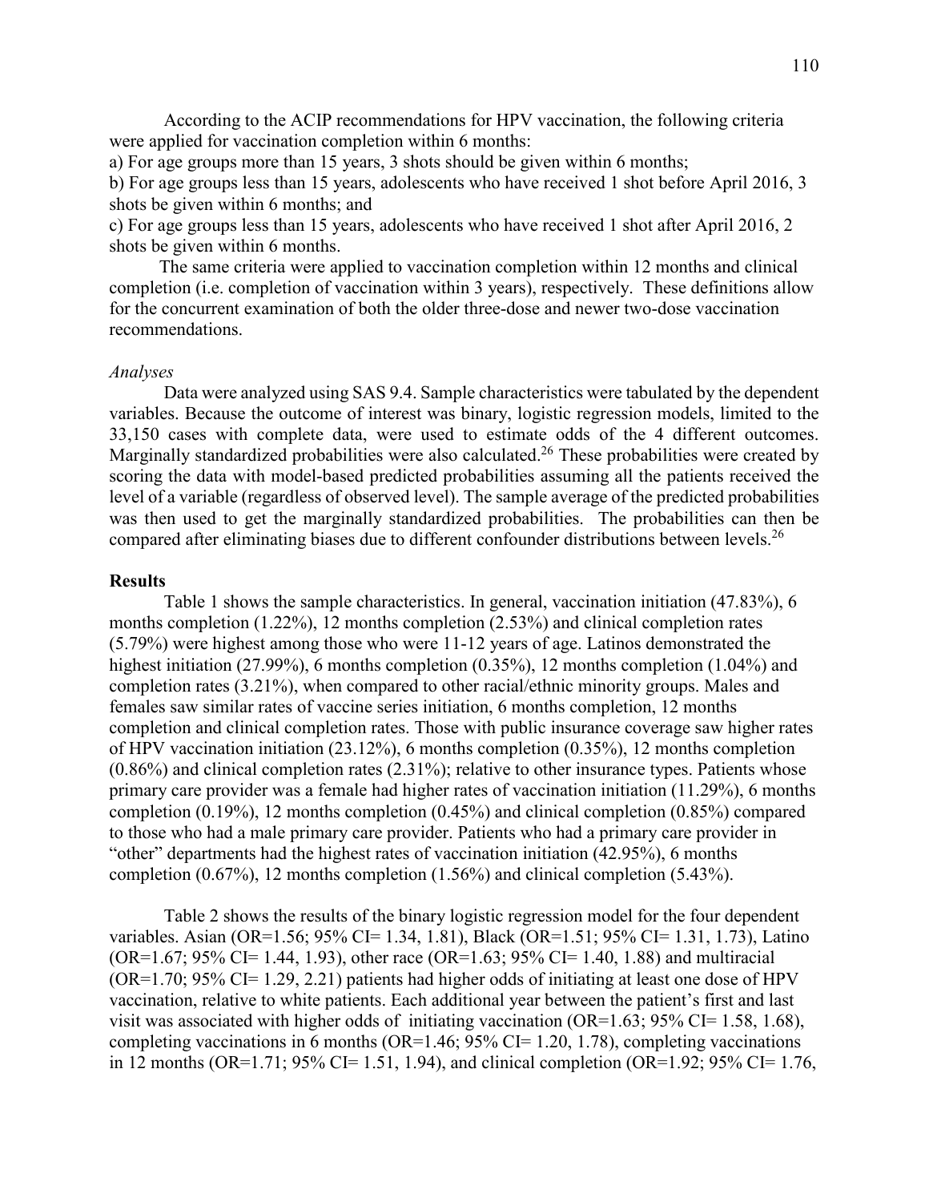According to the ACIP recommendations for HPV vaccination, the following criteria were applied for vaccination completion within 6 months:

a) For age groups more than 15 years, 3 shots should be given within 6 months;

b) For age groups less than 15 years, adolescents who have received 1 shot before April 2016, 3 shots be given within 6 months; and

c) For age groups less than 15 years, adolescents who have received 1 shot after April 2016, 2 shots be given within 6 months.

The same criteria were applied to vaccination completion within 12 months and clinical completion (i.e. completion of vaccination within 3 years), respectively. These definitions allow for the concurrent examination of both the older three-dose and newer two-dose vaccination recommendations.

*Analyses*

Data were analyzed using SAS 9.4. Sample characteristics were tabulated by the dependent variables. Because the outcome of interest was binary, logistic regression models, limited to the 33,150 cases with complete data, were used to estimate odds of the 4 different outcomes. Marginally standardized probabilities were also calculated.[26] These probabilities were created by scoring the data with model-based predicted probabilities assuming all the patients received the level of a variable (regardless of observed level). The sample average of the predicted probabilities was then used to get the marginally standardized probabilities. The probabilities can then be compared after eliminating biases due to different confounder distributions between levels.[26]

**Results**

Table 1 shows the sample characteristics. In general, vaccination initiation (47.83%), 6 months completion (1.22%), 12 months completion (2.53%) and clinical completion rates (5.79%) were highest among those who were 11-12 years of age. Latinos demonstrated the highest initiation (27.99%), 6 months completion (0.35%), 12 months completion (1.04%) and completion rates (3.21%), when compared to other racial/ethnic minority groups. Males and females saw similar rates of vaccine series initiation, 6 months completion, 12 months completion and clinical completion rates. Those with public insurance coverage saw higher rates of HPV vaccination initiation (23.12%), 6 months completion (0.35%), 12 months completion (0.86%) and clinical completion rates (2.31%); relative to other insurance types. Patients whose primary care provider was a female had higher rates of vaccination initiation (11.29%), 6 months completion (0.19%), 12 months completion (0.45%) and clinical completion (0.85%) compared to those who had a male primary care provider. Patients who had a primary care provider in "other" departments had the highest rates of vaccination initiation (42.95%), 6 months completion (0.67%), 12 months completion (1.56%) and clinical completion (5.43%).

Table 2 shows the results of the binary logistic regression model for the four dependent variables. Asian (OR=1.56; 95% CI= 1.34, 1.81), Black (OR=1.51; 95% CI= 1.31, 1.73), Latino (OR=1.67; 95% CI= 1.44, 1.93), other race (OR=1.63; 95% CI= 1.40, 1.88) and multiracial (OR=1.70; 95% CI= 1.29, 2.21) patients had higher odds of initiating at least one dose of HPV vaccination, relative to white patients. Each additional year between the patient's first and last visit was associated with higher odds of initiating vaccination (OR=1.63; 95% CI= 1.58, 1.68), completing vaccinations in 6 months (OR=1.46; 95% CI= 1.20, 1.78), completing vaccinations in 12 months (OR=1.71; 95% CI= 1.51, 1.94), and clinical completion (OR=1.92; 95% CI= 1.76,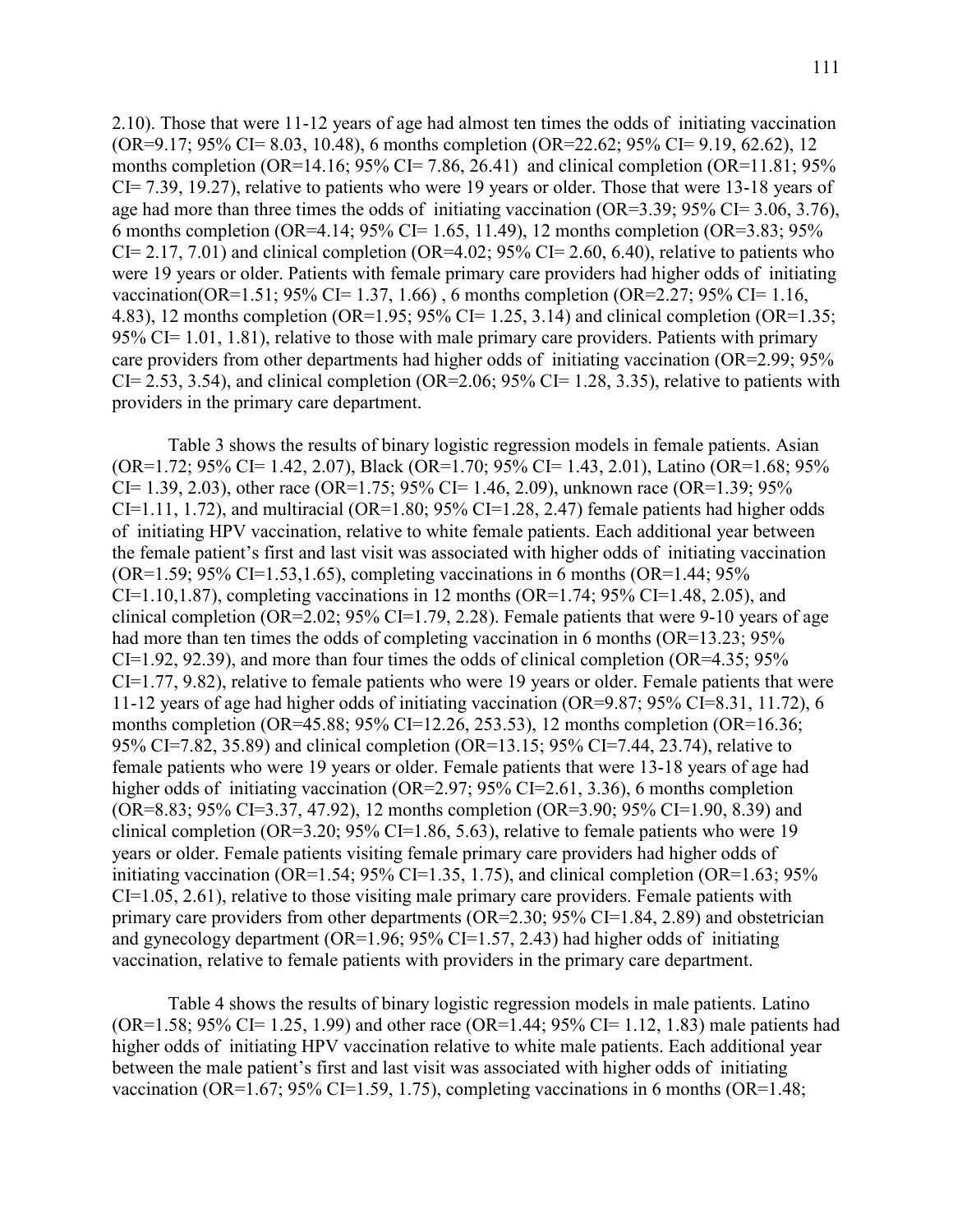2.10). Those that were 11-12 years of age had almost ten times the odds of initiating vaccination (OR=9.17; 95% CI= 8.03, 10.48), 6 months completion (OR=22.62; 95% CI= 9.19, 62.62), 12 months completion (OR=14.16; 95% CI= 7.86, 26.41) and clinical completion (OR=11.81; 95% CI= 7.39, 19.27), relative to patients who were 19 years or older. Those that were 13-18 years of age had more than three times the odds of initiating vaccination (OR=3.39; 95% CI= 3.06, 3.76), 6 months completion (OR=4.14; 95% CI= 1.65, 11.49), 12 months completion (OR=3.83; 95% CI= 2.17, 7.01) and clinical completion (OR=4.02; 95% CI= 2.60, 6.40), relative to patients who were 19 years or older. Patients with female primary care providers had higher odds of initiating vaccination(OR=1.51; 95% CI= 1.37, 1.66) , 6 months completion (OR=2.27; 95% CI= 1.16, 4.83), 12 months completion (OR=1.95; 95% CI= 1.25, 3.14) and clinical completion (OR=1.35; 95% CI= 1.01, 1.81), relative to those with male primary care providers. Patients with primary care providers from other departments had higher odds of initiating vaccination (OR=2.99; 95% CI= 2.53, 3.54), and clinical completion (OR=2.06; 95% CI= 1.28, 3.35), relative to patients with providers in the primary care department.

Table 3 shows the results of binary logistic regression models in female patients. Asian (OR=1.72; 95% CI= 1.42, 2.07), Black (OR=1.70; 95% CI= 1.43, 2.01), Latino (OR=1.68; 95% CI= 1.39, 2.03), other race (OR=1.75; 95% CI= 1.46, 2.09), unknown race (OR=1.39; 95% CI=1.11, 1.72), and multiracial (OR=1.80; 95% CI=1.28, 2.47) female patients had higher odds of initiating HPV vaccination, relative to white female patients. Each additional year between the female patient's first and last visit was associated with higher odds of initiating vaccination (OR=1.59; 95% CI=1.53,1.65), completing vaccinations in 6 months (OR=1.44; 95% CI=1.10,1.87), completing vaccinations in 12 months (OR=1.74; 95% CI=1.48, 2.05), and clinical completion (OR=2.02; 95% CI=1.79, 2.28). Female patients that were 9-10 years of age had more than ten times the odds of completing vaccination in 6 months (OR=13.23; 95% CI=1.92, 92.39), and more than four times the odds of clinical completion (OR=4.35; 95% CI=1.77, 9.82), relative to female patients who were 19 years or older. Female patients that were 11-12 years of age had higher odds of initiating vaccination (OR=9.87; 95% CI=8.31, 11.72), 6 months completion (OR=45.88; 95% CI=12.26, 253.53), 12 months completion (OR=16.36; 95% CI=7.82, 35.89) and clinical completion (OR=13.15; 95% CI=7.44, 23.74), relative to female patients who were 19 years or older. Female patients that were 13-18 years of age had higher odds of initiating vaccination (OR=2.97; 95% CI=2.61, 3.36), 6 months completion (OR=8.83; 95% CI=3.37, 47.92), 12 months completion (OR=3.90; 95% CI=1.90, 8.39) and clinical completion (OR=3.20; 95% CI=1.86, 5.63), relative to female patients who were 19 years or older. Female patients visiting female primary care providers had higher odds of initiating vaccination (OR=1.54; 95% CI=1.35, 1.75), and clinical completion (OR=1.63; 95% CI=1.05, 2.61), relative to those visiting male primary care providers. Female patients with primary care providers from other departments (OR=2.30; 95% CI=1.84, 2.89) and obstetrician and gynecology department (OR=1.96; 95% CI=1.57, 2.43) had higher odds of initiating vaccination, relative to female patients with providers in the primary care department.

Table 4 shows the results of binary logistic regression models in male patients. Latino (OR=1.58; 95% CI= 1.25, 1.99) and other race (OR=1.44; 95% CI= 1.12, 1.83) male patients had higher odds of initiating HPV vaccination relative to white male patients. Each additional year between the male patient's first and last visit was associated with higher odds of initiating vaccination (OR=1.67; 95% CI=1.59, 1.75), completing vaccinations in 6 months (OR=1.48;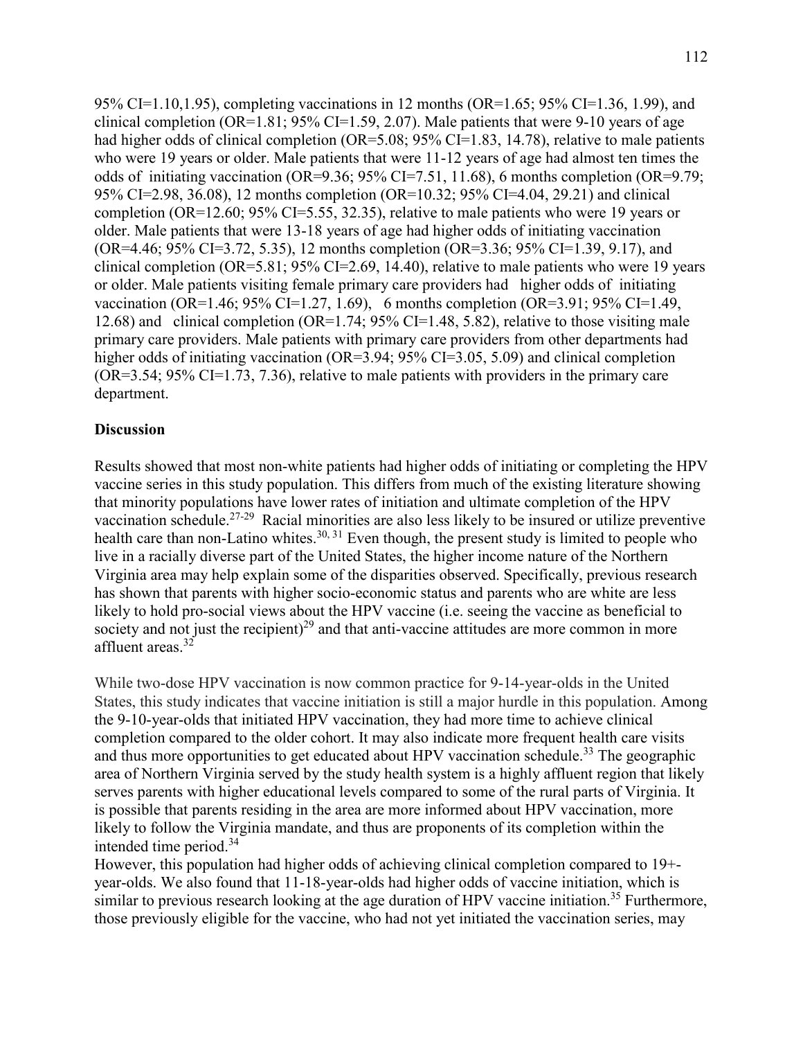95% CI=1.10,1.95), completing vaccinations in 12 months (OR=1.65; 95% CI=1.36, 1.99), and clinical completion (OR=1.81; 95% CI=1.59, 2.07). Male patients that were 9-10 years of age had higher odds of clinical completion (OR=5.08; 95% CI=1.83, 14.78), relative to male patients who were 19 years or older. Male patients that were 11-12 years of age had almost ten times the odds of initiating vaccination (OR=9.36; 95% CI=7.51, 11.68), 6 months completion (OR=9.79; 95% CI=2.98, 36.08), 12 months completion (OR=10.32; 95% CI=4.04, 29.21) and clinical completion (OR=12.60; 95% CI=5.55, 32.35), relative to male patients who were 19 years or older. Male patients that were 13-18 years of age had higher odds of initiating vaccination (OR=4.46; 95% CI=3.72, 5.35), 12 months completion (OR=3.36; 95% CI=1.39, 9.17), and clinical completion (OR=5.81; 95% CI=2.69, 14.40), relative to male patients who were 19 years or older. Male patients visiting female primary care providers had higher odds of initiating vaccination (OR=1.46; 95% CI=1.27, 1.69), 6 months completion (OR=3.91; 95% CI=1.49, 12.68) and clinical completion (OR=1.74; 95% CI=1.48, 5.82), relative to those visiting male primary care providers. Male patients with primary care providers from other departments had higher odds of initiating vaccination (OR=3.94; 95% CI=3.05, 5.09) and clinical completion (OR=3.54; 95% CI=1.73, 7.36), relative to male patients with providers in the primary care department.

**Discussion**

Results showed that most non-white patients had higher odds of initiating or completing the HPV vaccine series in this study population. This differs from much of the existing literature showing that minority populations have lower rates of initiation and ultimate completion of the HPV vaccination schedule.[27-29] Racial minorities are also less likely to be insured or utilize preventive health care than non-Latino whites.[30, 31] Even though, the present study is limited to people who live in a racially diverse part of the United States, the higher income nature of the Northern Virginia area may help explain some of the disparities observed. Specifically, previous research has shown that parents with higher socio-economic status and parents who are white are less likely to hold pro-social views about the HPV vaccine (i.e. seeing the vaccine as beneficial to society and not just the recipient)[29] and that anti-vaccine attitudes are more common in more affluent areas.[32]

While two-dose HPV vaccination is now common practice for 9-14-year-olds in the United States, this study indicates that vaccine initiation is still a major hurdle in this population. Among the 9-10-year-olds that initiated HPV vaccination, they had more time to achieve clinical completion compared to the older cohort. It may also indicate more frequent health care visits and thus more opportunities to get educated about HPV vaccination schedule.[33] The geographic area of Northern Virginia served by the study health system is a highly affluent region that likely serves parents with higher educational levels compared to some of the rural parts of Virginia. It is possible that parents residing in the area are more informed about HPV vaccination, more likely to follow the Virginia mandate, and thus are proponents of its completion within the intended time period.[34]

However, this population had higher odds of achieving clinical completion compared to 19+-year-olds. We also found that 11-18-year-olds had higher odds of vaccine initiation, which is similar to previous research looking at the age duration of HPV vaccine initiation.[35] Furthermore, those previously eligible for the vaccine, who had not yet initiated the vaccination series, may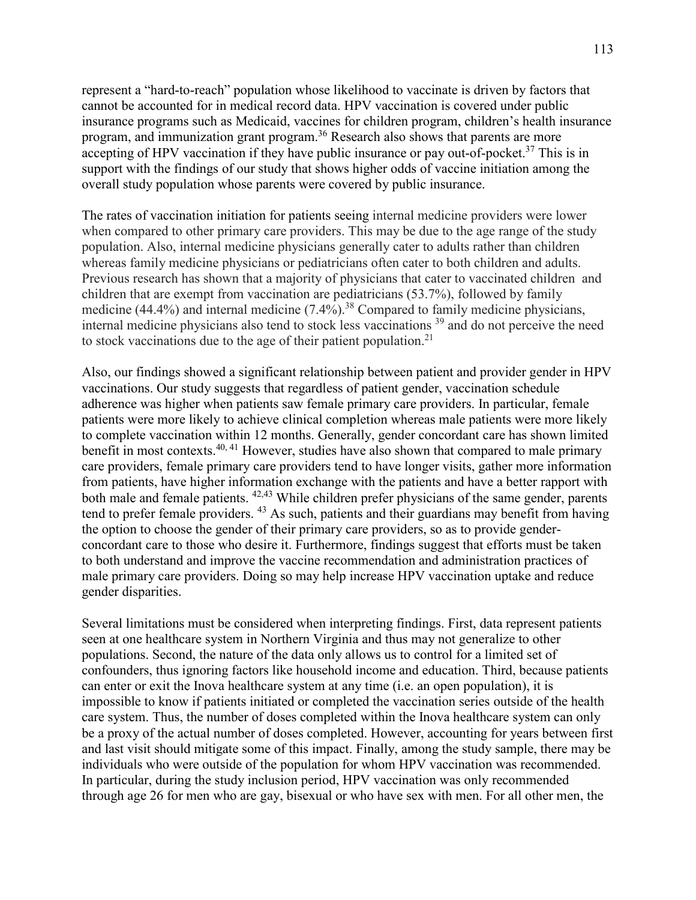represent a "hard-to-reach" population whose likelihood to vaccinate is driven by factors that cannot be accounted for in medical record data. HPV vaccination is covered under public insurance programs such as Medicaid, vaccines for children program, children's health insurance program, and immunization grant program.[36] Research also shows that parents are more accepting of HPV vaccination if they have public insurance or pay out-of-pocket.[37] This is in support with the findings of our study that shows higher odds of vaccine initiation among the overall study population whose parents were covered by public insurance.

The rates of vaccination initiation for patients seeing internal medicine providers were lower when compared to other primary care providers. This may be due to the age range of the study population. Also, internal medicine physicians generally cater to adults rather than children whereas family medicine physicians or pediatricians often cater to both children and adults. Previous research has shown that a majority of physicians that cater to vaccinated children and children that are exempt from vaccination are pediatricians (53.7%), followed by family medicine (44.4%) and internal medicine (7.4%).[38] Compared to family medicine physicians, internal medicine physicians also tend to stock less vaccinations [39] and do not perceive the need to stock vaccinations due to the age of their patient population.[21]

Also, our findings showed a significant relationship between patient and provider gender in HPV vaccinations. Our study suggests that regardless of patient gender, vaccination schedule adherence was higher when patients saw female primary care providers. In particular, female patients were more likely to achieve clinical completion whereas male patients were more likely to complete vaccination within 12 months. Generally, gender concordant care has shown limited benefit in most contexts.[40, 41] However, studies have also shown that compared to male primary care providers, female primary care providers tend to have longer visits, gather more information from patients, have higher information exchange with the patients and have a better rapport with both male and female patients. [42,43] While children prefer physicians of the same gender, parents tend to prefer female providers. [43] As such, patients and their guardians may benefit from having the option to choose the gender of their primary care providers, so as to provide gender-concordant care to those who desire it. Furthermore, findings suggest that efforts must be taken to both understand and improve the vaccine recommendation and administration practices of male primary care providers. Doing so may help increase HPV vaccination uptake and reduce gender disparities.

Several limitations must be considered when interpreting findings. First, data represent patients seen at one healthcare system in Northern Virginia and thus may not generalize to other populations. Second, the nature of the data only allows us to control for a limited set of confounders, thus ignoring factors like household income and education. Third, because patients can enter or exit the Inova healthcare system at any time (i.e. an open population), it is impossible to know if patients initiated or completed the vaccination series outside of the health care system. Thus, the number of doses completed within the Inova healthcare system can only be a proxy of the actual number of doses completed. However, accounting for years between first and last visit should mitigate some of this impact. Finally, among the study sample, there may be individuals who were outside of the population for whom HPV vaccination was recommended. In particular, during the study inclusion period, HPV vaccination was only recommended through age 26 for men who are gay, bisexual or who have sex with men. For all other men, the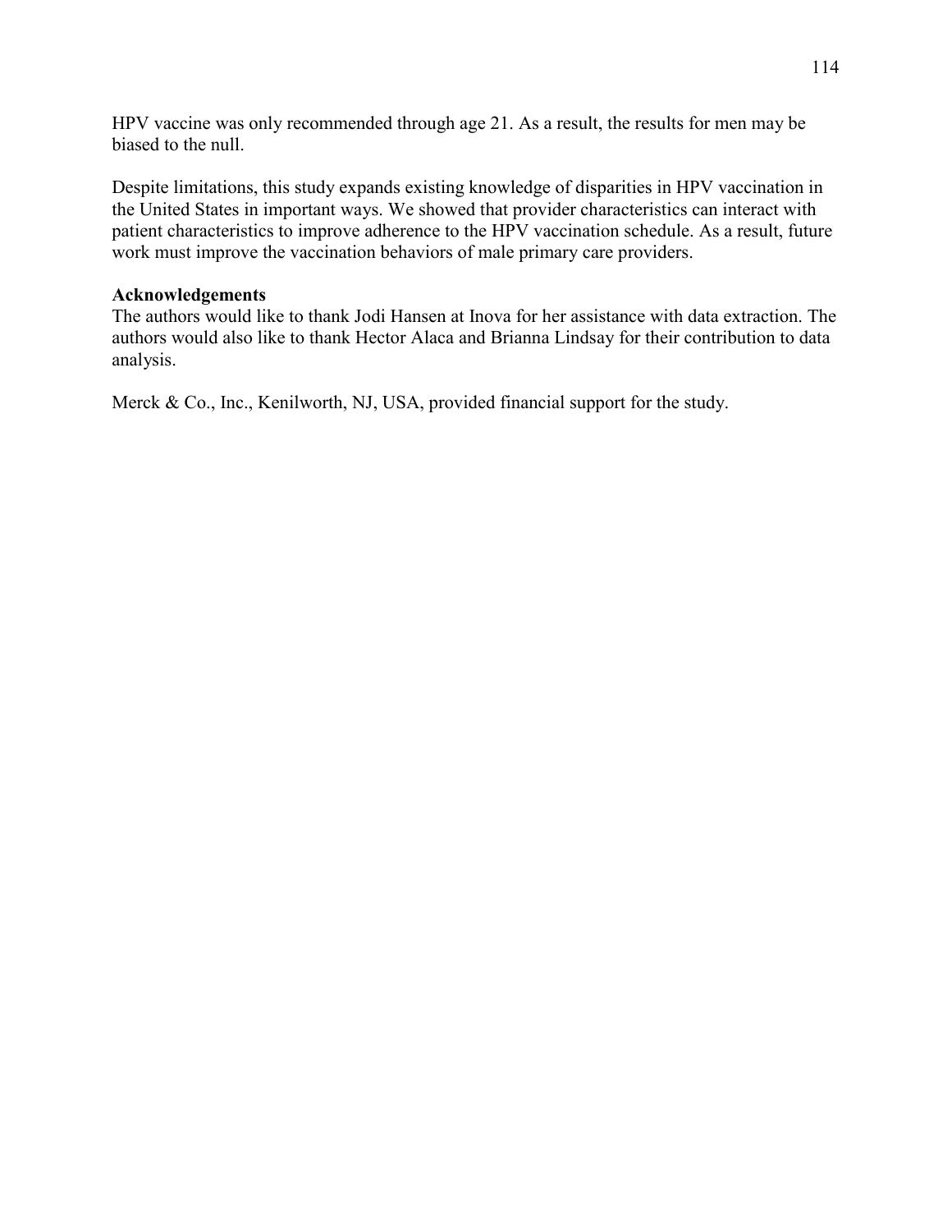HPV vaccine was only recommended through age 21. As a result, the results for men may be biased to the null.

Despite limitations, this study expands existing knowledge of disparities in HPV vaccination in the United States in important ways. We showed that provider characteristics can interact with patient characteristics to improve adherence to the HPV vaccination schedule. As a result, future work must improve the vaccination behaviors of male primary care providers.

**Acknowledgements**

The authors would like to thank Jodi Hansen at Inova for her assistance with data extraction. The authors would also like to thank Hector Alaca and Brianna Lindsay for their contribution to data analysis.

Merck & Co., Inc., Kenilworth, NJ, USA, provided financial support for the study.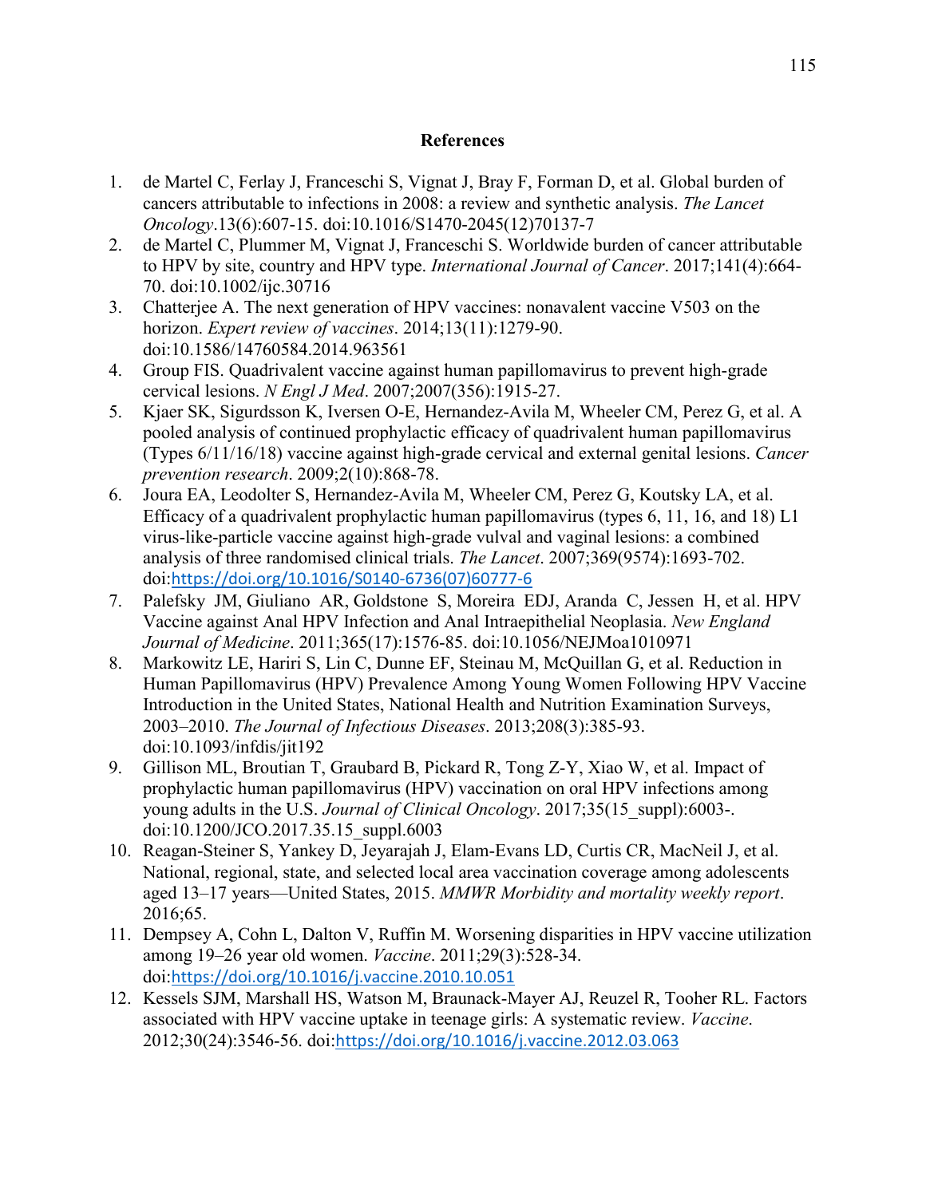## References

1. de Martel C, Ferlay J, Franceschi S, Vignat J, Bray F, Forman D, et al. Global burden of cancers attributable to infections in 2008: a review and synthetic analysis. *The Lancet Oncology*.13(6):607-15. doi:10.1016/S1470-2045(12)70137-7
2. de Martel C, Plummer M, Vignat J, Franceschi S. Worldwide burden of cancer attributable to HPV by site, country and HPV type. *International Journal of Cancer*. 2017;141(4):664-70. doi:10.1002/ijc.30716
3. Chatterjee A. The next generation of HPV vaccines: nonavalent vaccine V503 on the horizon. *Expert review of vaccines*. 2014;13(11):1279-90. doi:10.1586/14760584.2014.963561
4. Group FIS. Quadrivalent vaccine against human papillomavirus to prevent high-grade cervical lesions. *N Engl J Med*. 2007;2007(356):1915-27.
5. Kjaer SK, Sigurdsson K, Iversen O-E, Hernandez-Avila M, Wheeler CM, Perez G, et al. A pooled analysis of continued prophylactic efficacy of quadrivalent human papillomavirus (Types 6/11/16/18) vaccine against high-grade cervical and external genital lesions. *Cancer prevention research*. 2009;2(10):868-78.
6. Joura EA, Leodolter S, Hernandez-Avila M, Wheeler CM, Perez G, Koutsky LA, et al. Efficacy of a quadrivalent prophylactic human papillomavirus (types 6, 11, 16, and 18) L1 virus-like-particle vaccine against high-grade vulval and vaginal lesions: a combined analysis of three randomised clinical trials. *The Lancet*. 2007;369(9574):1693-702. doi:https://doi.org/10.1016/S0140-6736(07)60777-6
7. Palefsky JM, Giuliano AR, Goldstone S, Moreira EDJ, Aranda C, Jessen H, et al. HPV Vaccine against Anal HPV Infection and Anal Intraepithelial Neoplasia. *New England Journal of Medicine*. 2011;365(17):1576-85. doi:10.1056/NEJMoa1010971
8. Markowitz LE, Hariri S, Lin C, Dunne EF, Steinau M, McQuillan G, et al. Reduction in Human Papillomavirus (HPV) Prevalence Among Young Women Following HPV Vaccine Introduction in the United States, National Health and Nutrition Examination Surveys, 2003–2010. *The Journal of Infectious Diseases*. 2013;208(3):385-93. doi:10.1093/infdis/jit192
9. Gillison ML, Broutian T, Graubard B, Pickard R, Tong Z-Y, Xiao W, et al. Impact of prophylactic human papillomavirus (HPV) vaccination on oral HPV infections among young adults in the U.S. *Journal of Clinical Oncology*. 2017;35(15_suppl):6003-. doi:10.1200/JCO.2017.35.15_suppl.6003
10. Reagan-Steiner S, Yankey D, Jeyarajah J, Elam-Evans LD, Curtis CR, MacNeil J, et al. National, regional, state, and selected local area vaccination coverage among adolescents aged 13–17 years—United States, 2015. *MMWR Morbidity and mortality weekly report*. 2016;65.
11. Dempsey A, Cohn L, Dalton V, Ruffin M. Worsening disparities in HPV vaccine utilization among 19–26 year old women. *Vaccine*. 2011;29(3):528-34. doi:https://doi.org/10.1016/j.vaccine.2010.10.051
12. Kessels SJM, Marshall HS, Watson M, Braunack-Mayer AJ, Reuzel R, Tooher RL. Factors associated with HPV vaccine uptake in teenage girls: A systematic review. *Vaccine*. 2012;30(24):3546-56. doi:https://doi.org/10.1016/j.vaccine.2012.03.063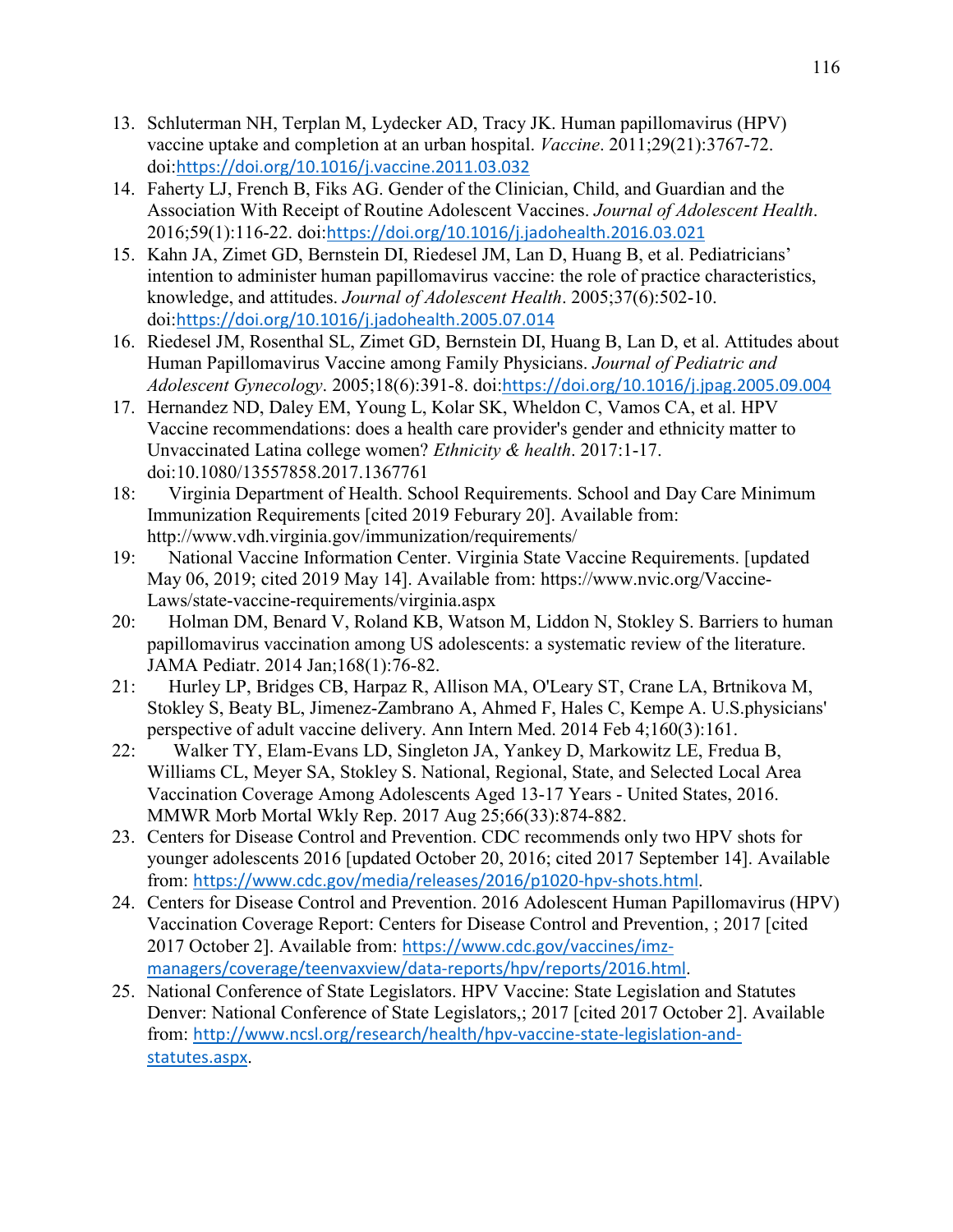13. Schluterman NH, Terplan M, Lydecker AD, Tracy JK. Human papillomavirus (HPV) vaccine uptake and completion at an urban hospital. *Vaccine*. 2011;29(21):3767-72. doi:https://doi.org/10.1016/j.vaccine.2011.03.032
14. Faherty LJ, French B, Fiks AG. Gender of the Clinician, Child, and Guardian and the Association With Receipt of Routine Adolescent Vaccines. *Journal of Adolescent Health*. 2016;59(1):116-22. doi:https://doi.org/10.1016/j.jadohealth.2016.03.021
15. Kahn JA, Zimet GD, Bernstein DI, Riedesel JM, Lan D, Huang B, et al. Pediatricians' intention to administer human papillomavirus vaccine: the role of practice characteristics, knowledge, and attitudes. *Journal of Adolescent Health*. 2005;37(6):502-10. doi:https://doi.org/10.1016/j.jadohealth.2005.07.014
16. Riedesel JM, Rosenthal SL, Zimet GD, Bernstein DI, Huang B, Lan D, et al. Attitudes about Human Papillomavirus Vaccine among Family Physicians. *Journal of Pediatric and Adolescent Gynecology*. 2005;18(6):391-8. doi:https://doi.org/10.1016/j.jpag.2005.09.004
17. Hernandez ND, Daley EM, Young L, Kolar SK, Wheldon C, Vamos CA, et al. HPV Vaccine recommendations: does a health care provider's gender and ethnicity matter to Unvaccinated Latina college women? *Ethnicity & health*. 2017:1-17. doi:10.1080/13557858.2017.1367761

18: Virginia Department of Health. School Requirements. School and Day Care Minimum Immunization Requirements [cited 2019 Feburary 20]. Available from: http://www.vdh.virginia.gov/immunization/requirements/

19: National Vaccine Information Center. Virginia State Vaccine Requirements. [updated May 06, 2019; cited 2019 May 14]. Available from: https://www.nvic.org/Vaccine-Laws/state-vaccine-requirements/virginia.aspx

20: Holman DM, Benard V, Roland KB, Watson M, Liddon N, Stokley S. Barriers to human papillomavirus vaccination among US adolescents: a systematic review of the literature. JAMA Pediatr. 2014 Jan;168(1):76-82.

21: Hurley LP, Bridges CB, Harpaz R, Allison MA, O'Leary ST, Crane LA, Brtnikova M, Stokley S, Beaty BL, Jimenez-Zambrano A, Ahmed F, Hales C, Kempe A. U.S.physicians' perspective of adult vaccine delivery. Ann Intern Med. 2014 Feb 4;160(3):161.

22: Walker TY, Elam-Evans LD, Singleton JA, Yankey D, Markowitz LE, Fredua B, Williams CL, Meyer SA, Stokley S. National, Regional, State, and Selected Local Area Vaccination Coverage Among Adolescents Aged 13-17 Years - United States, 2016. MMWR Morb Mortal Wkly Rep. 2017 Aug 25;66(33):874-882.

23. Centers for Disease Control and Prevention. CDC recommends only two HPV shots for younger adolescents 2016 [updated October 20, 2016; cited 2017 September 14]. Available from: https://www.cdc.gov/media/releases/2016/p1020-hpv-shots.html.
24. Centers for Disease Control and Prevention. 2016 Adolescent Human Papillomavirus (HPV) Vaccination Coverage Report: Centers for Disease Control and Prevention, ; 2017 [cited 2017 October 2]. Available from: https://www.cdc.gov/vaccines/imz-managers/coverage/teenvaxview/data-reports/hpv/reports/2016.html.
25. National Conference of State Legislators. HPV Vaccine: State Legislation and Statutes Denver: National Conference of State Legislators,; 2017 [cited 2017 October 2]. Available from: http://www.ncsl.org/research/health/hpv-vaccine-state-legislation-and-statutes.aspx.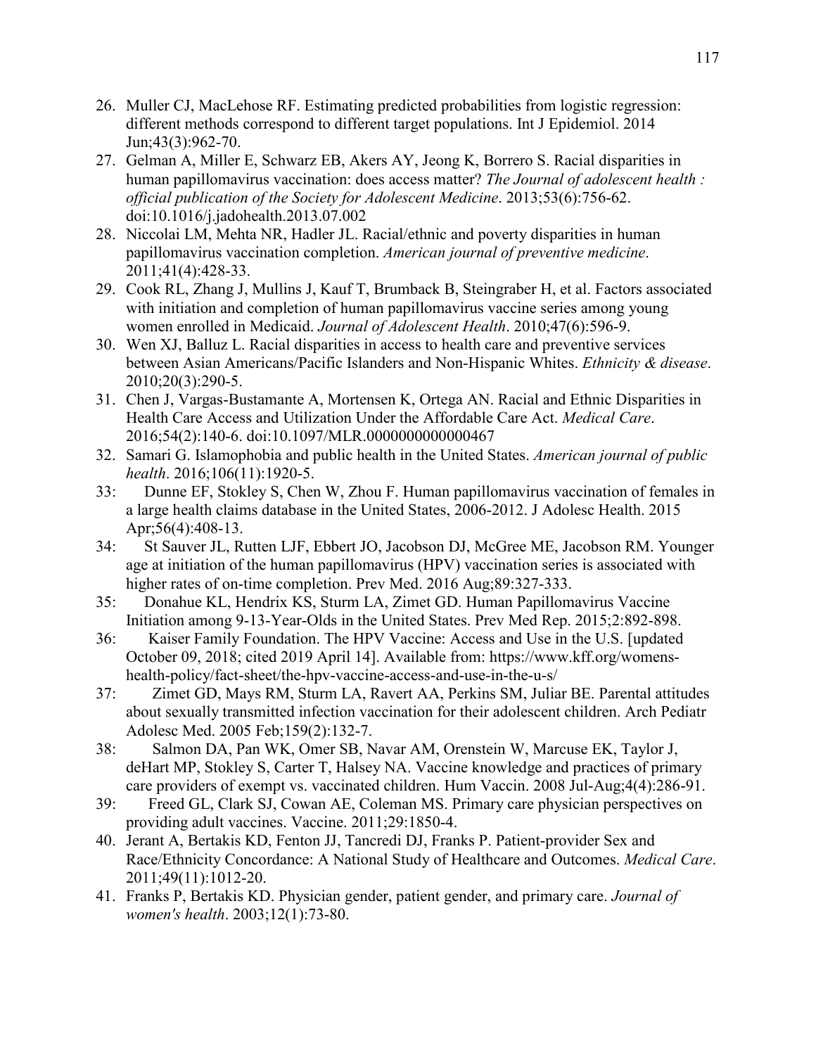26. Muller CJ, MacLehose RF. Estimating predicted probabilities from logistic regression: different methods correspond to different target populations. Int J Epidemiol. 2014 Jun;43(3):962-70.
27. Gelman A, Miller E, Schwarz EB, Akers AY, Jeong K, Borrero S. Racial disparities in human papillomavirus vaccination: does access matter? *The Journal of adolescent health : official publication of the Society for Adolescent Medicine*. 2013;53(6):756-62. doi:10.1016/j.jadohealth.2013.07.002
28. Niccolai LM, Mehta NR, Hadler JL. Racial/ethnic and poverty disparities in human papillomavirus vaccination completion. *American journal of preventive medicine*. 2011;41(4):428-33.
29. Cook RL, Zhang J, Mullins J, Kauf T, Brumback B, Steingraber H, et al. Factors associated with initiation and completion of human papillomavirus vaccine series among young women enrolled in Medicaid. *Journal of Adolescent Health*. 2010;47(6):596-9.
30. Wen XJ, Balluz L. Racial disparities in access to health care and preventive services between Asian Americans/Pacific Islanders and Non-Hispanic Whites. *Ethnicity & disease*. 2010;20(3):290-5.
31. Chen J, Vargas-Bustamante A, Mortensen K, Ortega AN. Racial and Ethnic Disparities in Health Care Access and Utilization Under the Affordable Care Act. *Medical Care*. 2016;54(2):140-6. doi:10.1097/MLR.0000000000000467
32. Samari G. Islamophobia and public health in the United States. *American journal of public health*. 2016;106(11):1920-5.

33: Dunne EF, Stokley S, Chen W, Zhou F. Human papillomavirus vaccination of females in a large health claims database in the United States, 2006-2012. J Adolesc Health. 2015 Apr;56(4):408-13.

34: St Sauver JL, Rutten LJF, Ebbert JO, Jacobson DJ, McGree ME, Jacobson RM. Younger age at initiation of the human papillomavirus (HPV) vaccination series is associated with higher rates of on-time completion. Prev Med. 2016 Aug;89:327-333.

35: Donahue KL, Hendrix KS, Sturm LA, Zimet GD. Human Papillomavirus Vaccine Initiation among 9-13-Year-Olds in the United States. Prev Med Rep. 2015;2:892-898.

36: Kaiser Family Foundation. The HPV Vaccine: Access and Use in the U.S. [updated October 09, 2018; cited 2019 April 14]. Available from: https://www.kff.org/womens-health-policy/fact-sheet/the-hpv-vaccine-access-and-use-in-the-u-s/

37: Zimet GD, Mays RM, Sturm LA, Ravert AA, Perkins SM, Juliar BE. Parental attitudes about sexually transmitted infection vaccination for their adolescent children. Arch Pediatr Adolesc Med. 2005 Feb;159(2):132-7.

38: Salmon DA, Pan WK, Omer SB, Navar AM, Orenstein W, Marcuse EK, Taylor J, deHart MP, Stokley S, Carter T, Halsey NA. Vaccine knowledge and practices of primary care providers of exempt vs. vaccinated children. Hum Vaccin. 2008 Jul-Aug;4(4):286-91.

39: Freed GL, Clark SJ, Cowan AE, Coleman MS. Primary care physician perspectives on providing adult vaccines. Vaccine. 2011;29:1850-4.

40. Jerant A, Bertakis KD, Fenton JJ, Tancredi DJ, Franks P. Patient-provider Sex and Race/Ethnicity Concordance: A National Study of Healthcare and Outcomes. *Medical Care*. 2011;49(11):1012-20.
41. Franks P, Bertakis KD. Physician gender, patient gender, and primary care. *Journal of women's health*. 2003;12(1):73-80.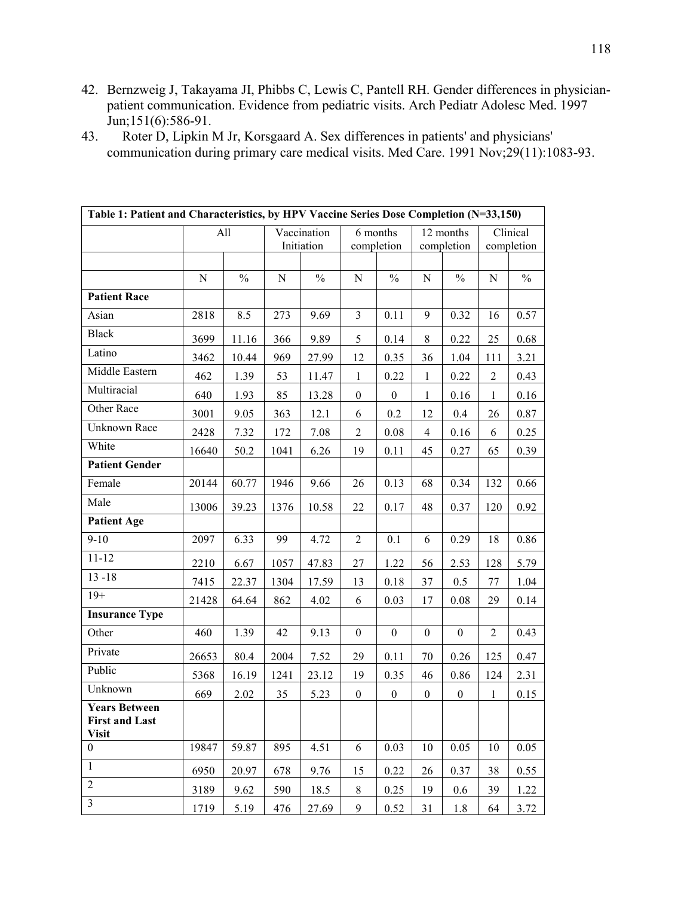42. Bernzweig J, Takayama JI, Phibbs C, Lewis C, Pantell RH. Gender differences in physician-patient communication. Evidence from pediatric visits. Arch Pediatr Adolesc Med. 1997 Jun;151(6):586-91.
43. Roter D, Lipkin M Jr, Korsgaard A. Sex differences in patients' and physicians' communication during primary care medical visits. Med Care. 1991 Nov;29(11):1083-93.

| Table 1: Patient and Characteristics, by HPV Vaccine Series Dose Completion (N=33,150) | | | | | | | | | | |
|---|---|---|---|---|---|---|---|---|---|---|
| | All | | Vaccination Initiation | | 6 months completion | | 12 months completion | | Clinical completion | |
| | | | | | | | | | | |
| | N | % | N | % | N | % | N | % | N | % |
| **Patient Race** | | | | | | | | | | |
| Asian | 2818 | 8.5 | 273 | 9.69 | 3 | 0.11 | 9 | 0.32 | 16 | 0.57 |
| Black | 3699 | 11.16 | 366 | 9.89 | 5 | 0.14 | 8 | 0.22 | 25 | 0.68 |
| Latino | 3462 | 10.44 | 969 | 27.99 | 12 | 0.35 | 36 | 1.04 | 111 | 3.21 |
| Middle Eastern | 462 | 1.39 | 53 | 11.47 | 1 | 0.22 | 1 | 0.22 | 2 | 0.43 |
| Multiracial | 640 | 1.93 | 85 | 13.28 | 0 | 0 | 1 | 0.16 | 1 | 0.16 |
| Other Race | 3001 | 9.05 | 363 | 12.1 | 6 | 0.2 | 12 | 0.4 | 26 | 0.87 |
| Unknown Race | 2428 | 7.32 | 172 | 7.08 | 2 | 0.08 | 4 | 0.16 | 6 | 0.25 |
| White | 16640 | 50.2 | 1041 | 6.26 | 19 | 0.11 | 45 | 0.27 | 65 | 0.39 |
| **Patient Gender** | | | | | | | | | | |
| Female | 20144 | 60.77 | 1946 | 9.66 | 26 | 0.13 | 68 | 0.34 | 132 | 0.66 |
| Male | 13006 | 39.23 | 1376 | 10.58 | 22 | 0.17 | 48 | 0.37 | 120 | 0.92 |
| **Patient Age** | | | | | | | | | | |
| 9-10 | 2097 | 6.33 | 99 | 4.72 | 2 | 0.1 | 6 | 0.29 | 18 | 0.86 |
| 11-12 | 2210 | 6.67 | 1057 | 47.83 | 27 | 1.22 | 56 | 2.53 | 128 | 5.79 |
| 13 -18 | 7415 | 22.37 | 1304 | 17.59 | 13 | 0.18 | 37 | 0.5 | 77 | 1.04 |
| 19+ | 21428 | 64.64 | 862 | 4.02 | 6 | 0.03 | 17 | 0.08 | 29 | 0.14 |
| **Insurance Type** | | | | | | | | | | |
| Other | 460 | 1.39 | 42 | 9.13 | 0 | 0 | 0 | 0 | 2 | 0.43 |
| Private | 26653 | 80.4 | 2004 | 7.52 | 29 | 0.11 | 70 | 0.26 | 125 | 0.47 |
| Public | 5368 | 16.19 | 1241 | 23.12 | 19 | 0.35 | 46 | 0.86 | 124 | 2.31 |
| Unknown | 669 | 2.02 | 35 | 5.23 | 0 | 0 | 0 | 0 | 1 | 0.15 |
| **Years Between First and Last Visit** | | | | | | | | | | |
| 0 | 19847 | 59.87 | 895 | 4.51 | 6 | 0.03 | 10 | 0.05 | 10 | 0.05 |
| 1 | 6950 | 20.97 | 678 | 9.76 | 15 | 0.22 | 26 | 0.37 | 38 | 0.55 |
| 2 | 3189 | 9.62 | 590 | 18.5 | 8 | 0.25 | 19 | 0.6 | 39 | 1.22 |
| 3 | 1719 | 5.19 | 476 | 27.69 | 9 | 0.52 | 31 | 1.8 | 64 | 3.72 |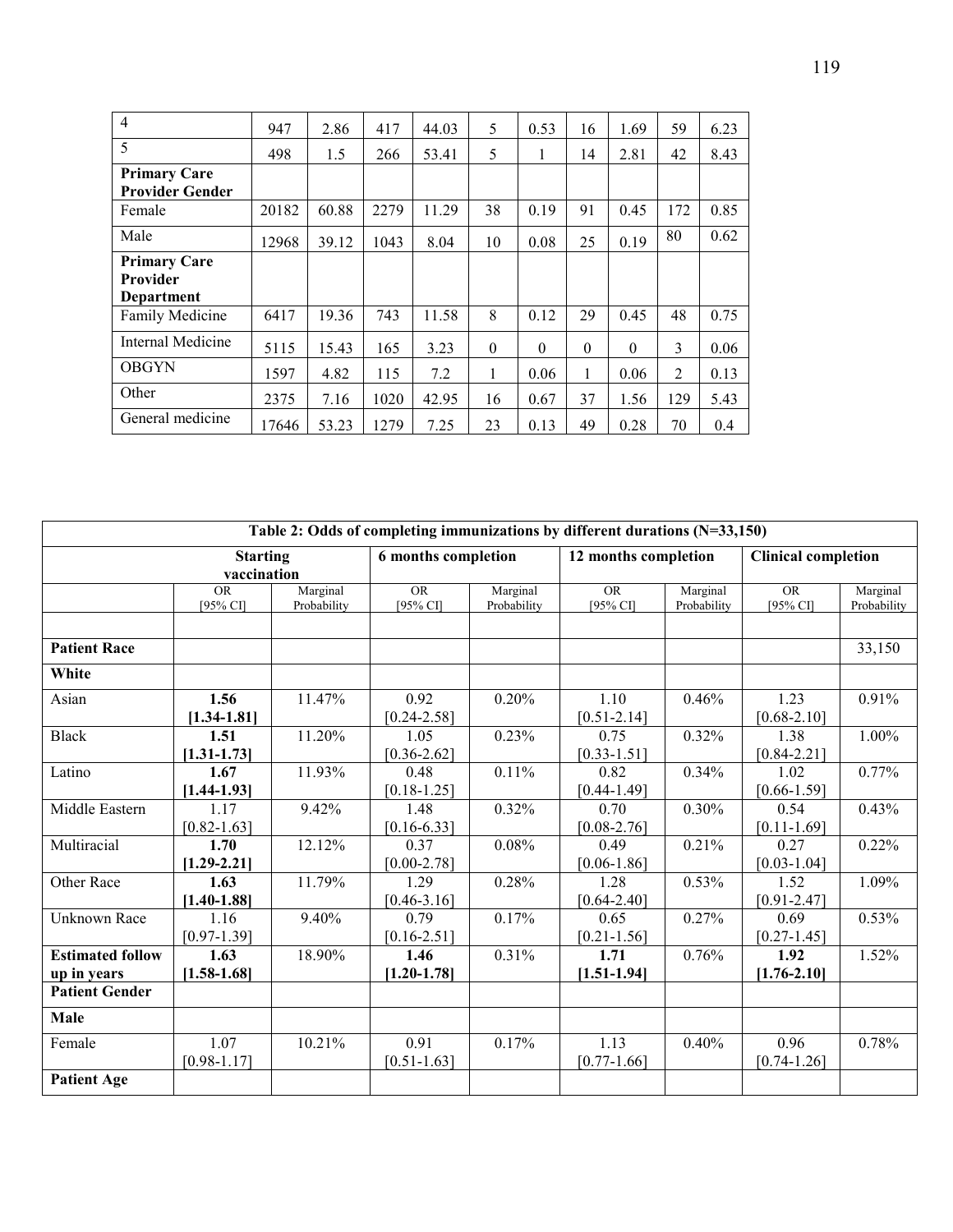| 4 | 947 | 2.86 | 417 | 44.03 | 5 | 0.53 | 16 | 1.69 | 59 | 6.23 |
|---|---|---|---|---|---|---|---|---|---|---|
| 5 | 498 | 1.5 | 266 | 53.41 | 5 | 1 | 14 | 2.81 | 42 | 8.43 |
| **Primary Care Provider Gender** | | | | | | | | | | |
| Female | 20182 | 60.88 | 2279 | 11.29 | 38 | 0.19 | 91 | 0.45 | 172 | 0.85 |
| Male | 12968 | 39.12 | 1043 | 8.04 | 10 | 0.08 | 25 | 0.19 | 80 | 0.62 |
| **Primary Care Provider Department** | | | | | | | | | | |
| Family Medicine | 6417 | 19.36 | 743 | 11.58 | 8 | 0.12 | 29 | 0.45 | 48 | 0.75 |
| Internal Medicine | 5115 | 15.43 | 165 | 3.23 | 0 | 0 | 0 | 0 | 3 | 0.06 |
| OBGYN | 1597 | 4.82 | 115 | 7.2 | 1 | 0.06 | 1 | 0.06 | 2 | 0.13 |
| Other | 2375 | 7.16 | 1020 | 42.95 | 16 | 0.67 | 37 | 1.56 | 129 | 5.43 |
| General medicine | 17646 | 53.23 | 1279 | 7.25 | 23 | 0.13 | 49 | 0.28 | 70 | 0.4 |

**Table 2: Odds of completing immunizations by different durations (N=33,150)**

| | Starting vaccination | | 6 months completion | | 12 months completion | | Clinical completion | |
|---|---|---|---|---|---|---|---|---|
| | OR [95% CI] | Marginal Probability | OR [95% CI] | Marginal Probability | OR [95% CI] | Marginal Probability | OR [95% CI] | Marginal Probability |
| | | | | | | | | |
| **Patient Race** | | | | | | | | 33,150 |
| **White** | | | | | | | | |
| Asian | **1.56 [1.34-1.81]** | 11.47% | 0.92 [0.24-2.58] | 0.20% | 1.10 [0.51-2.14] | 0.46% | 1.23 [0.68-2.10] | 0.91% |
| Black | **1.51 [1.31-1.73]** | 11.20% | 1.05 [0.36-2.62] | 0.23% | 0.75 [0.33-1.51] | 0.32% | 1.38 [0.84-2.21] | 1.00% |
| Latino | **1.67 [1.44-1.93]** | 11.93% | 0.48 [0.18-1.25] | 0.11% | 0.82 [0.44-1.49] | 0.34% | 1.02 [0.66-1.59] | 0.77% |
| Middle Eastern | 1.17 [0.82-1.63] | 9.42% | 1.48 [0.16-6.33] | 0.32% | 0.70 [0.08-2.76] | 0.30% | 0.54 [0.11-1.69] | 0.43% |
| Multiracial | **1.70 [1.29-2.21]** | 12.12% | 0.37 [0.00-2.78] | 0.08% | 0.49 [0.06-1.86] | 0.21% | 0.27 [0.03-1.04] | 0.22% |
| Other Race | **1.63 [1.40-1.88]** | 11.79% | 1.29 [0.46-3.16] | 0.28% | 1.28 [0.64-2.40] | 0.53% | 1.52 [0.91-2.47] | 1.09% |
| Unknown Race | 1.16 [0.97-1.39] | 9.40% | 0.79 [0.16-2.51] | 0.17% | 0.65 [0.21-1.56] | 0.27% | 0.69 [0.27-1.45] | 0.53% |
| **Estimated follow up in years** | **1.63 [1.58-1.68]** | 18.90% | **1.46 [1.20-1.78]** | 0.31% | **1.71 [1.51-1.94]** | 0.76% | **1.92 [1.76-2.10]** | 1.52% |
| **Patient Gender** | | | | | | | | |
| **Male** | | | | | | | | |
| Female | 1.07 [0.98-1.17] | 10.21% | 0.91 [0.51-1.63] | 0.17% | 1.13 [0.77-1.66] | 0.40% | 0.96 [0.74-1.26] | 0.78% |
| **Patient Age** | | | | | | | | |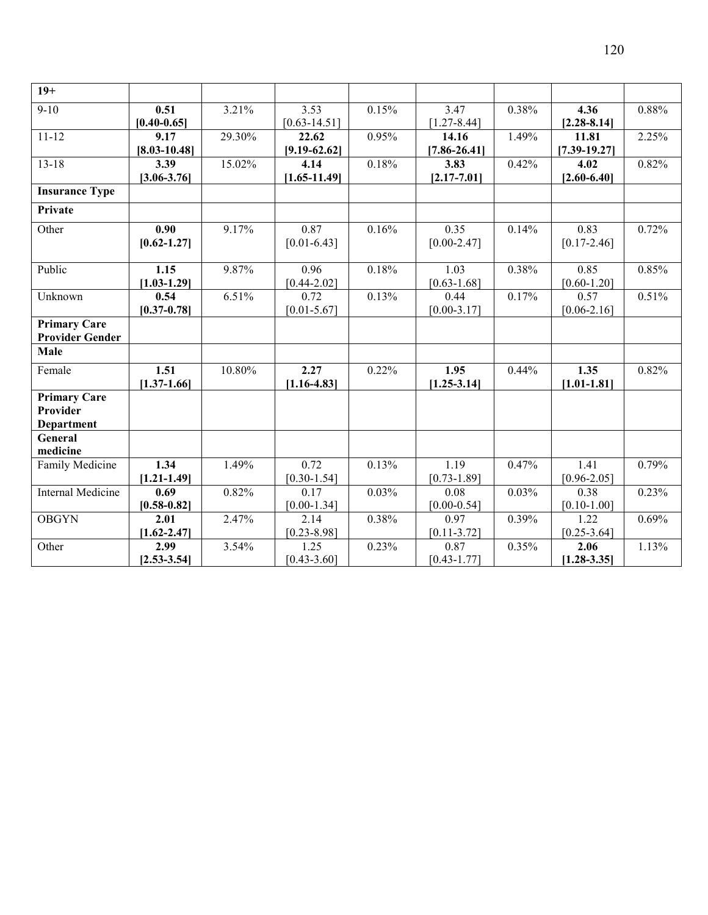| 19+ | | | | | | | | |
|---|---|---|---|---|---|---|---|---|
| 9-10 | **0.51 [0.40-0.65]** | 3.21% | 3.53 [0.63-14.51] | 0.15% | 3.47 [1.27-8.44] | 0.38% | **4.36 [2.28-8.14]** | 0.88% |
| 11-12 | **9.17 [8.03-10.48]** | 29.30% | **22.62 [9.19-62.62]** | 0.95% | **14.16 [7.86-26.41]** | 1.49% | **11.81 [7.39-19.27]** | 2.25% |
| 13-18 | **3.39 [3.06-3.76]** | 15.02% | **4.14 [1.65-11.49]** | 0.18% | **3.83 [2.17-7.01]** | 0.42% | **4.02 [2.60-6.40]** | 0.82% |
| **Insurance Type** | | | | | | | | |
| **Private** | | | | | | | | |
| Other | **0.90 [0.62-1.27]** | 9.17% | 0.87 [0.01-6.43] | 0.16% | 0.35 [0.00-2.47] | 0.14% | 0.83 [0.17-2.46] | 0.72% |
| Public | **1.15 [1.03-1.29]** | 9.87% | 0.96 [0.44-2.02] | 0.18% | 1.03 [0.63-1.68] | 0.38% | 0.85 [0.60-1.20] | 0.85% |
| Unknown | **0.54 [0.37-0.78]** | 6.51% | 0.72 [0.01-5.67] | 0.13% | 0.44 [0.00-3.17] | 0.17% | 0.57 [0.06-2.16] | 0.51% |
| **Primary Care Provider Gender** | | | | | | | | |
| **Male** | | | | | | | | |
| Female | **1.51 [1.37-1.66]** | 10.80% | **2.27 [1.16-4.83]** | 0.22% | **1.95 [1.25-3.14]** | 0.44% | **1.35 [1.01-1.81]** | 0.82% |
| **Primary Care Provider Department** | | | | | | | | |
| **General medicine** | | | | | | | | |
| Family Medicine | **1.34 [1.21-1.49]** | 1.49% | 0.72 [0.30-1.54] | 0.13% | 1.19 [0.73-1.89] | 0.47% | 1.41 [0.96-2.05] | 0.79% |
| Internal Medicine | **0.69 [0.58-0.82]** | 0.82% | 0.17 [0.00-1.34] | 0.03% | 0.08 [0.00-0.54] | 0.03% | 0.38 [0.10-1.00] | 0.23% |
| OBGYN | **2.01 [1.62-2.47]** | 2.47% | 2.14 [0.23-8.98] | 0.38% | 0.97 [0.11-3.72] | 0.39% | 1.22 [0.25-3.64] | 0.69% |
| Other | **2.99 [2.53-3.54]** | 3.54% | 1.25 [0.43-3.60] | 0.23% | 0.87 [0.43-1.77] | 0.35% | **2.06 [1.28-3.35]** | 1.13% |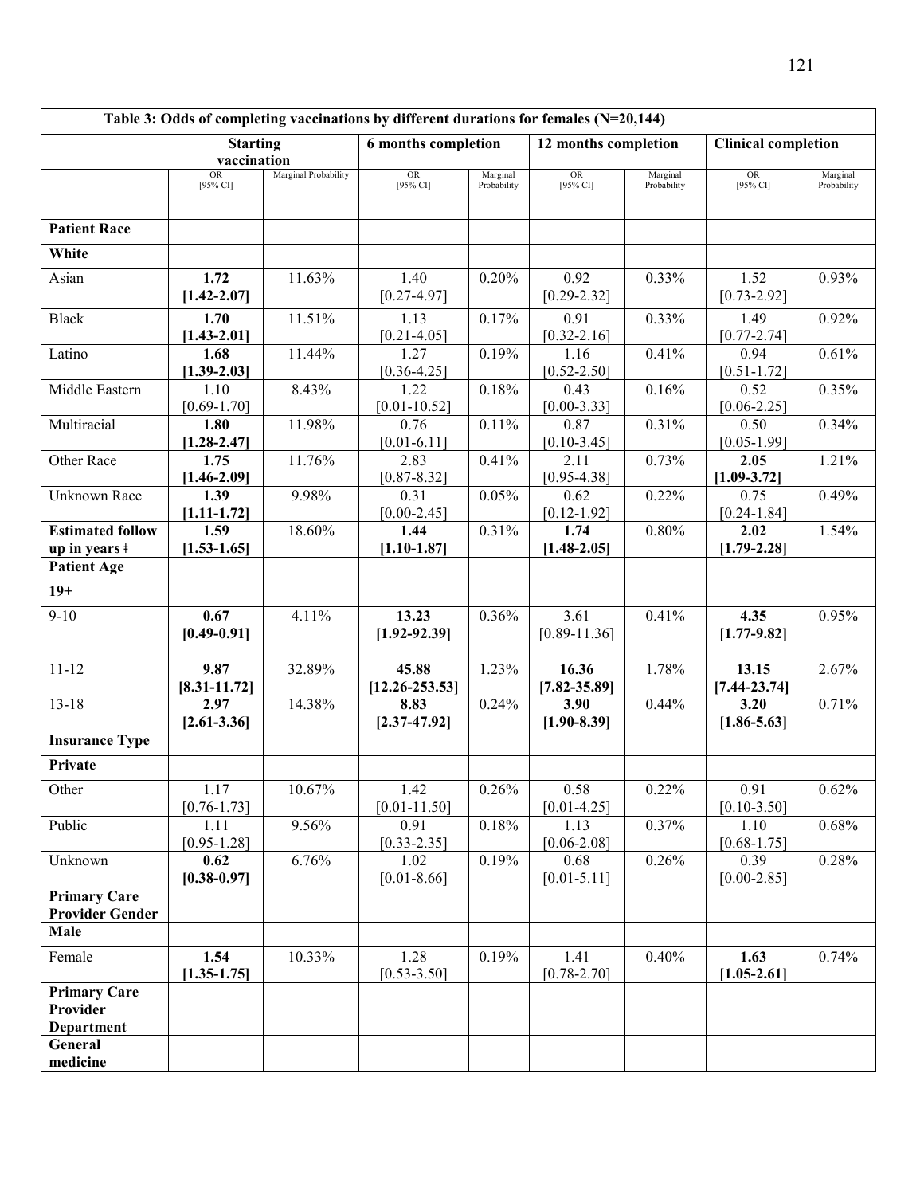| Table 3: Odds of completing vaccinations by different durations for females (N=20,144) | | | | | | | | |
|---|---|---|---|---|---|---|---|---|
| | Starting vaccination | | 6 months completion | | 12 months completion | | Clinical completion | |
| | OR [95% CI] | Marginal Probability | OR [95% CI] | Marginal Probability | OR [95% CI] | Marginal Probability | OR [95% CI] | Marginal Probability |
| | | | | | | | | |
| **Patient Race** | | | | | | | | |
| **White** | | | | | | | | |
| Asian | **1.72 [1.42-2.07]** | 11.63% | 1.40 [0.27-4.97] | 0.20% | 0.92 [0.29-2.32] | 0.33% | 1.52 [0.73-2.92] | 0.93% |
| Black | **1.70 [1.43-2.01]** | 11.51% | 1.13 [0.21-4.05] | 0.17% | 0.91 [0.32-2.16] | 0.33% | 1.49 [0.77-2.74] | 0.92% |
| Latino | **1.68 [1.39-2.03]** | 11.44% | 1.27 [0.36-4.25] | 0.19% | 1.16 [0.52-2.50] | 0.41% | 0.94 [0.51-1.72] | 0.61% |
| Middle Eastern | 1.10 [0.69-1.70] | 8.43% | 1.22 [0.01-10.52] | 0.18% | 0.43 [0.00-3.33] | 0.16% | 0.52 [0.06-2.25] | 0.35% |
| Multiracial | **1.80 [1.28-2.47]** | 11.98% | 0.76 [0.01-6.11] | 0.11% | 0.87 [0.10-3.45] | 0.31% | 0.50 [0.05-1.99] | 0.34% |
| Other Race | **1.75 [1.46-2.09]** | 11.76% | 2.83 [0.87-8.32] | 0.41% | 2.11 [0.95-4.38] | 0.73% | **2.05 [1.09-3.72]** | 1.21% |
| Unknown Race | **1.39 [1.11-1.72]** | 9.98% | 0.31 [0.00-2.45] | 0.05% | 0.62 [0.12-1.92] | 0.22% | 0.75 [0.24-1.84] | 0.49% |
| **Estimated follow up in years ǂ** | **1.59 [1.53-1.65]** | 18.60% | **1.44 [1.10-1.87]** | 0.31% | **1.74 [1.48-2.05]** | 0.80% | **2.02 [1.79-2.28]** | 1.54% |
| **Patient Age** | | | | | | | | |
| **19+** | | | | | | | | |
| 9-10 | **0.67 [0.49-0.91]** | 4.11% | **13.23 [1.92-92.39]** | 0.36% | 3.61 [0.89-11.36] | 0.41% | **4.35 [1.77-9.82]** | 0.95% |
| 11-12 | **9.87 [8.31-11.72]** | 32.89% | **45.88 [12.26-253.53]** | 1.23% | **16.36 [7.82-35.89]** | 1.78% | **13.15 [7.44-23.74]** | 2.67% |
| 13-18 | **2.97 [2.61-3.36]** | 14.38% | **8.83 [2.37-47.92]** | 0.24% | **3.90 [1.90-8.39]** | 0.44% | **3.20 [1.86-5.63]** | 0.71% |
| **Insurance Type** | | | | | | | | |
| **Private** | | | | | | | | |
| Other | 1.17 [0.76-1.73] | 10.67% | 1.42 [0.01-11.50] | 0.26% | 0.58 [0.01-4.25] | 0.22% | 0.91 [0.10-3.50] | 0.62% |
| Public | 1.11 [0.95-1.28] | 9.56% | 0.91 [0.33-2.35] | 0.18% | 1.13 [0.06-2.08] | 0.37% | 1.10 [0.68-1.75] | 0.68% |
| Unknown | **0.62 [0.38-0.97]** | 6.76% | 1.02 [0.01-8.66] | 0.19% | 0.68 [0.01-5.11] | 0.26% | 0.39 [0.00-2.85] | 0.28% |
| **Primary Care Provider Gender** | | | | | | | | |
| **Male** | | | | | | | | |
| Female | **1.54 [1.35-1.75]** | 10.33% | 1.28 [0.53-3.50] | 0.19% | 1.41 [0.78-2.70] | 0.40% | **1.63 [1.05-2.61]** | 0.74% |
| **Primary Care Provider Department** | | | | | | | | |
| **General medicine** | | | | | | | | |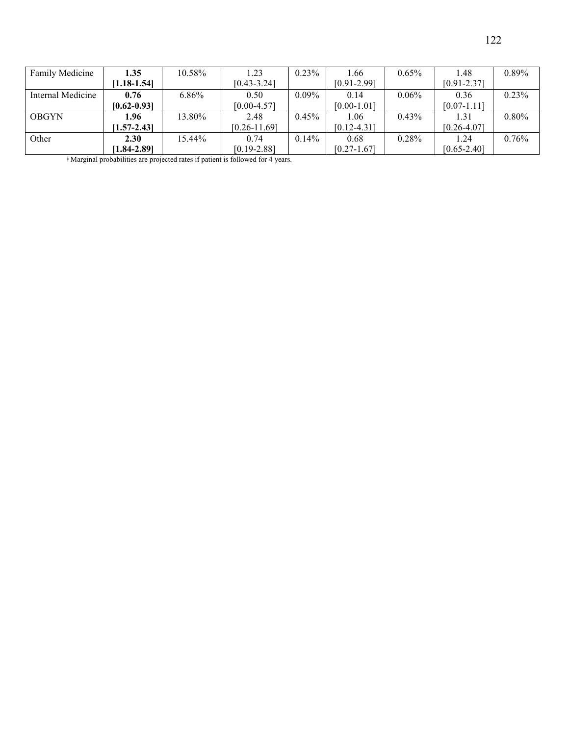| | | | | | | | | |
|---|---|---|---|---|---|---|---|---|
| Family Medicine | **1.35 [1.18-1.54]** | 10.58% | 1.23 [0.43-3.24] | 0.23% | 1.66 [0.91-2.99] | 0.65% | 1.48 [0.91-2.37] | 0.89% |
| Internal Medicine | **0.76 [0.62-0.93]** | 6.86% | 0.50 [0.00-4.57] | 0.09% | 0.14 [0.00-1.01] | 0.06% | 0.36 [0.07-1.11] | 0.23% |
| OBGYN | **1.96 [1.57-2.43]** | 13.80% | 2.48 [0.26-11.69] | 0.45% | 1.06 [0.12-4.31] | 0.43% | 1.31 [0.26-4.07] | 0.80% |
| Other | **2.30 [1.84-2.89]** | 15.44% | 0.74 [0.19-2.88] | 0.14% | 0.68 [0.27-1.67] | 0.28% | 1.24 [0.65-2.40] | 0.76% |

ǂ Marginal probabilities are projected rates if patient is followed for 4 years.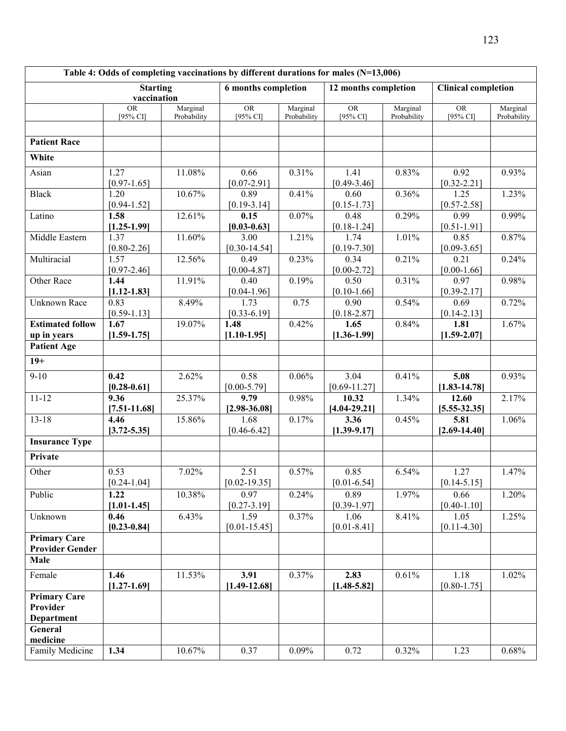| Table 4: Odds of completing vaccinations by different durations for males (N=13,006) | | | | | | | | |
|---|---|---|---|---|---|---|---|---|
| | Starting vaccination | | 6 months completion | | 12 months completion | | Clinical completion | |
| | OR [95% CI] | Marginal Probability | OR [95% CI] | Marginal Probability | OR [95% CI] | Marginal Probability | OR [95% CI] | Marginal Probability |
| | | | | | | | | |
| **Patient Race** | | | | | | | | |
| **White** | | | | | | | | |
| Asian | 1.27 [0.97-1.65] | 11.08% | 0.66 [0.07-2.91] | 0.31% | 1.41 [0.49-3.46] | 0.83% | 0.92 [0.32-2.21] | 0.93% |
| Black | 1.20 [0.94-1.52] | 10.67% | 0.89 [0.19-3.14] | 0.41% | 0.60 [0.15-1.73] | 0.36% | 1.25 [0.57-2.58] | 1.23% |
| Latino | **1.58 [1.25-1.99]** | 12.61% | **0.15 [0.03-0.63]** | 0.07% | 0.48 [0.18-1.24] | 0.29% | 0.99 [0.51-1.91] | 0.99% |
| Middle Eastern | 1.37 [0.80-2.26] | 11.60% | 3.00 [0.30-14.54] | 1.21% | 1.74 [0.19-7.30] | 1.01% | 0.85 [0.09-3.65] | 0.87% |
| Multiracial | 1.57 [0.97-2.46] | 12.56% | 0.49 [0.00-4.87] | 0.23% | 0.34 [0.00-2.72] | 0.21% | 0.21 [0.00-1.66] | 0.24% |
| Other Race | **1.44 [1.12-1.83]** | 11.91% | 0.40 [0.04-1.96] | 0.19% | 0.50 [0.10-1.66] | 0.31% | 0.97 [0.39-2.17] | 0.98% |
| Unknown Race | 0.83 [0.59-1.13] | 8.49% | 1.73 [0.33-6.19] | 0.75 | 0.90 [0.18-2.87] | 0.54% | 0.69 [0.14-2.13] | 0.72% |
| **Estimated follow up in years** | **1.67 [1.59-1.75]** | 19.07% | **1.48 [1.10-1.95]** | 0.42% | **1.65 [1.36-1.99]** | 0.84% | **1.81 [1.59-2.07]** | 1.67% |
| **Patient Age** | | | | | | | | |
| **19+** | | | | | | | | |
| 9-10 | **0.42 [0.28-0.61]** | 2.62% | 0.58 [0.00-5.79] | 0.06% | 3.04 [0.69-11.27] | 0.41% | **5.08 [1.83-14.78]** | 0.93% |
| 11-12 | **9.36 [7.51-11.68]** | 25.37% | **9.79 [2.98-36.08]** | 0.98% | **10.32 [4.04-29.21]** | 1.34% | **12.60 [5.55-32.35]** | 2.17% |
| 13-18 | **4.46 [3.72-5.35]** | 15.86% | 1.68 [0.46-6.42] | 0.17% | **3.36 [1.39-9.17]** | 0.45% | **5.81 [2.69-14.40]** | 1.06% |
| **Insurance Type** | | | | | | | | |
| **Private** | | | | | | | | |
| Other | 0.53 [0.24-1.04] | 7.02% | 2.51 [0.02-19.35] | 0.57% | 0.85 [0.01-6.54] | 6.54% | 1.27 [0.14-5.15] | 1.47% |
| Public | **1.22 [1.01-1.45]** | 10.38% | 0.97 [0.27-3.19] | 0.24% | 0.89 [0.39-1.97] | 1.97% | 0.66 [0.40-1.10] | 1.20% |
| Unknown | **0.46 [0.23-0.84]** | 6.43% | 1.59 [0.01-15.45] | 0.37% | 1.06 [0.01-8.41] | 8.41% | 1.05 [0.11-4.30] | 1.25% |
| **Primary Care Provider Gender** | | | | | | | | |
| **Male** | | | | | | | | |
| Female | **1.46 [1.27-1.69]** | 11.53% | **3.91 [1.49-12.68]** | 0.37% | **2.83 [1.48-5.82]** | 0.61% | 1.18 [0.80-1.75] | 1.02% |
| **Primary Care Provider Department** | | | | | | | | |
| **General medicine** | | | | | | | | |
| Family Medicine | **1.34** | 10.67% | 0.37 | 0.09% | 0.72 | 0.32% | 1.23 | 0.68% |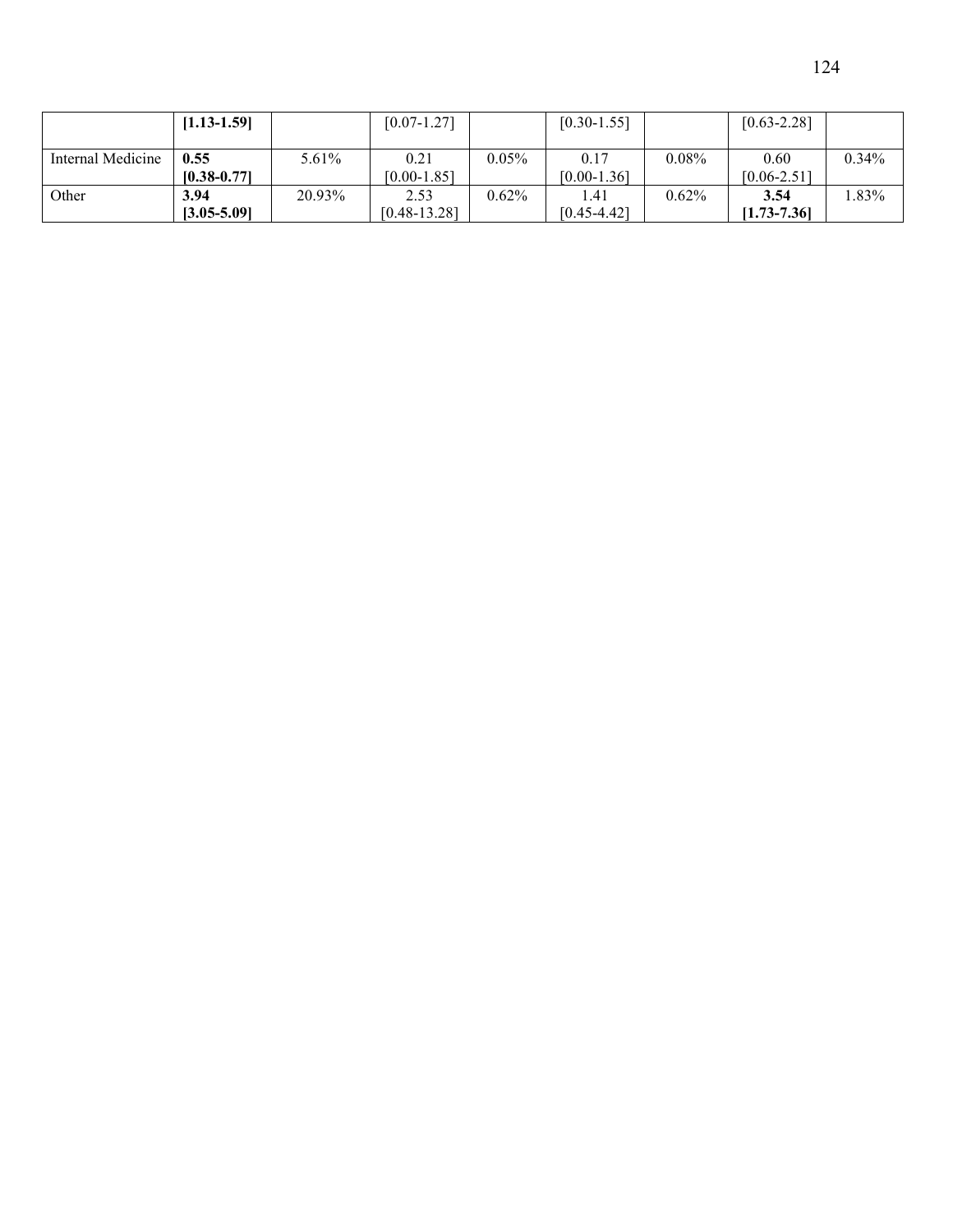| | **[1.13-1.59]** | | [0.07-1.27] | | [0.30-1.55] | | [0.63-2.28] | |
|---|---|---|---|---|---|---|---|---|
| Internal Medicine | **0.55 [0.38-0.77]** | 5.61% | 0.21 [0.00-1.85] | 0.05% | 0.17 [0.00-1.36] | 0.08% | 0.60 [0.06-2.51] | 0.34% |
| Other | **3.94 [3.05-5.09]** | 20.93% | 2.53 [0.48-13.28] | 0.62% | 1.41 [0.45-4.42] | 0.62% | **3.54 [1.73-7.36]** | 1.83% |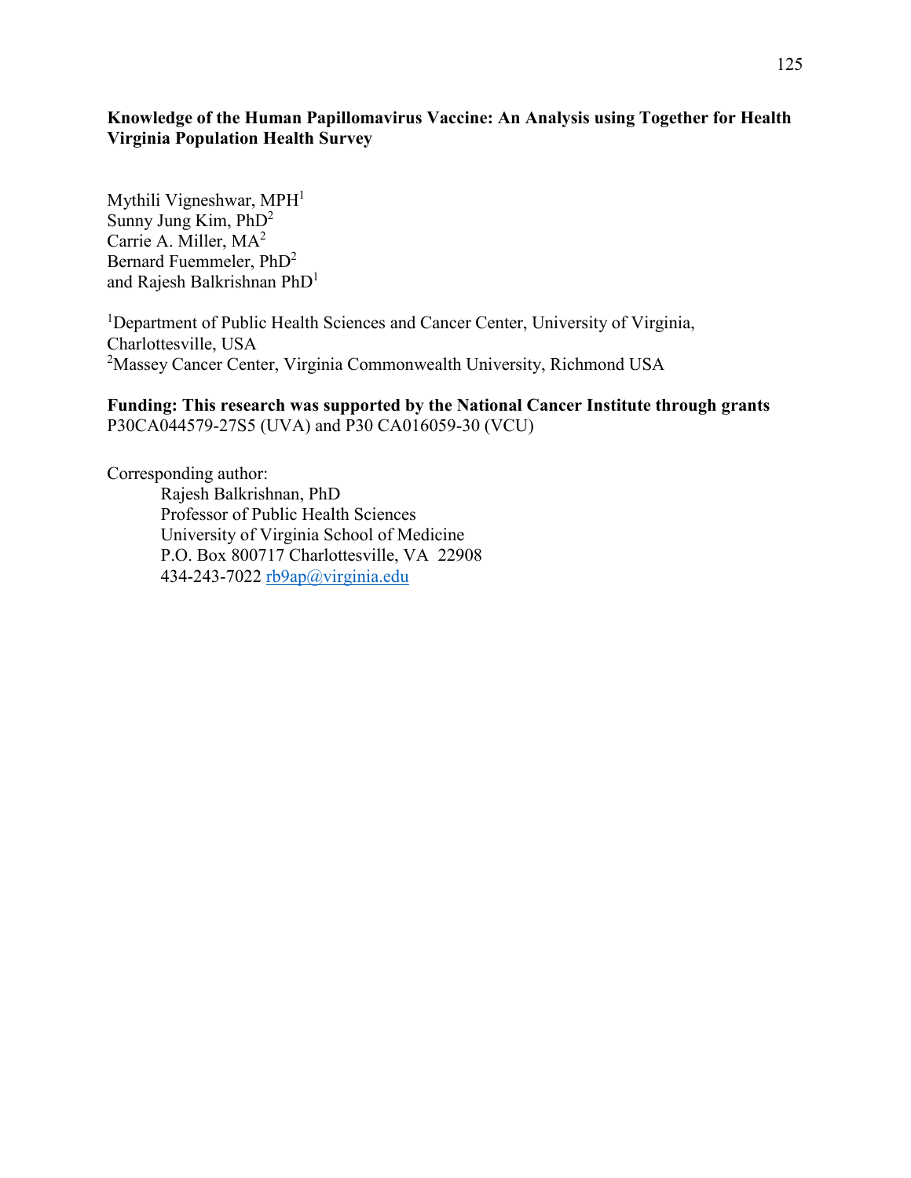**Knowledge of the Human Papillomavirus Vaccine: An Analysis using Together for Health Virginia Population Health Survey**

Mythili Vigneshwar, MPH[1]
Sunny Jung Kim, PhD[2]
Carrie A. Miller, MA[2]
Bernard Fuemmeler, PhD[2]
and Rajesh Balkrishnan PhD[1]

[1]Department of Public Health Sciences and Cancer Center, University of Virginia, Charlottesville, USA
[2]Massey Cancer Center, Virginia Commonwealth University, Richmond USA

**Funding: This research was supported by the National Cancer Institute through grants** P30CA044579-27S5 (UVA) and P30 CA016059-30 (VCU)

Corresponding author:
Rajesh Balkrishnan, PhD
Professor of Public Health Sciences
University of Virginia School of Medicine
P.O. Box 800717 Charlottesville, VA 22908
434-243-7022 rb9ap@virginia.edu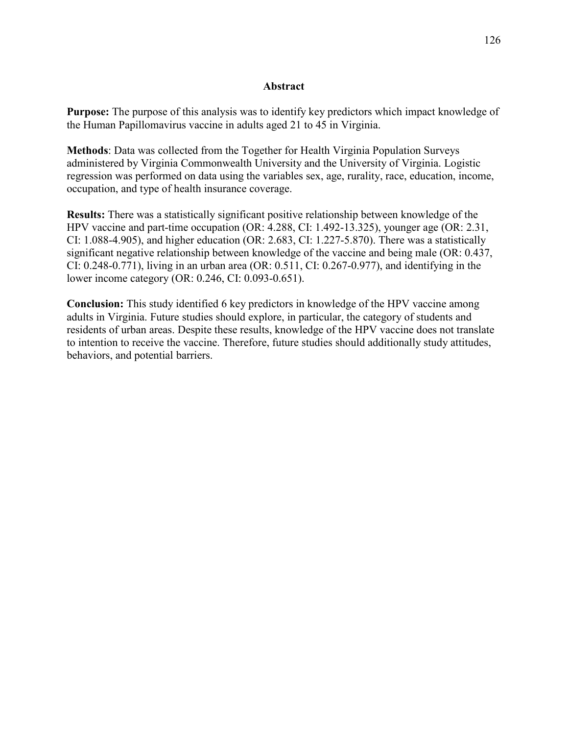## Abstract

**Purpose:** The purpose of this analysis was to identify key predictors which impact knowledge of the Human Papillomavirus vaccine in adults aged 21 to 45 in Virginia.

**Methods**: Data was collected from the Together for Health Virginia Population Surveys administered by Virginia Commonwealth University and the University of Virginia. Logistic regression was performed on data using the variables sex, age, rurality, race, education, income, occupation, and type of health insurance coverage.

**Results:** There was a statistically significant positive relationship between knowledge of the HPV vaccine and part-time occupation (OR: 4.288, CI: 1.492-13.325), younger age (OR: 2.31, CI: 1.088-4.905), and higher education (OR: 2.683, CI: 1.227-5.870). There was a statistically significant negative relationship between knowledge of the vaccine and being male (OR: 0.437, CI: 0.248-0.771), living in an urban area (OR: 0.511, CI: 0.267-0.977), and identifying in the lower income category (OR: 0.246, CI: 0.093-0.651).

**Conclusion:** This study identified 6 key predictors in knowledge of the HPV vaccine among adults in Virginia. Future studies should explore, in particular, the category of students and residents of urban areas. Despite these results, knowledge of the HPV vaccine does not translate to intention to receive the vaccine. Therefore, future studies should additionally study attitudes, behaviors, and potential barriers.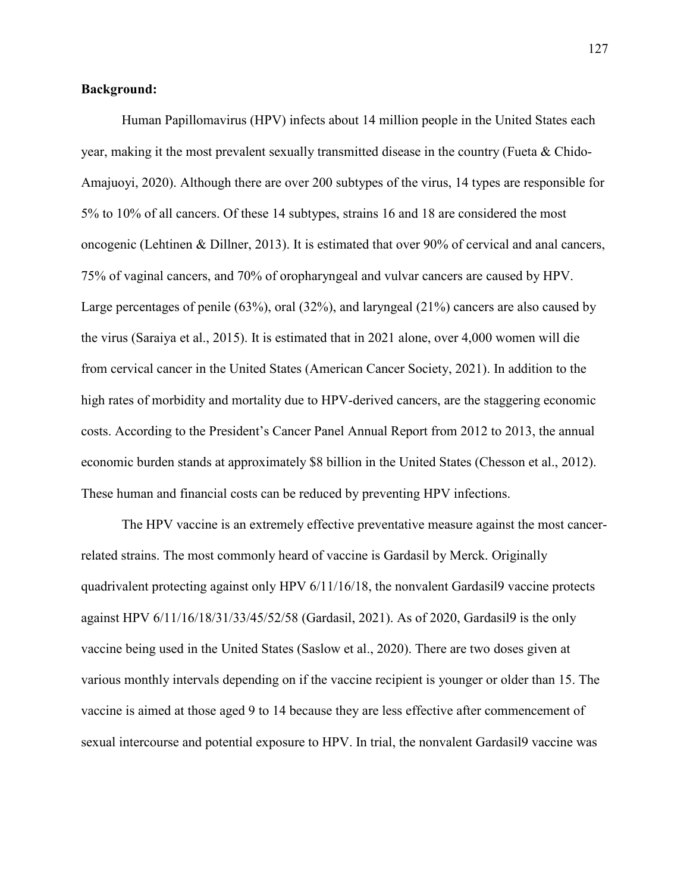**Background:**

Human Papillomavirus (HPV) infects about 14 million people in the United States each year, making it the most prevalent sexually transmitted disease in the country (Fueta & Chido-Amajuoyi, 2020). Although there are over 200 subtypes of the virus, 14 types are responsible for 5% to 10% of all cancers. Of these 14 subtypes, strains 16 and 18 are considered the most oncogenic (Lehtinen & Dillner, 2013). It is estimated that over 90% of cervical and anal cancers, 75% of vaginal cancers, and 70% of oropharyngeal and vulvar cancers are caused by HPV. Large percentages of penile (63%), oral (32%), and laryngeal (21%) cancers are also caused by the virus (Saraiya et al., 2015). It is estimated that in 2021 alone, over 4,000 women will die from cervical cancer in the United States (American Cancer Society, 2021). In addition to the high rates of morbidity and mortality due to HPV-derived cancers, are the staggering economic costs. According to the President's Cancer Panel Annual Report from 2012 to 2013, the annual economic burden stands at approximately $8 billion in the United States (Chesson et al., 2012). These human and financial costs can be reduced by preventing HPV infections.

The HPV vaccine is an extremely effective preventative measure against the most cancer-related strains. The most commonly heard of vaccine is Gardasil by Merck. Originally quadrivalent protecting against only HPV 6/11/16/18, the nonvalent Gardasil9 vaccine protects against HPV 6/11/16/18/31/33/45/52/58 (Gardasil, 2021). As of 2020, Gardasil9 is the only vaccine being used in the United States (Saslow et al., 2020). There are two doses given at various monthly intervals depending on if the vaccine recipient is younger or older than 15. The vaccine is aimed at those aged 9 to 14 because they are less effective after commencement of sexual intercourse and potential exposure to HPV. In trial, the nonvalent Gardasil9 vaccine was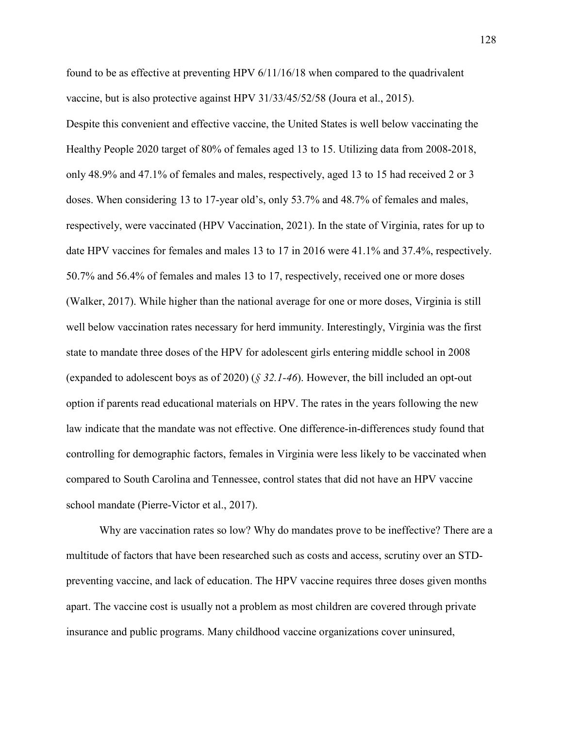found to be as effective at preventing HPV 6/11/16/18 when compared to the quadrivalent vaccine, but is also protective against HPV 31/33/45/52/58 (Joura et al., 2015).

Despite this convenient and effective vaccine, the United States is well below vaccinating the Healthy People 2020 target of 80% of females aged 13 to 15. Utilizing data from 2008-2018, only 48.9% and 47.1% of females and males, respectively, aged 13 to 15 had received 2 or 3 doses. When considering 13 to 17-year old's, only 53.7% and 48.7% of females and males, respectively, were vaccinated (HPV Vaccination, 2021). In the state of Virginia, rates for up to date HPV vaccines for females and males 13 to 17 in 2016 were 41.1% and 37.4%, respectively. 50.7% and 56.4% of females and males 13 to 17, respectively, received one or more doses (Walker, 2017). While higher than the national average for one or more doses, Virginia is still well below vaccination rates necessary for herd immunity. Interestingly, Virginia was the first state to mandate three doses of the HPV for adolescent girls entering middle school in 2008 (expanded to adolescent boys as of 2020) (*§ 32.1-46*). However, the bill included an opt-out option if parents read educational materials on HPV. The rates in the years following the new law indicate that the mandate was not effective. One difference-in-differences study found that controlling for demographic factors, females in Virginia were less likely to be vaccinated when compared to South Carolina and Tennessee, control states that did not have an HPV vaccine school mandate (Pierre-Victor et al., 2017).

Why are vaccination rates so low? Why do mandates prove to be ineffective? There are a multitude of factors that have been researched such as costs and access, scrutiny over an STD-preventing vaccine, and lack of education. The HPV vaccine requires three doses given months apart. The vaccine cost is usually not a problem as most children are covered through private insurance and public programs. Many childhood vaccine organizations cover uninsured,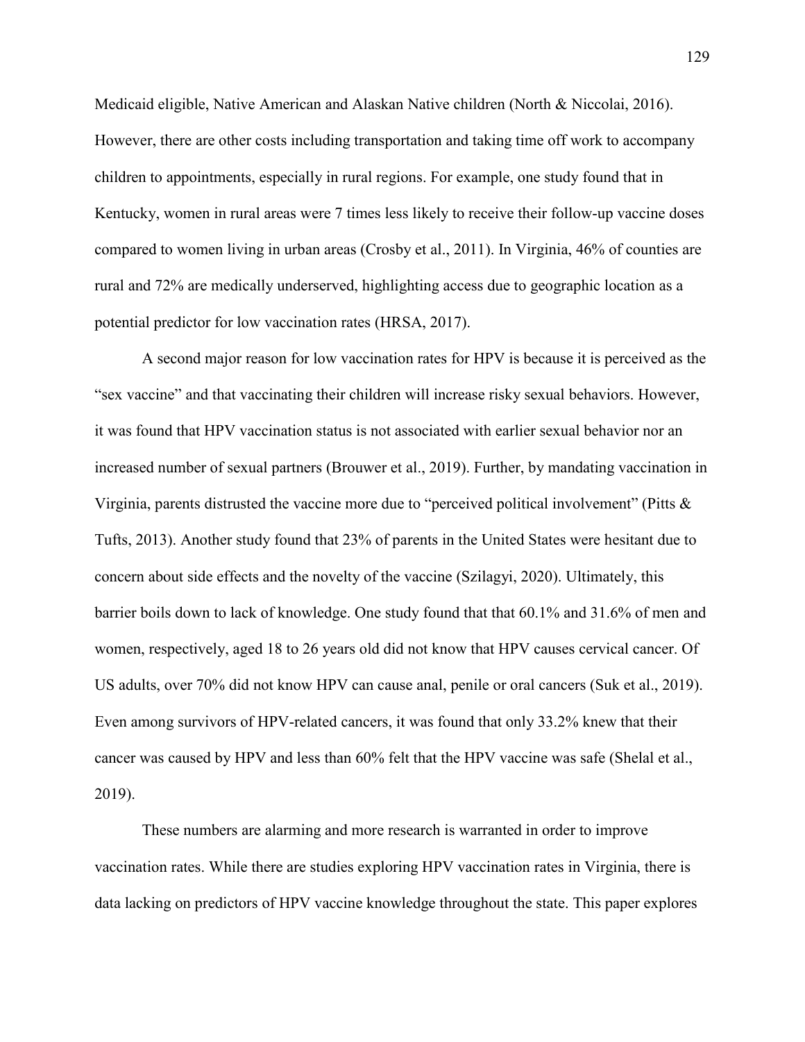Medicaid eligible, Native American and Alaskan Native children (North & Niccolai, 2016). However, there are other costs including transportation and taking time off work to accompany children to appointments, especially in rural regions. For example, one study found that in Kentucky, women in rural areas were 7 times less likely to receive their follow-up vaccine doses compared to women living in urban areas (Crosby et al., 2011). In Virginia, 46% of counties are rural and 72% are medically underserved, highlighting access due to geographic location as a potential predictor for low vaccination rates (HRSA, 2017).

A second major reason for low vaccination rates for HPV is because it is perceived as the "sex vaccine" and that vaccinating their children will increase risky sexual behaviors. However, it was found that HPV vaccination status is not associated with earlier sexual behavior nor an increased number of sexual partners (Brouwer et al., 2019). Further, by mandating vaccination in Virginia, parents distrusted the vaccine more due to "perceived political involvement" (Pitts & Tufts, 2013). Another study found that 23% of parents in the United States were hesitant due to concern about side effects and the novelty of the vaccine (Szilagyi, 2020). Ultimately, this barrier boils down to lack of knowledge. One study found that that 60.1% and 31.6% of men and women, respectively, aged 18 to 26 years old did not know that HPV causes cervical cancer. Of US adults, over 70% did not know HPV can cause anal, penile or oral cancers (Suk et al., 2019). Even among survivors of HPV-related cancers, it was found that only 33.2% knew that their cancer was caused by HPV and less than 60% felt that the HPV vaccine was safe (Shelal et al., 2019).

These numbers are alarming and more research is warranted in order to improve vaccination rates. While there are studies exploring HPV vaccination rates in Virginia, there is data lacking on predictors of HPV vaccine knowledge throughout the state. This paper explores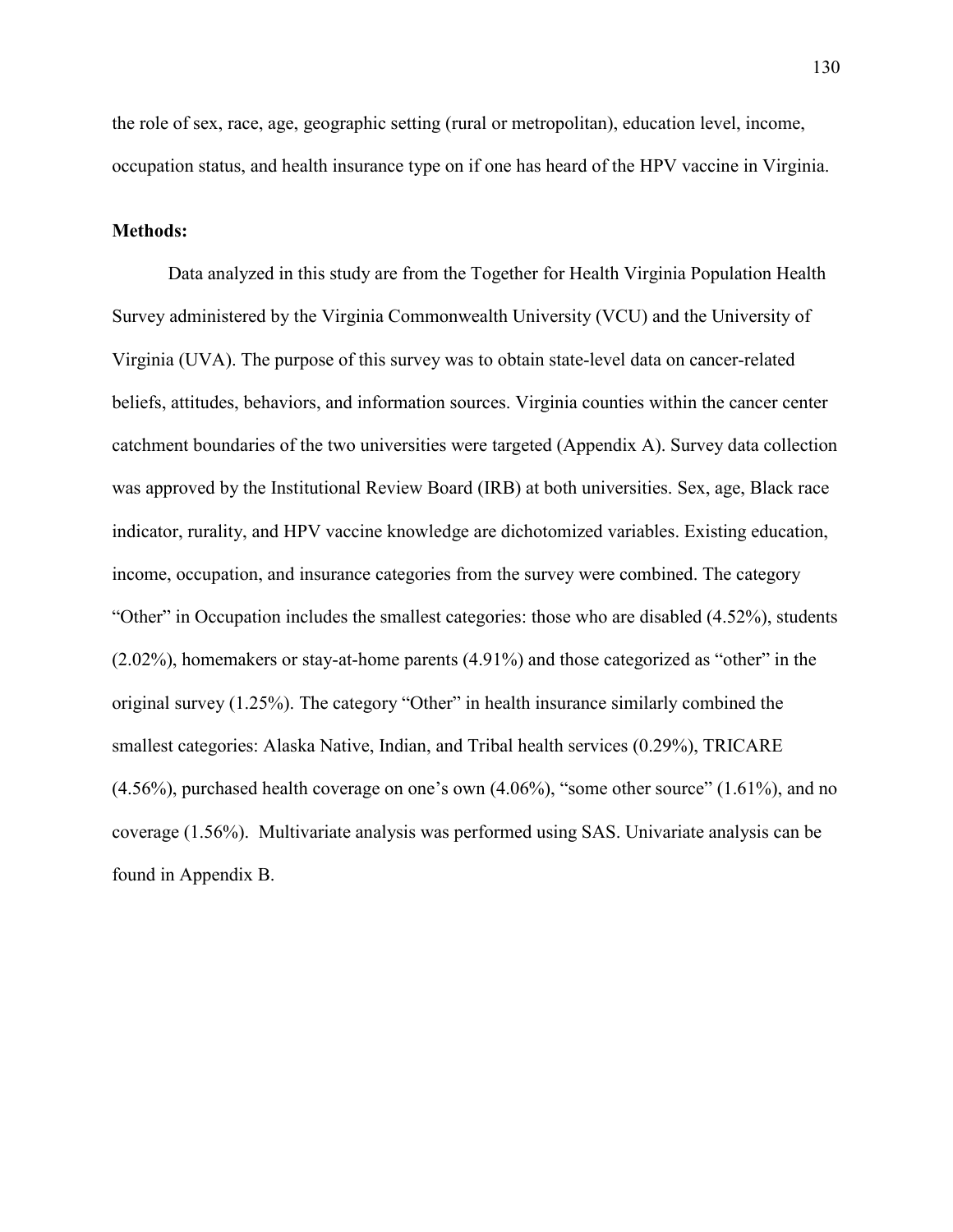the role of sex, race, age, geographic setting (rural or metropolitan), education level, income, occupation status, and health insurance type on if one has heard of the HPV vaccine in Virginia.

**Methods:**

Data analyzed in this study are from the Together for Health Virginia Population Health Survey administered by the Virginia Commonwealth University (VCU) and the University of Virginia (UVA). The purpose of this survey was to obtain state-level data on cancer-related beliefs, attitudes, behaviors, and information sources. Virginia counties within the cancer center catchment boundaries of the two universities were targeted (Appendix A). Survey data collection was approved by the Institutional Review Board (IRB) at both universities. Sex, age, Black race indicator, rurality, and HPV vaccine knowledge are dichotomized variables. Existing education, income, occupation, and insurance categories from the survey were combined. The category "Other" in Occupation includes the smallest categories: those who are disabled (4.52%), students (2.02%), homemakers or stay-at-home parents (4.91%) and those categorized as "other" in the original survey (1.25%). The category "Other" in health insurance similarly combined the smallest categories: Alaska Native, Indian, and Tribal health services (0.29%), TRICARE (4.56%), purchased health coverage on one's own (4.06%), "some other source" (1.61%), and no coverage (1.56%). Multivariate analysis was performed using SAS. Univariate analysis can be found in Appendix B.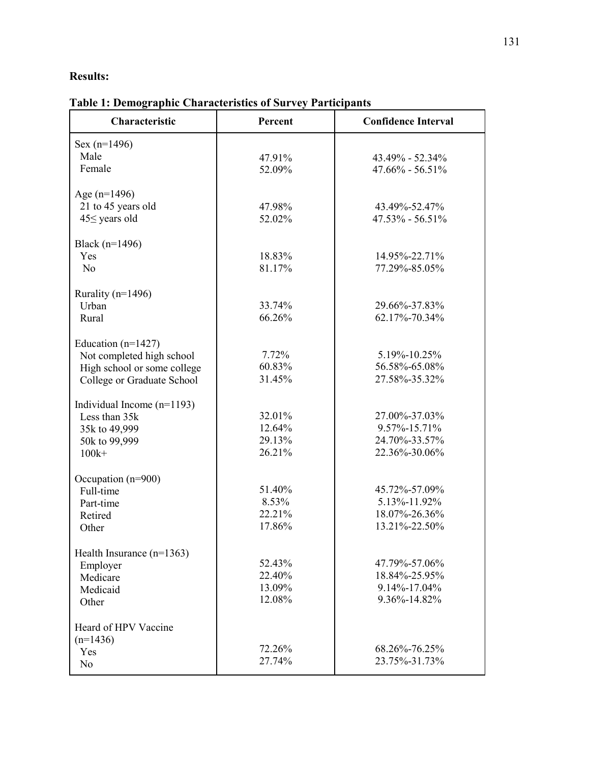**Results:**

**Table 1: Demographic Characteristics of Survey Participants**

| Characteristic | Percent | Confidence Interval |
|---|---|---|
| Sex (n=1496) | | |
| Male | 47.91% | 43.49% - 52.34% |
| Female | 52.09% | 47.66% - 56.51% |
| Age (n=1496) | | |
| 21 to 45 years old | 47.98% | 43.49%-52.47% |
| 45≤ years old | 52.02% | 47.53% - 56.51% |
| Black (n=1496) | | |
| Yes | 18.83% | 14.95%-22.71% |
| No | 81.17% | 77.29%-85.05% |
| Rurality (n=1496) | | |
| Urban | 33.74% | 29.66%-37.83% |
| Rural | 66.26% | 62.17%-70.34% |
| Education (n=1427) | | |
| Not completed high school | 7.72% | 5.19%-10.25% |
| High school or some college | 60.83% | 56.58%-65.08% |
| College or Graduate School | 31.45% | 27.58%-35.32% |
| Individual Income (n=1193) | | |
| Less than 35k | 32.01% | 27.00%-37.03% |
| 35k to 49,999 | 12.64% | 9.57%-15.71% |
| 50k to 99,999 | 29.13% | 24.70%-33.57% |
| 100k+ | 26.21% | 22.36%-30.06% |
| Occupation (n=900) | | |
| Full-time | 51.40% | 45.72%-57.09% |
| Part-time | 8.53% | 5.13%-11.92% |
| Retired | 22.21% | 18.07%-26.36% |
| Other | 17.86% | 13.21%-22.50% |
| Health Insurance (n=1363) | | |
| Employer | 52.43% | 47.79%-57.06% |
| Medicare | 22.40% | 18.84%-25.95% |
| Medicaid | 13.09% | 9.14%-17.04% |
| Other | 12.08% | 9.36%-14.82% |
| Heard of HPV Vaccine (n=1436) | | |
| Yes | 72.26% | 68.26%-76.25% |
| No | 27.74% | 23.75%-31.73% |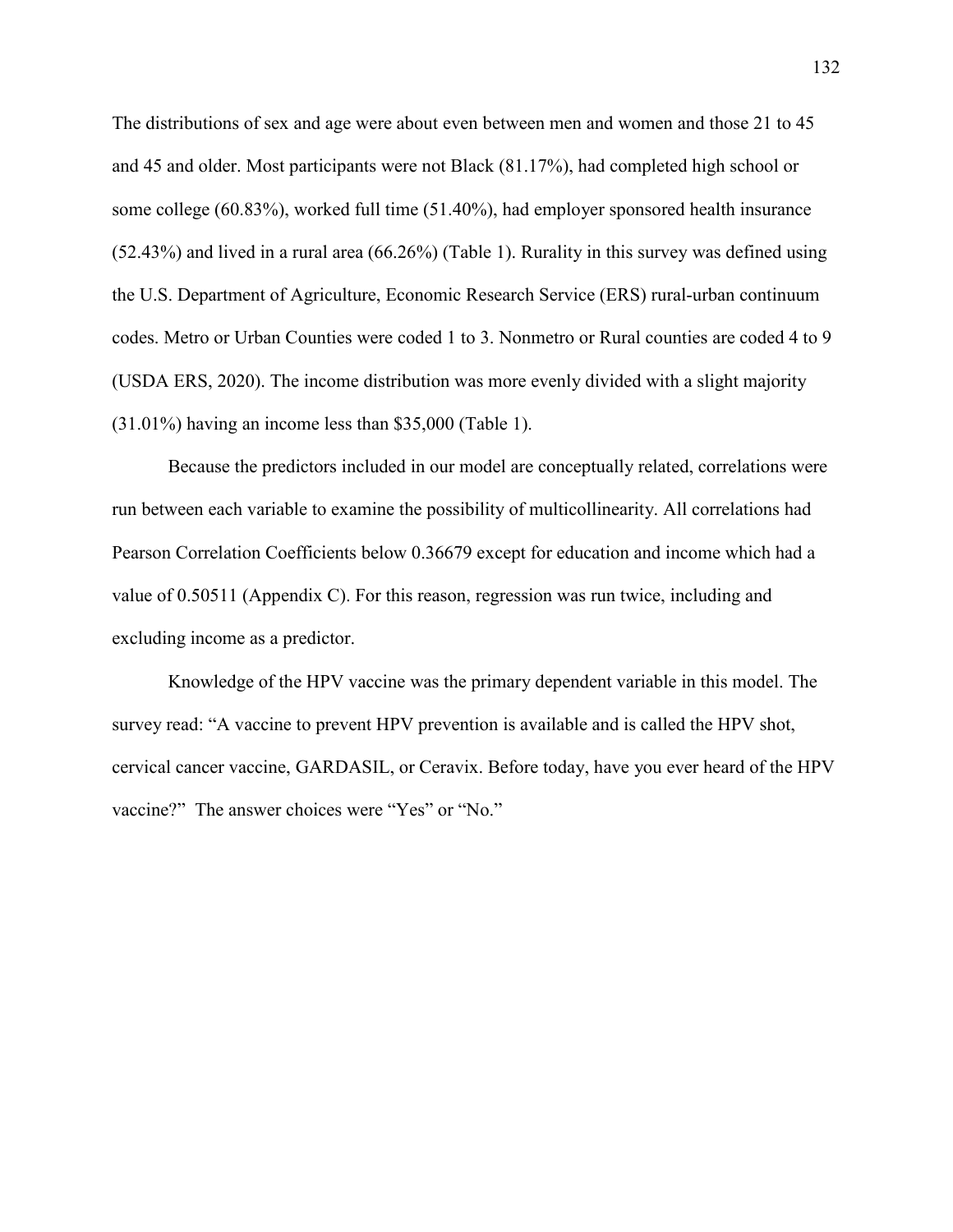The distributions of sex and age were about even between men and women and those 21 to 45 and 45 and older. Most participants were not Black (81.17%), had completed high school or some college (60.83%), worked full time (51.40%), had employer sponsored health insurance (52.43%) and lived in a rural area (66.26%) (Table 1). Rurality in this survey was defined using the U.S. Department of Agriculture, Economic Research Service (ERS) rural-urban continuum codes. Metro or Urban Counties were coded 1 to 3. Nonmetro or Rural counties are coded 4 to 9 (USDA ERS, 2020). The income distribution was more evenly divided with a slight majority (31.01%) having an income less than $35,000 (Table 1).

Because the predictors included in our model are conceptually related, correlations were run between each variable to examine the possibility of multicollinearity. All correlations had Pearson Correlation Coefficients below 0.36679 except for education and income which had a value of 0.50511 (Appendix C). For this reason, regression was run twice, including and excluding income as a predictor.

Knowledge of the HPV vaccine was the primary dependent variable in this model. The survey read: "A vaccine to prevent HPV prevention is available and is called the HPV shot, cervical cancer vaccine, GARDASIL, or Ceravix. Before today, have you ever heard of the HPV vaccine?" The answer choices were "Yes" or "No."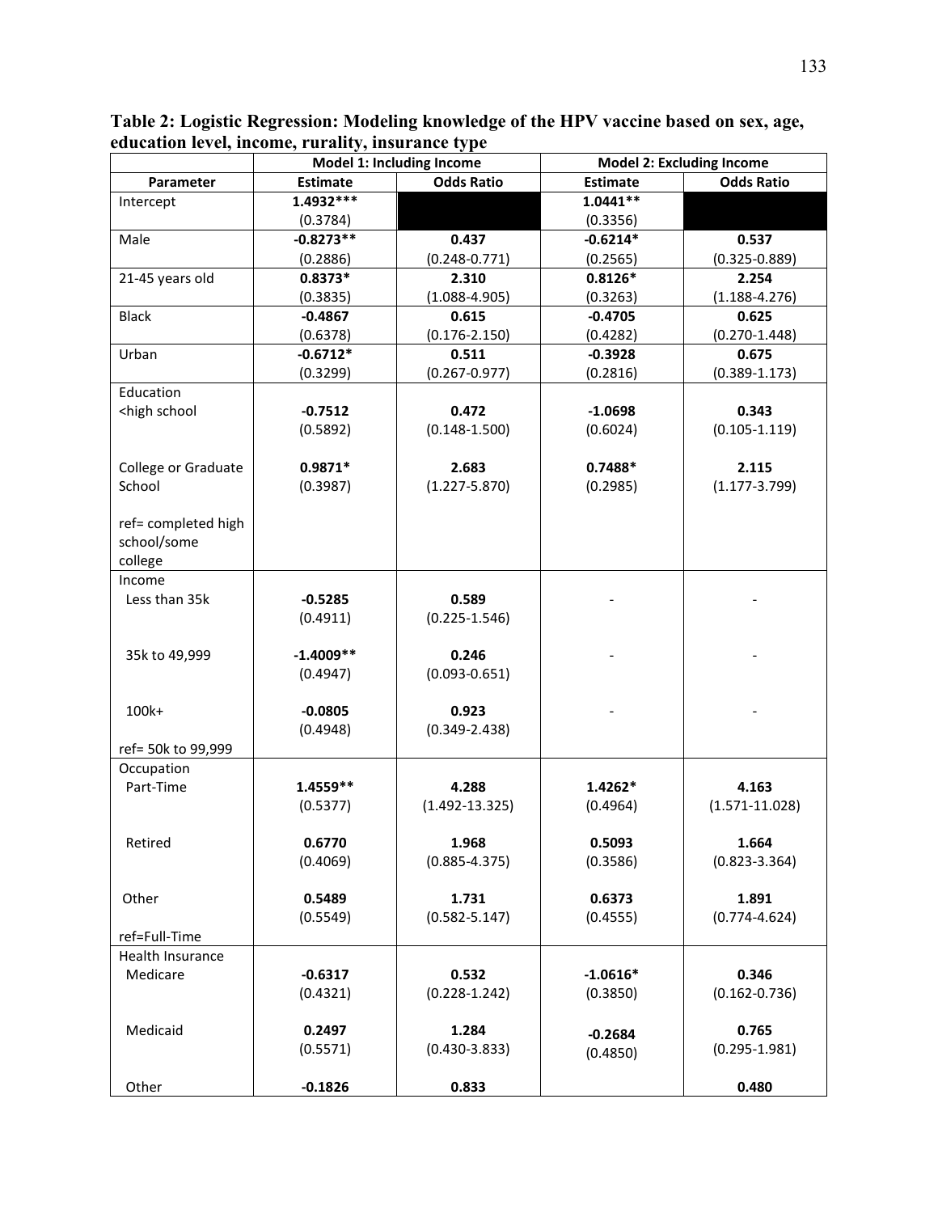**Table 2: Logistic Regression: Modeling knowledge of the HPV vaccine based on sex, age, education level, income, rurality, insurance type**

| | Model 1: Including Income | | Model 2: Excluding Income | |
|---|---|---|---|---|
| **Parameter** | **Estimate** | **Odds Ratio** | **Estimate** | **Odds Ratio** |
| Intercept | **1.4932***\*** (0.3784) | | **1.0441**\*\* (0.3356) | |
| Male | **-0.8273**\*\* (0.2886) | **0.437** (0.248-0.771) | **-0.6214**\* (0.2565) | **0.537** (0.325-0.889) |
| 21-45 years old | **0.8373**\* (0.3835) | **2.310** (1.088-4.905) | **0.8126**\* (0.3263) | **2.254** (1.188-4.276) |
| Black | **-0.4867** (0.6378) | **0.615** (0.176-2.150) | **-0.4705** (0.4282) | **0.625** (0.270-1.448) |
| Urban | **-0.6712**\* (0.3299) | **0.511** (0.267-0.977) | **-0.3928** (0.2816) | **0.675** (0.389-1.173) |
| Education | | | | |
| <high school | **-0.7512** (0.5892) | **0.472** (0.148-1.500) | **-1.0698** (0.6024) | **0.343** (0.105-1.119) |
| College or Graduate School | **0.9871**\* (0.3987) | **2.683** (1.227-5.870) | **0.7488**\* (0.2985) | **2.115** (1.177-3.799) |
| ref= completed high school/some college | | | | |
| Income | | | | |
| Less than 35k | **-0.5285** (0.4911) | **0.589** (0.225-1.546) | - | - |
| 35k to 49,999 | **-1.4009**\*\* (0.4947) | **0.246** (0.093-0.651) | - | - |
| 100k+ | **-0.0805** (0.4948) | **0.923** (0.349-2.438) | - | - |
| ref= 50k to 99,999 | | | | |
| Occupation | | | | |
| Part-Time | **1.4559**\*\* (0.5377) | **4.288** (1.492-13.325) | **1.4262**\* (0.4964) | **4.163** (1.571-11.028) |
| Retired | **0.6770** (0.4069) | **1.968** (0.885-4.375) | **0.5093** (0.3586) | **1.664** (0.823-3.364) |
| Other | **0.5489** (0.5549) | **1.731** (0.582-5.147) | **0.6373** (0.4555) | **1.891** (0.774-4.624) |
| ref=Full-Time | | | | |
| Health Insurance | | | | |
| Medicare | **-0.6317** (0.4321) | **0.532** (0.228-1.242) | **-1.0616**\* (0.3850) | **0.346** (0.162-0.736) |
| Medicaid | **0.2497** (0.5571) | **1.284** (0.430-3.833) | **-0.2684** (0.4850) | **0.765** (0.295-1.981) |
| Other | **-0.1826** | **0.833** | | **0.480** |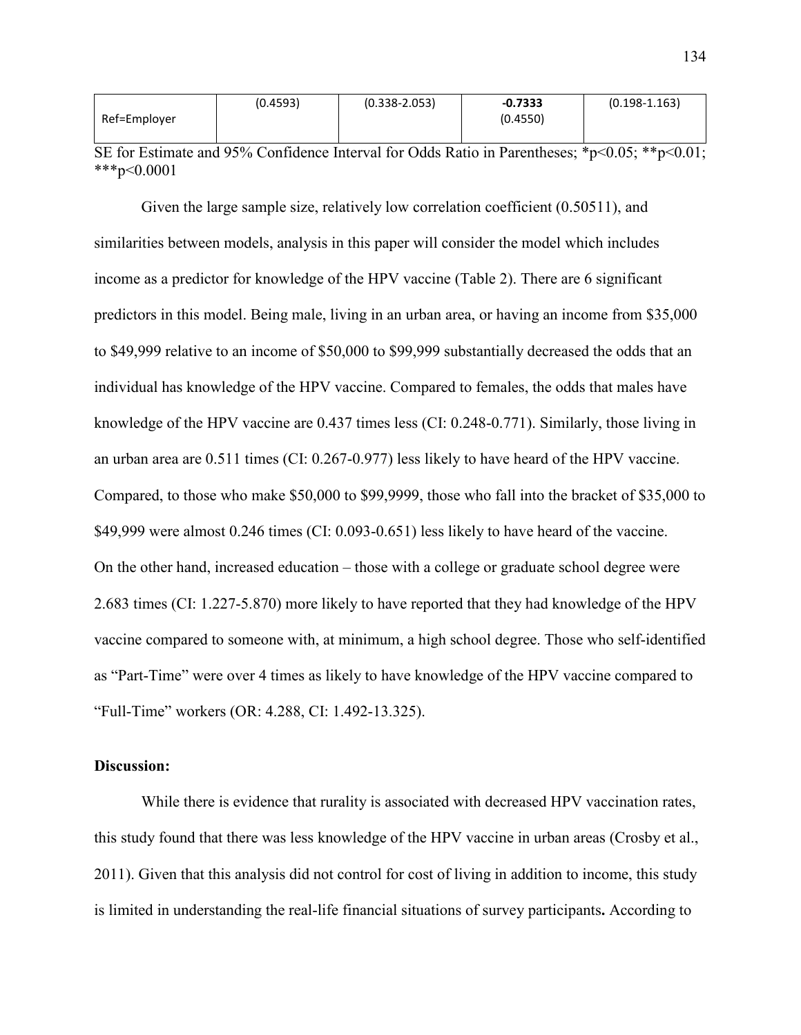| Ref=Employer | (0.4593) | (0.338-2.053) | **-0.7333** (0.4550) | (0.198-1.163) |
|---|---|---|---|---|

SE for Estimate and 95% Confidence Interval for Odds Ratio in Parentheses; *p<0.05; **p<0.01; ***p<0.0001

Given the large sample size, relatively low correlation coefficient (0.50511), and similarities between models, analysis in this paper will consider the model which includes income as a predictor for knowledge of the HPV vaccine (Table 2). There are 6 significant predictors in this model. Being male, living in an urban area, or having an income from $35,000 to $49,999 relative to an income of $50,000 to $99,999 substantially decreased the odds that an individual has knowledge of the HPV vaccine. Compared to females, the odds that males have knowledge of the HPV vaccine are 0.437 times less (CI: 0.248-0.771). Similarly, those living in an urban area are 0.511 times (CI: 0.267-0.977) less likely to have heard of the HPV vaccine. Compared, to those who make $50,000 to $99,9999, those who fall into the bracket of $35,000 to $49,999 were almost 0.246 times (CI: 0.093-0.651) less likely to have heard of the vaccine. On the other hand, increased education – those with a college or graduate school degree were 2.683 times (CI: 1.227-5.870) more likely to have reported that they had knowledge of the HPV vaccine compared to someone with, at minimum, a high school degree. Those who self-identified as "Part-Time" were over 4 times as likely to have knowledge of the HPV vaccine compared to "Full-Time" workers (OR: 4.288, CI: 1.492-13.325).

**Discussion:**

While there is evidence that rurality is associated with decreased HPV vaccination rates, this study found that there was less knowledge of the HPV vaccine in urban areas (Crosby et al., 2011). Given that this analysis did not control for cost of living in addition to income, this study is limited in understanding the real-life financial situations of survey participants**.** According to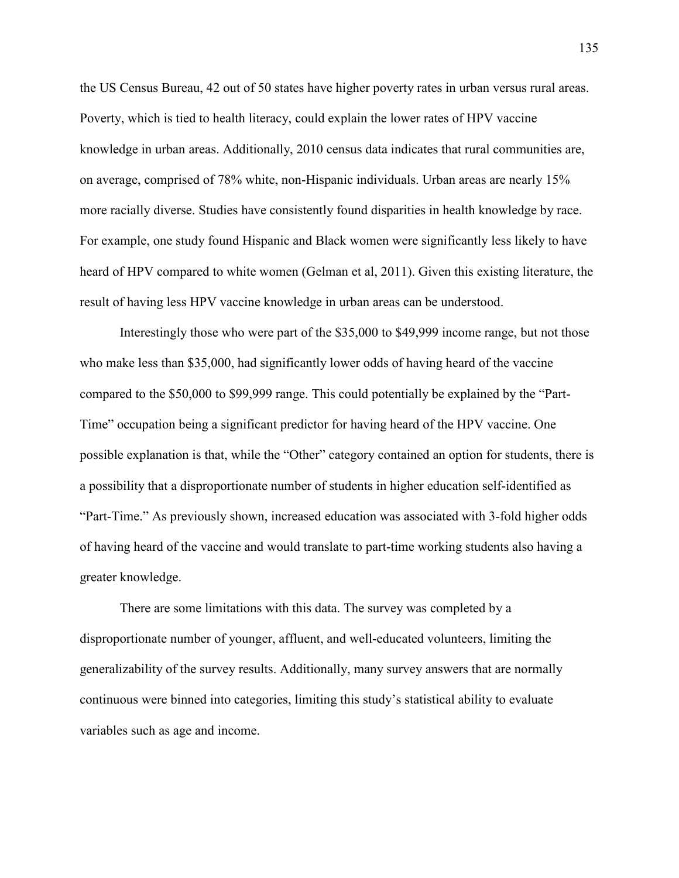the US Census Bureau, 42 out of 50 states have higher poverty rates in urban versus rural areas. Poverty, which is tied to health literacy, could explain the lower rates of HPV vaccine knowledge in urban areas. Additionally, 2010 census data indicates that rural communities are, on average, comprised of 78% white, non-Hispanic individuals. Urban areas are nearly 15% more racially diverse. Studies have consistently found disparities in health knowledge by race. For example, one study found Hispanic and Black women were significantly less likely to have heard of HPV compared to white women (Gelman et al, 2011). Given this existing literature, the result of having less HPV vaccine knowledge in urban areas can be understood.

Interestingly those who were part of the $35,000 to $49,999 income range, but not those who make less than $35,000, had significantly lower odds of having heard of the vaccine compared to the $50,000 to $99,999 range. This could potentially be explained by the "Part-Time" occupation being a significant predictor for having heard of the HPV vaccine. One possible explanation is that, while the "Other" category contained an option for students, there is a possibility that a disproportionate number of students in higher education self-identified as "Part-Time." As previously shown, increased education was associated with 3-fold higher odds of having heard of the vaccine and would translate to part-time working students also having a greater knowledge.

There are some limitations with this data. The survey was completed by a disproportionate number of younger, affluent, and well-educated volunteers, limiting the generalizability of the survey results. Additionally, many survey answers that are normally continuous were binned into categories, limiting this study's statistical ability to evaluate variables such as age and income.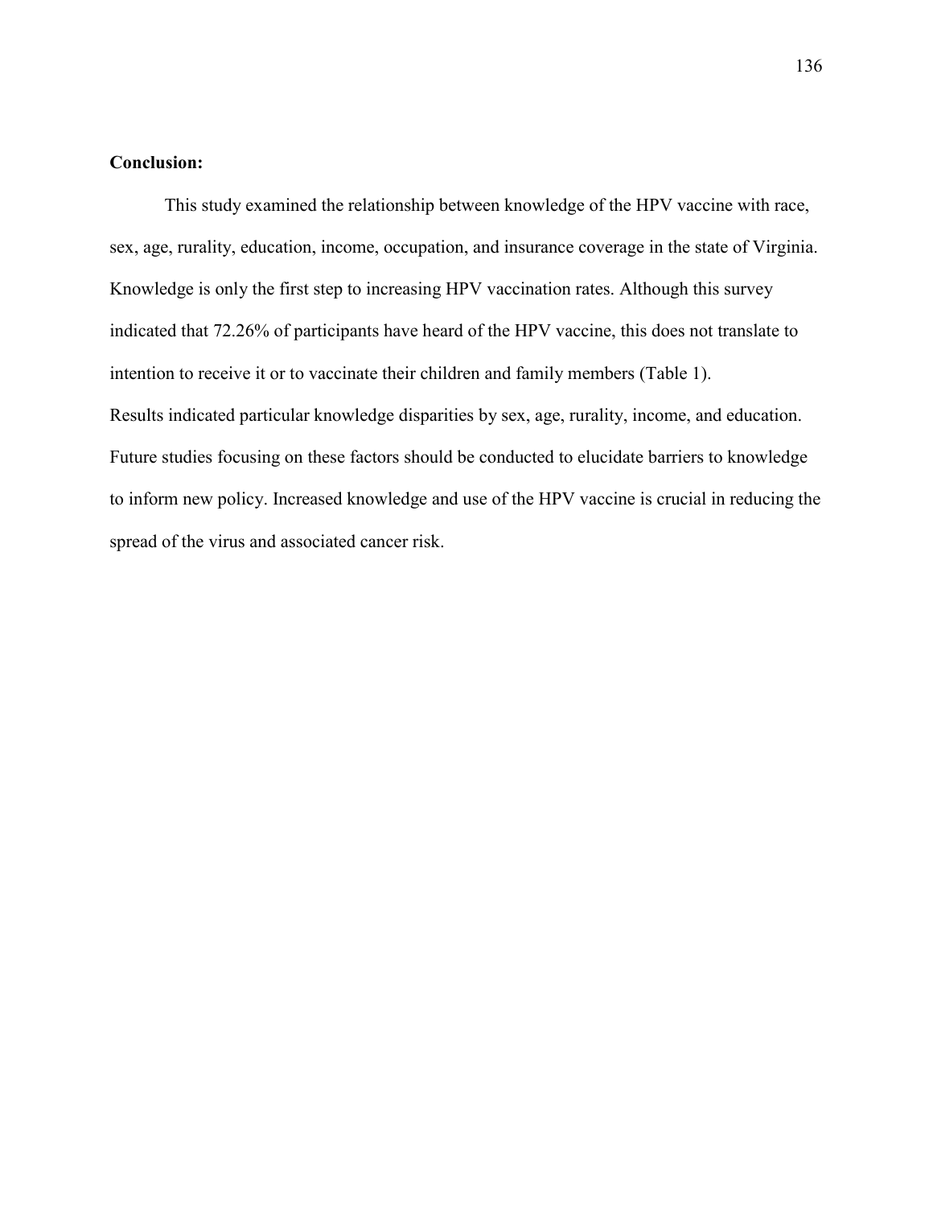**Conclusion:**

This study examined the relationship between knowledge of the HPV vaccine with race, sex, age, rurality, education, income, occupation, and insurance coverage in the state of Virginia. Knowledge is only the first step to increasing HPV vaccination rates. Although this survey indicated that 72.26% of participants have heard of the HPV vaccine, this does not translate to intention to receive it or to vaccinate their children and family members (Table 1).

Results indicated particular knowledge disparities by sex, age, rurality, income, and education. Future studies focusing on these factors should be conducted to elucidate barriers to knowledge to inform new policy. Increased knowledge and use of the HPV vaccine is crucial in reducing the spread of the virus and associated cancer risk.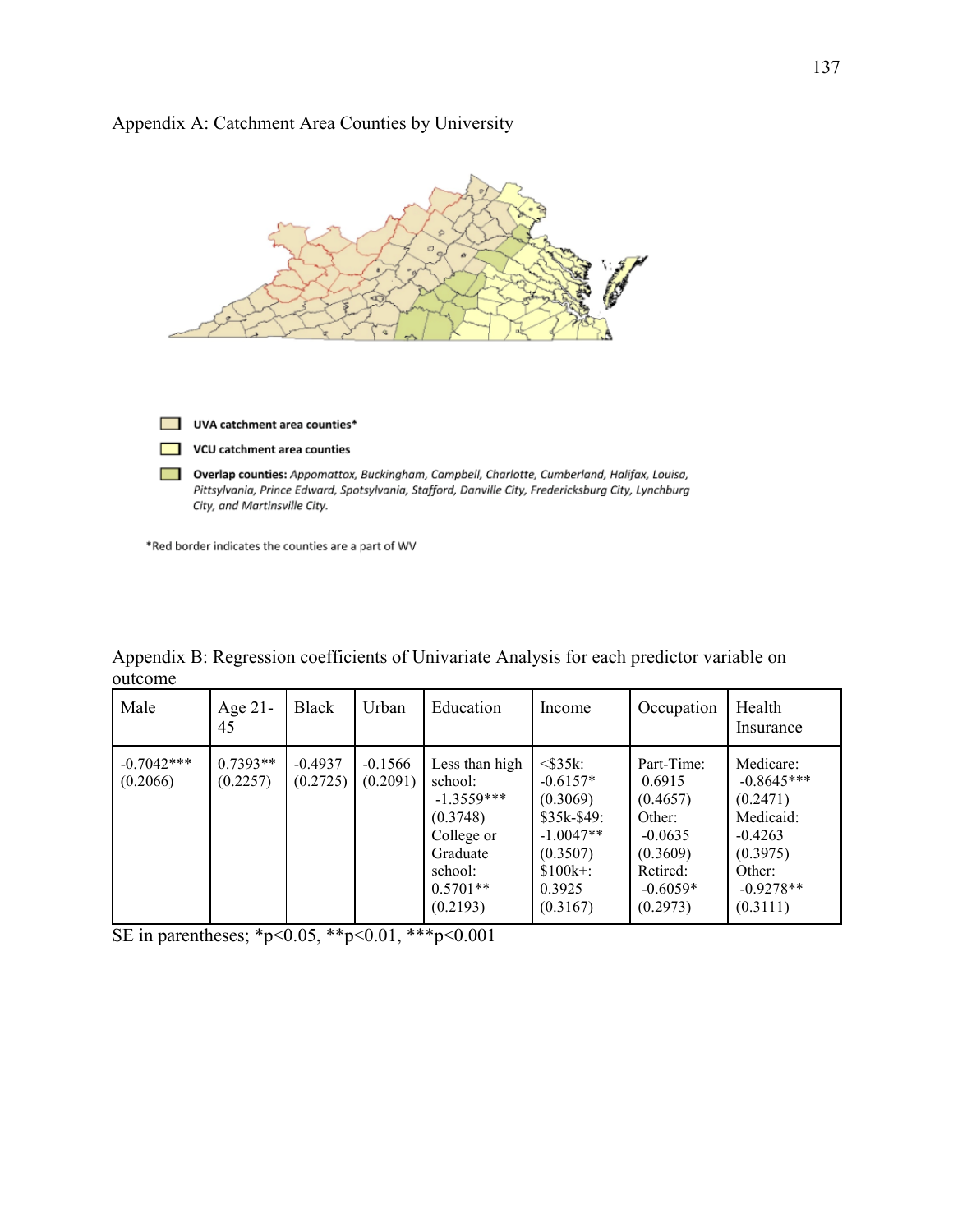Appendix A: Catchment Area Counties by University

UVA catchment area counties*

VCU catchment area counties

**Overlap counties:** *Appomattox, Buckingham, Campbell, Charlotte, Cumberland, Halifax, Louisa, Pittsylvania, Prince Edward, Spotsylvania, Stafford, Danville City, Fredericksburg City, Lynchburg City, and Martinsville City.*

*Red border indicates the counties are a part of WV

Appendix B: Regression coefficients of Univariate Analysis for each predictor variable on outcome

| Male | Age 21-45 | Black | Urban | Education | Income | Occupation | Health Insurance |
|---|---|---|---|---|---|---|---|
| -0.7042*** (0.2066) | 0.7393** (0.2257) | -0.4937 (0.2725) | -0.1566 (0.2091) | Less than high school: -1.3559*** (0.3748) College or Graduate school: 0.5701** (0.2193) | <$35k: -0.6157* (0.3069) $35k-$49: -1.0047** (0.3507) $100k+: 0.3925 (0.3167) | Part-Time: 0.6915 (0.4657) Other: -0.0635 (0.3609) Retired: -0.6059* (0.2973) | Medicare: -0.8645*** (0.2471) Medicaid: -0.4263 (0.3975) Other: -0.9278** (0.3111) |

SE in parentheses; *p<0.05, **p<0.01, ***p<0.001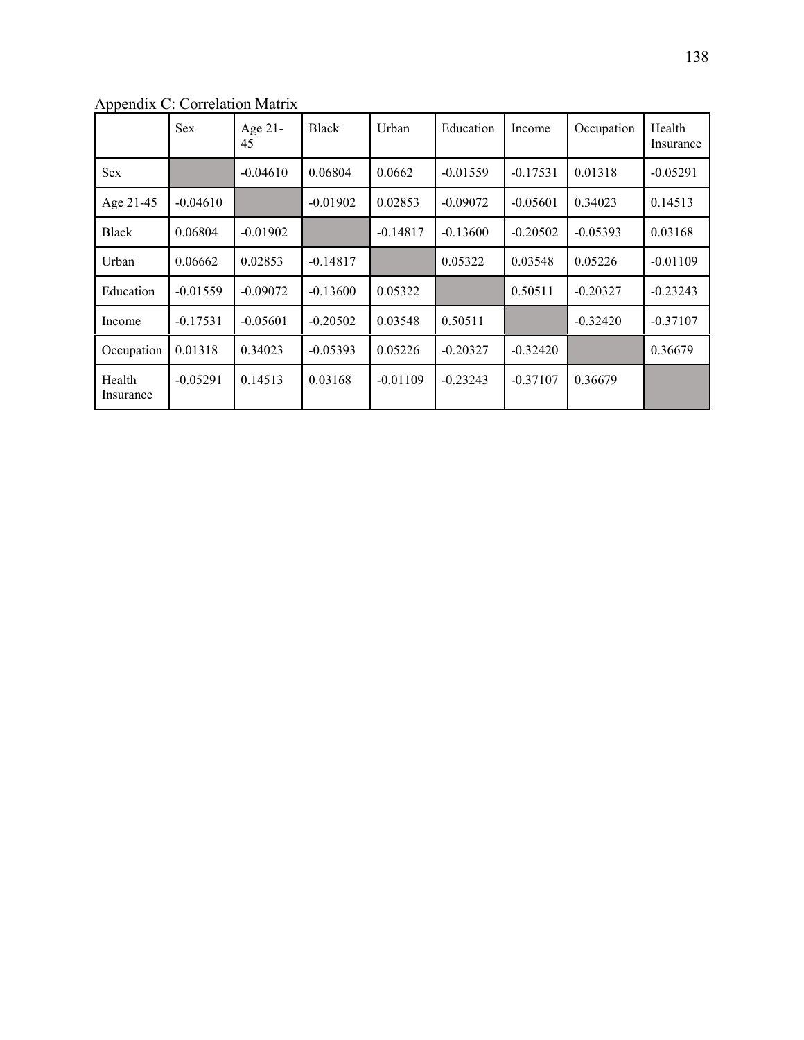Appendix C: Correlation Matrix

| | Sex | Age 21-45 | Black | Urban | Education | Income | Occupation | Health Insurance |
|---|---|---|---|---|---|---|---|---|
| Sex | | -0.04610 | 0.06804 | 0.0662 | -0.01559 | -0.17531 | 0.01318 | -0.05291 |
| Age 21-45 | -0.04610 | | -0.01902 | 0.02853 | -0.09072 | -0.05601 | 0.34023 | 0.14513 |
| Black | 0.06804 | -0.01902 | | -0.14817 | -0.13600 | -0.20502 | -0.05393 | 0.03168 |
| Urban | 0.06662 | 0.02853 | -0.14817 | | 0.05322 | 0.03548 | 0.05226 | -0.01109 |
| Education | -0.01559 | -0.09072 | -0.13600 | 0.05322 | | 0.50511 | -0.20327 | -0.23243 |
| Income | -0.17531 | -0.05601 | -0.20502 | 0.03548 | 0.50511 | | -0.32420 | -0.37107 |
| Occupation | 0.01318 | 0.34023 | -0.05393 | 0.05226 | -0.20327 | -0.32420 | | 0.36679 |
| Health Insurance | -0.05291 | 0.14513 | 0.03168 | -0.01109 | -0.23243 | -0.37107 | 0.36679 | |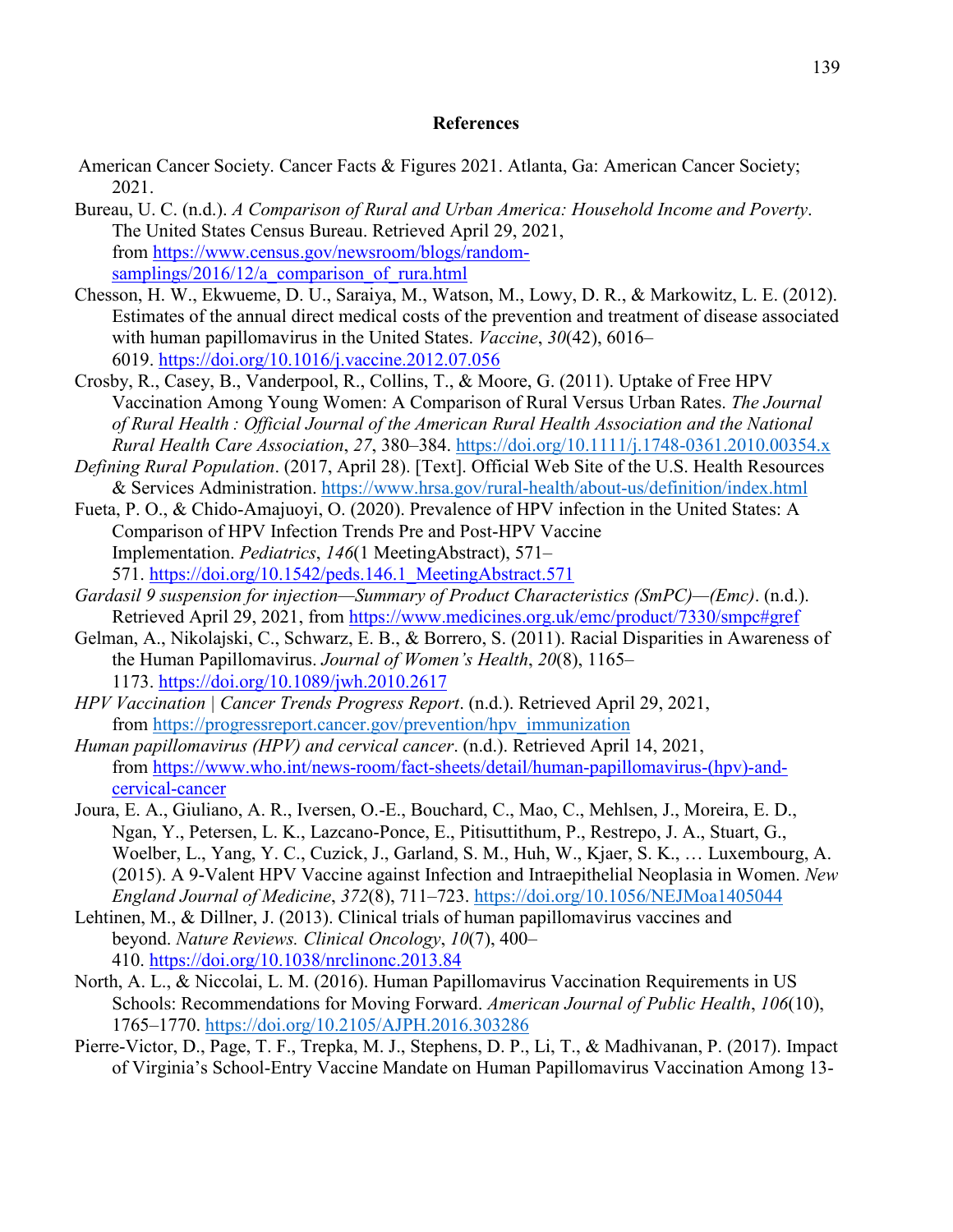**References**

American Cancer Society. Cancer Facts & Figures 2021. Atlanta, Ga: American Cancer Society; 2021.

Bureau, U. C. (n.d.). *A Comparison of Rural and Urban America: Household Income and Poverty*. The United States Census Bureau. Retrieved April 29, 2021, from https://www.census.gov/newsroom/blogs/random-samplings/2016/12/a_comparison_of_rura.html

Chesson, H. W., Ekwueme, D. U., Saraiya, M., Watson, M., Lowy, D. R., & Markowitz, L. E. (2012). Estimates of the annual direct medical costs of the prevention and treatment of disease associated with human papillomavirus in the United States. *Vaccine*, *30*(42), 6016–6019. https://doi.org/10.1016/j.vaccine.2012.07.056

Crosby, R., Casey, B., Vanderpool, R., Collins, T., & Moore, G. (2011). Uptake of Free HPV Vaccination Among Young Women: A Comparison of Rural Versus Urban Rates. *The Journal of Rural Health : Official Journal of the American Rural Health Association and the National Rural Health Care Association*, *27*, 380–384. https://doi.org/10.1111/j.1748-0361.2010.00354.x

*Defining Rural Population*. (2017, April 28). [Text]. Official Web Site of the U.S. Health Resources & Services Administration. https://www.hrsa.gov/rural-health/about-us/definition/index.html

Fueta, P. O., & Chido-Amajuoyi, O. (2020). Prevalence of HPV infection in the United States: A Comparison of HPV Infection Trends Pre and Post-HPV Vaccine Implementation. *Pediatrics*, *146*(1 MeetingAbstract), 571–571. https://doi.org/10.1542/peds.146.1_MeetingAbstract.571

*Gardasil 9 suspension for injection—Summary of Product Characteristics (SmPC)—(Emc)*. (n.d.). Retrieved April 29, 2021, from https://www.medicines.org.uk/emc/product/7330/smpc#gref

Gelman, A., Nikolajski, C., Schwarz, E. B., & Borrero, S. (2011). Racial Disparities in Awareness of the Human Papillomavirus. *Journal of Women's Health*, *20*(8), 1165–1173. https://doi.org/10.1089/jwh.2010.2617

*HPV Vaccination | Cancer Trends Progress Report*. (n.d.). Retrieved April 29, 2021, from https://progressreport.cancer.gov/prevention/hpv_immunization

*Human papillomavirus (HPV) and cervical cancer*. (n.d.). Retrieved April 14, 2021, from https://www.who.int/news-room/fact-sheets/detail/human-papillomavirus-(hpv)-and-cervical-cancer

Joura, E. A., Giuliano, A. R., Iversen, O.-E., Bouchard, C., Mao, C., Mehlsen, J., Moreira, E. D., Ngan, Y., Petersen, L. K., Lazcano-Ponce, E., Pitisuttithum, P., Restrepo, J. A., Stuart, G., Woelber, L., Yang, Y. C., Cuzick, J., Garland, S. M., Huh, W., Kjaer, S. K., … Luxembourg, A. (2015). A 9-Valent HPV Vaccine against Infection and Intraepithelial Neoplasia in Women. *New England Journal of Medicine*, *372*(8), 711–723. https://doi.org/10.1056/NEJMoa1405044

Lehtinen, M., & Dillner, J. (2013). Clinical trials of human papillomavirus vaccines and beyond. *Nature Reviews. Clinical Oncology*, *10*(7), 400–410. https://doi.org/10.1038/nrclinonc.2013.84

North, A. L., & Niccolai, L. M. (2016). Human Papillomavirus Vaccination Requirements in US Schools: Recommendations for Moving Forward. *American Journal of Public Health*, *106*(10), 1765–1770. https://doi.org/10.2105/AJPH.2016.303286

Pierre-Victor, D., Page, T. F., Trepka, M. J., Stephens, D. P., Li, T., & Madhivanan, P. (2017). Impact of Virginia's School-Entry Vaccine Mandate on Human Papillomavirus Vaccination Among 13-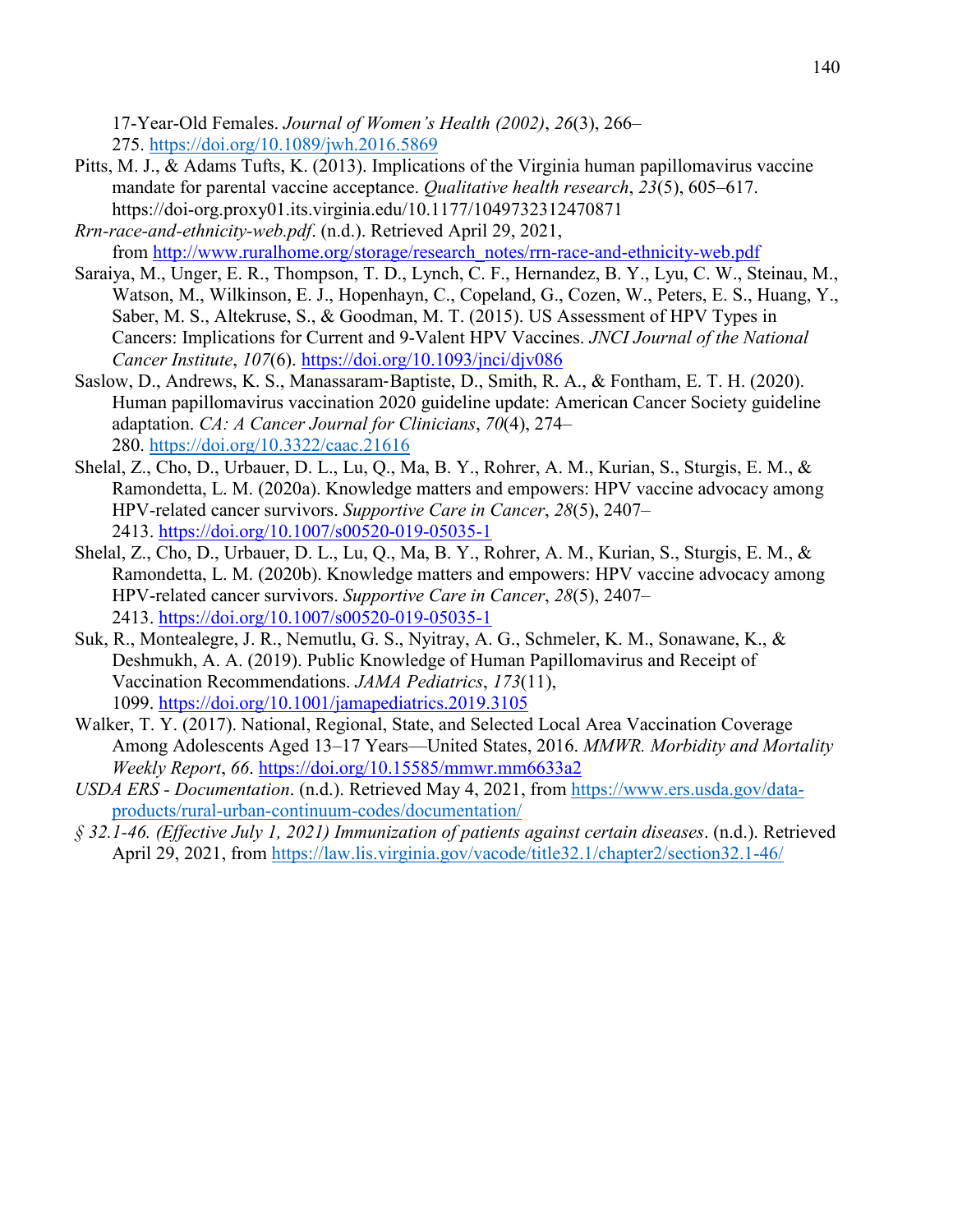17-Year-Old Females. *Journal of Women's Health (2002)*, *26*(3), 266–275. https://doi.org/10.1089/jwh.2016.5869

Pitts, M. J., & Adams Tufts, K. (2013). Implications of the Virginia human papillomavirus vaccine mandate for parental vaccine acceptance. *Qualitative health research*, *23*(5), 605–617. https://doi-org.proxy01.its.virginia.edu/10.1177/1049732312470871

*Rrn-race-and-ethnicity-web.pdf*. (n.d.). Retrieved April 29, 2021, from http://www.ruralhome.org/storage/research_notes/rrn-race-and-ethnicity-web.pdf

Saraiya, M., Unger, E. R., Thompson, T. D., Lynch, C. F., Hernandez, B. Y., Lyu, C. W., Steinau, M., Watson, M., Wilkinson, E. J., Hopenhayn, C., Copeland, G., Cozen, W., Peters, E. S., Huang, Y., Saber, M. S., Altekruse, S., & Goodman, M. T. (2015). US Assessment of HPV Types in Cancers: Implications for Current and 9-Valent HPV Vaccines. *JNCI Journal of the National Cancer Institute*, *107*(6). https://doi.org/10.1093/jnci/djv086

Saslow, D., Andrews, K. S., Manassaram‐Baptiste, D., Smith, R. A., & Fontham, E. T. H. (2020). Human papillomavirus vaccination 2020 guideline update: American Cancer Society guideline adaptation. *CA: A Cancer Journal for Clinicians*, *70*(4), 274–280. https://doi.org/10.3322/caac.21616

Shelal, Z., Cho, D., Urbauer, D. L., Lu, Q., Ma, B. Y., Rohrer, A. M., Kurian, S., Sturgis, E. M., & Ramondetta, L. M. (2020a). Knowledge matters and empowers: HPV vaccine advocacy among HPV-related cancer survivors. *Supportive Care in Cancer*, *28*(5), 2407–2413. https://doi.org/10.1007/s00520-019-05035-1

Shelal, Z., Cho, D., Urbauer, D. L., Lu, Q., Ma, B. Y., Rohrer, A. M., Kurian, S., Sturgis, E. M., & Ramondetta, L. M. (2020b). Knowledge matters and empowers: HPV vaccine advocacy among HPV-related cancer survivors. *Supportive Care in Cancer*, *28*(5), 2407–2413. https://doi.org/10.1007/s00520-019-05035-1

Suk, R., Montealegre, J. R., Nemutlu, G. S., Nyitray, A. G., Schmeler, K. M., Sonawane, K., & Deshmukh, A. A. (2019). Public Knowledge of Human Papillomavirus and Receipt of Vaccination Recommendations. *JAMA Pediatrics*, *173*(11), 1099. https://doi.org/10.1001/jamapediatrics.2019.3105

Walker, T. Y. (2017). National, Regional, State, and Selected Local Area Vaccination Coverage Among Adolescents Aged 13–17 Years—United States, 2016. *MMWR. Morbidity and Mortality Weekly Report*, *66*. https://doi.org/10.15585/mmwr.mm6633a2

*USDA ERS - Documentation*. (n.d.). Retrieved May 4, 2021, from https://www.ers.usda.gov/data-products/rural-urban-continuum-codes/documentation/

*§ 32.1-46. (Effective July 1, 2021) Immunization of patients against certain diseases*. (n.d.). Retrieved April 29, 2021, from https://law.lis.virginia.gov/vacode/title32.1/chapter2/section32.1-46/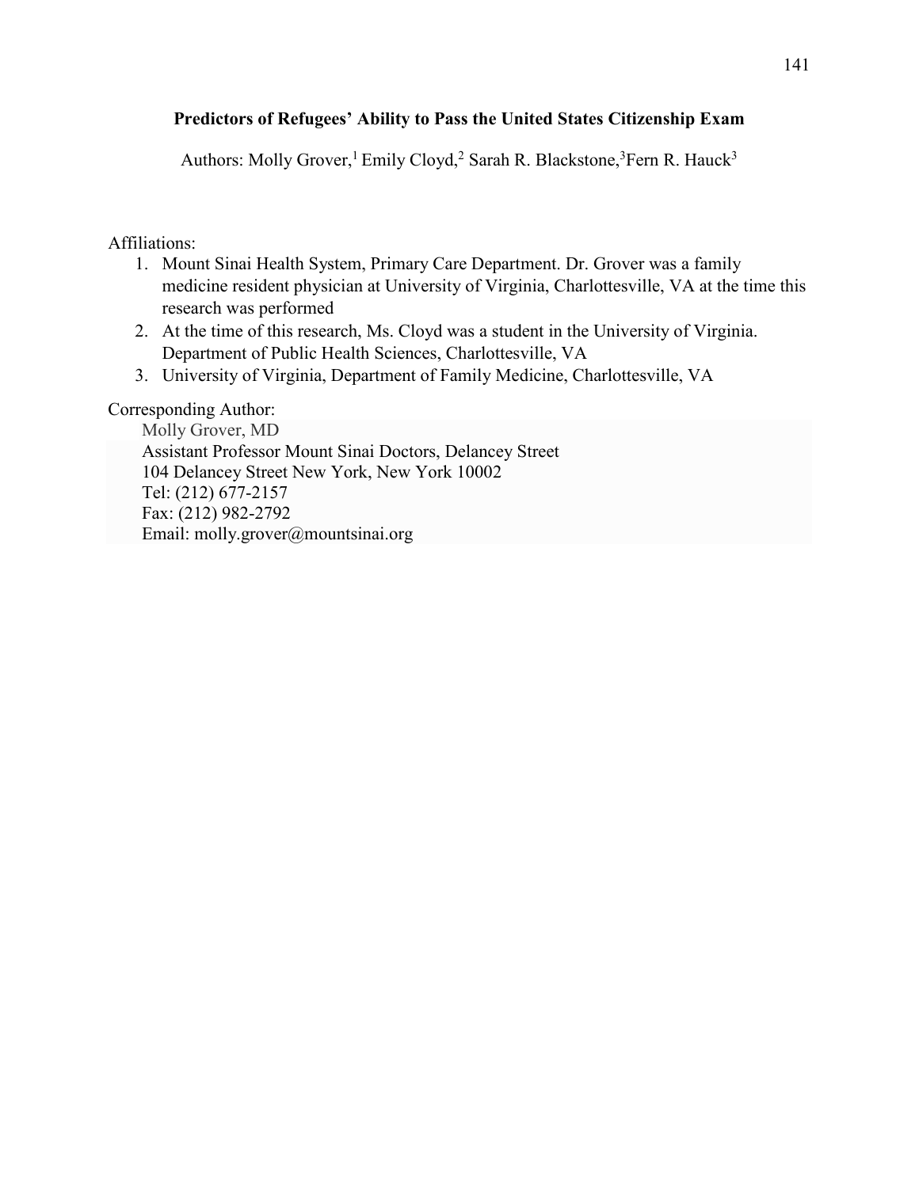**Predictors of Refugees' Ability to Pass the United States Citizenship Exam**

Authors: Molly Grover,[1] Emily Cloyd,[2] Sarah R. Blackstone,[3] Fern R. Hauck[3]

Affiliations:

1. Mount Sinai Health System, Primary Care Department. Dr. Grover was a family medicine resident physician at University of Virginia, Charlottesville, VA at the time this research was performed
2. At the time of this research, Ms. Cloyd was a student in the University of Virginia. Department of Public Health Sciences, Charlottesville, VA
3. University of Virginia, Department of Family Medicine, Charlottesville, VA

Corresponding Author:

Molly Grover, MD
Assistant Professor Mount Sinai Doctors, Delancey Street
104 Delancey Street New York, New York 10002
Tel: (212) 677-2157
Fax: (212) 982-2792
Email: molly.grover@mountsinai.org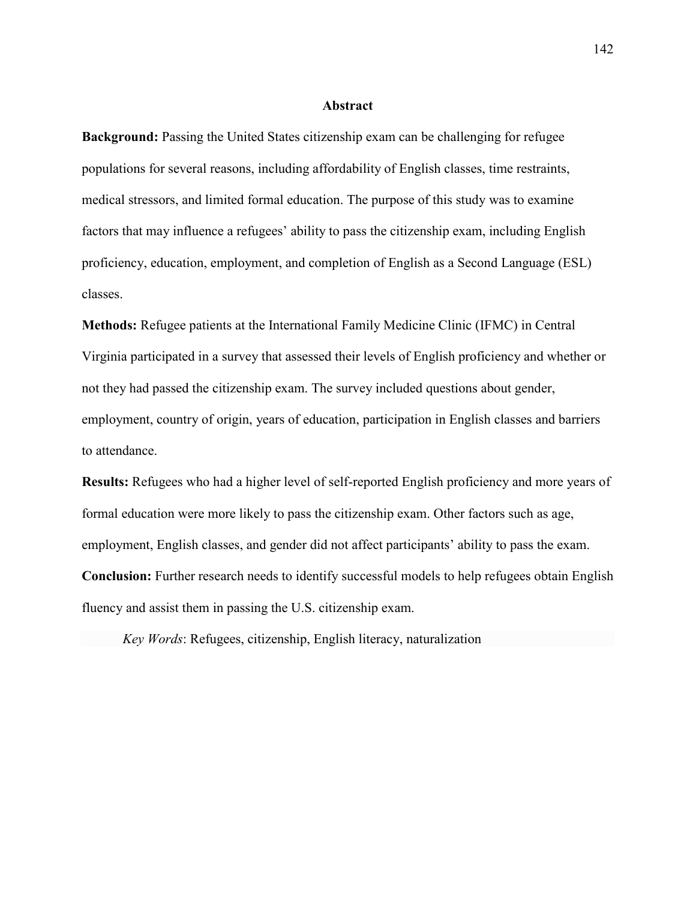## Abstract

**Background:** Passing the United States citizenship exam can be challenging for refugee populations for several reasons, including affordability of English classes, time restraints, medical stressors, and limited formal education. The purpose of this study was to examine factors that may influence a refugees' ability to pass the citizenship exam, including English proficiency, education, employment, and completion of English as a Second Language (ESL) classes.

**Methods:** Refugee patients at the International Family Medicine Clinic (IFMC) in Central Virginia participated in a survey that assessed their levels of English proficiency and whether or not they had passed the citizenship exam. The survey included questions about gender, employment, country of origin, years of education, participation in English classes and barriers to attendance.

**Results:** Refugees who had a higher level of self-reported English proficiency and more years of formal education were more likely to pass the citizenship exam. Other factors such as age, employment, English classes, and gender did not affect participants' ability to pass the exam.

**Conclusion:** Further research needs to identify successful models to help refugees obtain English fluency and assist them in passing the U.S. citizenship exam.

*Key Words*: Refugees, citizenship, English literacy, naturalization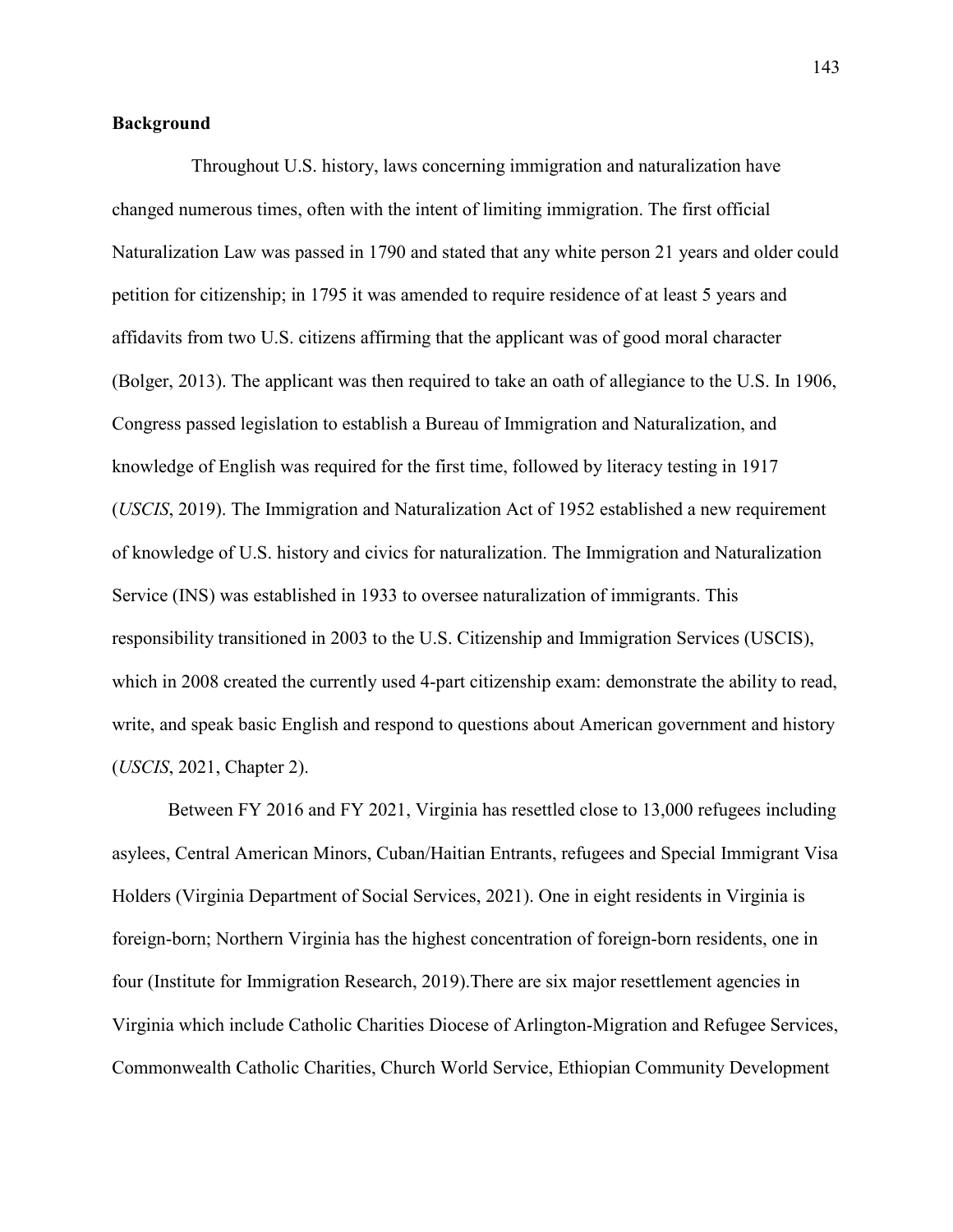**Background**

Throughout U.S. history, laws concerning immigration and naturalization have changed numerous times, often with the intent of limiting immigration. The first official Naturalization Law was passed in 1790 and stated that any white person 21 years and older could petition for citizenship; in 1795 it was amended to require residence of at least 5 years and affidavits from two U.S. citizens affirming that the applicant was of good moral character (Bolger, 2013). The applicant was then required to take an oath of allegiance to the U.S. In 1906, Congress passed legislation to establish a Bureau of Immigration and Naturalization, and knowledge of English was required for the first time, followed by literacy testing in 1917 (*USCIS*, 2019). The Immigration and Naturalization Act of 1952 established a new requirement of knowledge of U.S. history and civics for naturalization. The Immigration and Naturalization Service (INS) was established in 1933 to oversee naturalization of immigrants. This responsibility transitioned in 2003 to the U.S. Citizenship and Immigration Services (USCIS), which in 2008 created the currently used 4-part citizenship exam: demonstrate the ability to read, write, and speak basic English and respond to questions about American government and history (*USCIS*, 2021, Chapter 2).

Between FY 2016 and FY 2021, Virginia has resettled close to 13,000 refugees including asylees, Central American Minors, Cuban/Haitian Entrants, refugees and Special Immigrant Visa Holders (Virginia Department of Social Services, 2021). One in eight residents in Virginia is foreign-born; Northern Virginia has the highest concentration of foreign-born residents, one in four (Institute for Immigration Research, 2019).There are six major resettlement agencies in Virginia which include Catholic Charities Diocese of Arlington-Migration and Refugee Services, Commonwealth Catholic Charities, Church World Service, Ethiopian Community Development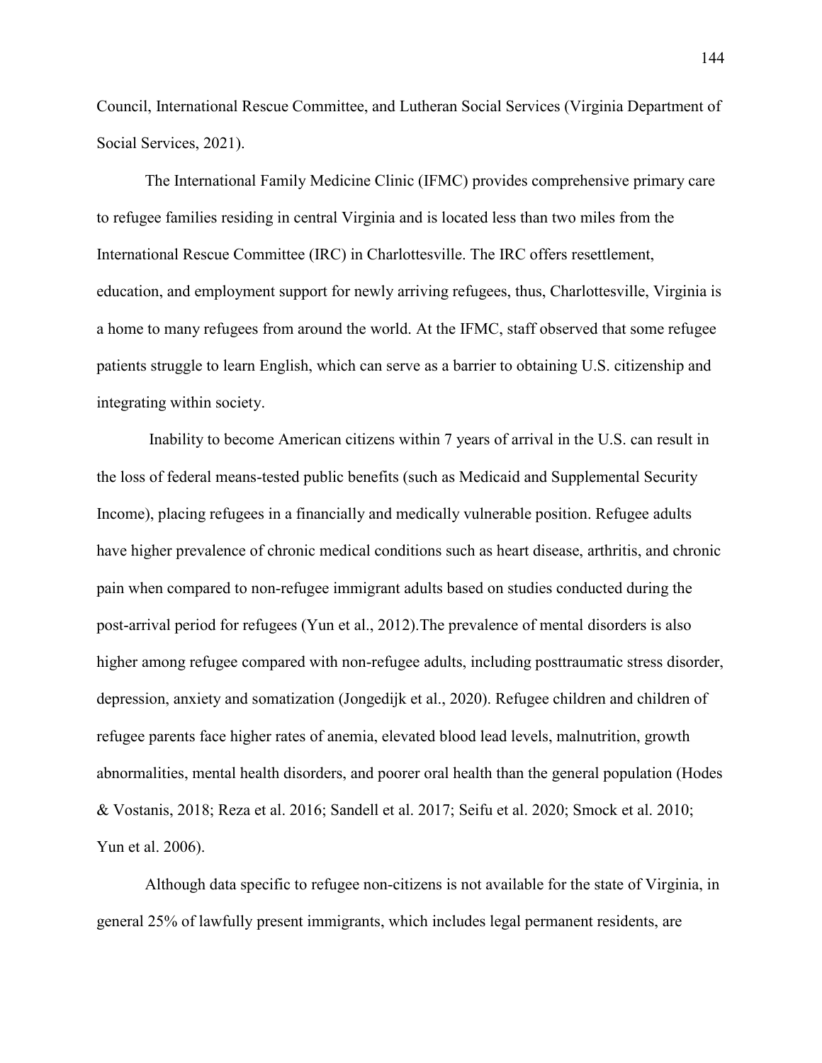Council, International Rescue Committee, and Lutheran Social Services (Virginia Department of Social Services, 2021).

The International Family Medicine Clinic (IFMC) provides comprehensive primary care to refugee families residing in central Virginia and is located less than two miles from the International Rescue Committee (IRC) in Charlottesville. The IRC offers resettlement, education, and employment support for newly arriving refugees, thus, Charlottesville, Virginia is a home to many refugees from around the world. At the IFMC, staff observed that some refugee patients struggle to learn English, which can serve as a barrier to obtaining U.S. citizenship and integrating within society.

Inability to become American citizens within 7 years of arrival in the U.S. can result in the loss of federal means-tested public benefits (such as Medicaid and Supplemental Security Income), placing refugees in a financially and medically vulnerable position. Refugee adults have higher prevalence of chronic medical conditions such as heart disease, arthritis, and chronic pain when compared to non-refugee immigrant adults based on studies conducted during the post-arrival period for refugees (Yun et al., 2012).The prevalence of mental disorders is also higher among refugee compared with non-refugee adults, including posttraumatic stress disorder, depression, anxiety and somatization (Jongedijk et al., 2020). Refugee children and children of refugee parents face higher rates of anemia, elevated blood lead levels, malnutrition, growth abnormalities, mental health disorders, and poorer oral health than the general population (Hodes & Vostanis, 2018; Reza et al. 2016; Sandell et al. 2017; Seifu et al. 2020; Smock et al. 2010; Yun et al. 2006).

Although data specific to refugee non-citizens is not available for the state of Virginia, in general 25% of lawfully present immigrants, which includes legal permanent residents, are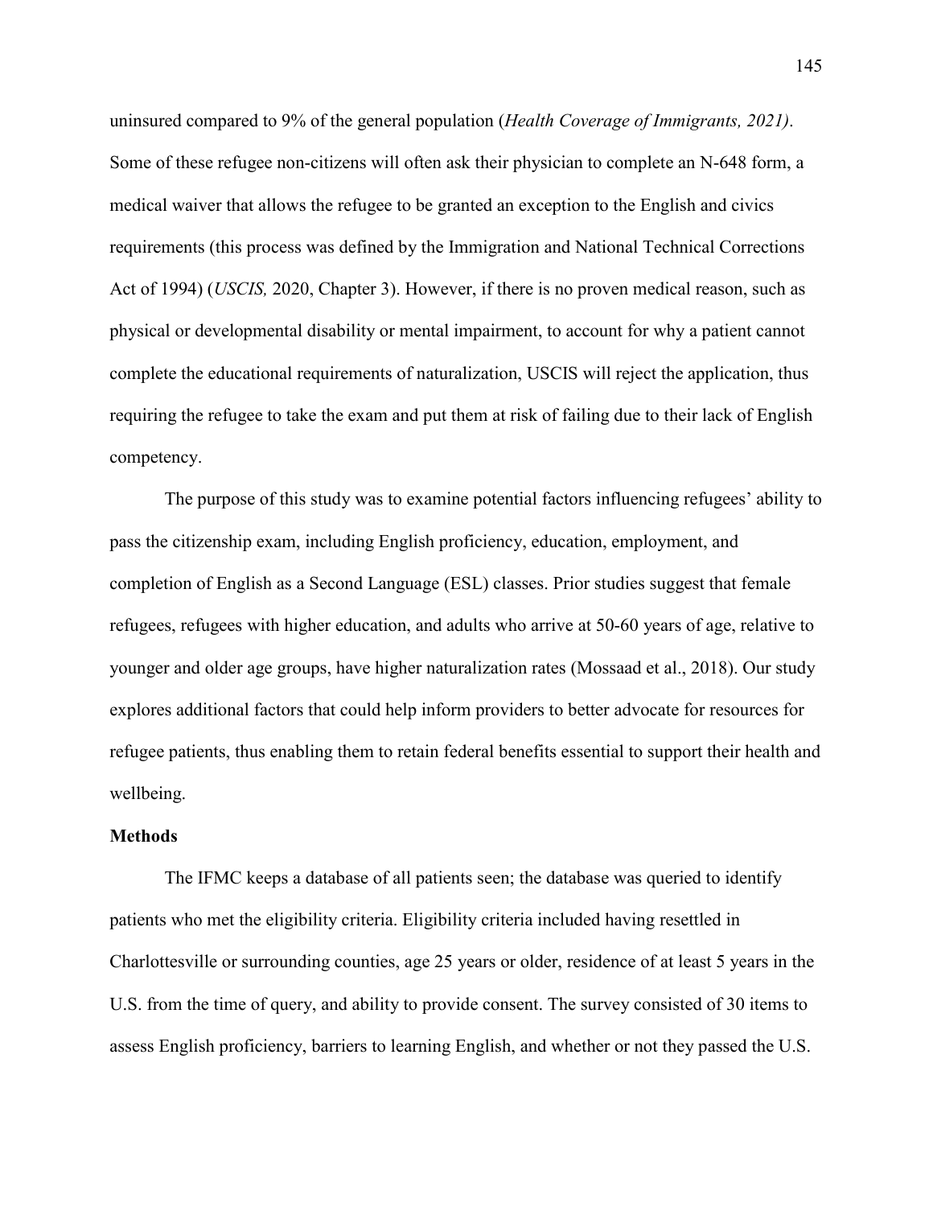uninsured compared to 9% of the general population (*Health Coverage of Immigrants, 2021)*. Some of these refugee non-citizens will often ask their physician to complete an N-648 form, a medical waiver that allows the refugee to be granted an exception to the English and civics requirements (this process was defined by the Immigration and National Technical Corrections Act of 1994) (*USCIS,* 2020, Chapter 3). However, if there is no proven medical reason, such as physical or developmental disability or mental impairment, to account for why a patient cannot complete the educational requirements of naturalization, USCIS will reject the application, thus requiring the refugee to take the exam and put them at risk of failing due to their lack of English competency.

The purpose of this study was to examine potential factors influencing refugees' ability to pass the citizenship exam, including English proficiency, education, employment, and completion of English as a Second Language (ESL) classes. Prior studies suggest that female refugees, refugees with higher education, and adults who arrive at 50-60 years of age, relative to younger and older age groups, have higher naturalization rates (Mossaad et al., 2018). Our study explores additional factors that could help inform providers to better advocate for resources for refugee patients, thus enabling them to retain federal benefits essential to support their health and wellbeing.

**Methods**

The IFMC keeps a database of all patients seen; the database was queried to identify patients who met the eligibility criteria. Eligibility criteria included having resettled in Charlottesville or surrounding counties, age 25 years or older, residence of at least 5 years in the U.S. from the time of query, and ability to provide consent. The survey consisted of 30 items to assess English proficiency, barriers to learning English, and whether or not they passed the U.S.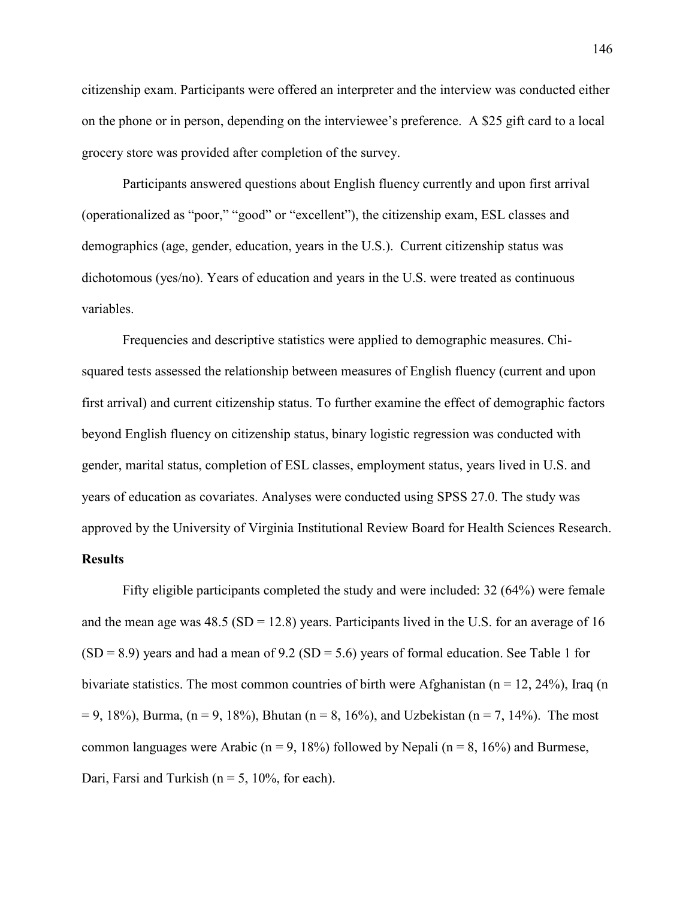citizenship exam. Participants were offered an interpreter and the interview was conducted either on the phone or in person, depending on the interviewee's preference. A $25 gift card to a local grocery store was provided after completion of the survey.

Participants answered questions about English fluency currently and upon first arrival (operationalized as "poor," "good" or "excellent"), the citizenship exam, ESL classes and demographics (age, gender, education, years in the U.S.). Current citizenship status was dichotomous (yes/no). Years of education and years in the U.S. were treated as continuous variables.

Frequencies and descriptive statistics were applied to demographic measures. Chi-squared tests assessed the relationship between measures of English fluency (current and upon first arrival) and current citizenship status. To further examine the effect of demographic factors beyond English fluency on citizenship status, binary logistic regression was conducted with gender, marital status, completion of ESL classes, employment status, years lived in U.S. and years of education as covariates. Analyses were conducted using SPSS 27.0. The study was approved by the University of Virginia Institutional Review Board for Health Sciences Research.

**Results**

Fifty eligible participants completed the study and were included: 32 (64%) were female and the mean age was 48.5 (SD = 12.8) years. Participants lived in the U.S. for an average of 16 (SD = 8.9) years and had a mean of 9.2 (SD = 5.6) years of formal education. See Table 1 for bivariate statistics. The most common countries of birth were Afghanistan (n = 12, 24%), Iraq (n = 9, 18%), Burma, (n = 9, 18%), Bhutan (n = 8, 16%), and Uzbekistan (n = 7, 14%). The most common languages were Arabic (n = 9, 18%) followed by Nepali (n = 8, 16%) and Burmese, Dari, Farsi and Turkish (n = 5, 10%, for each).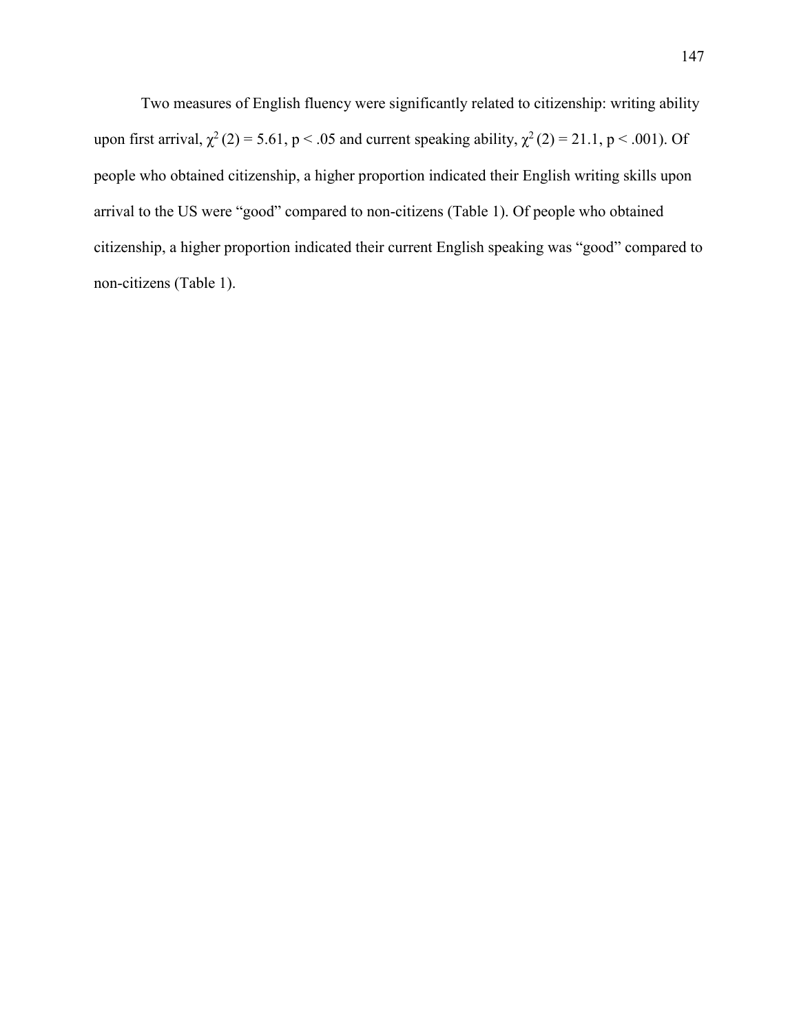Two measures of English fluency were significantly related to citizenship: writing ability upon first arrival, $\chi^2(2) = 5.61$, $p < .05$ and current speaking ability, $\chi^2(2) = 21.1$, $p < .001$). Of people who obtained citizenship, a higher proportion indicated their English writing skills upon arrival to the US were “good” compared to non-citizens (Table 1). Of people who obtained citizenship, a higher proportion indicated their current English speaking was “good” compared to non-citizens (Table 1).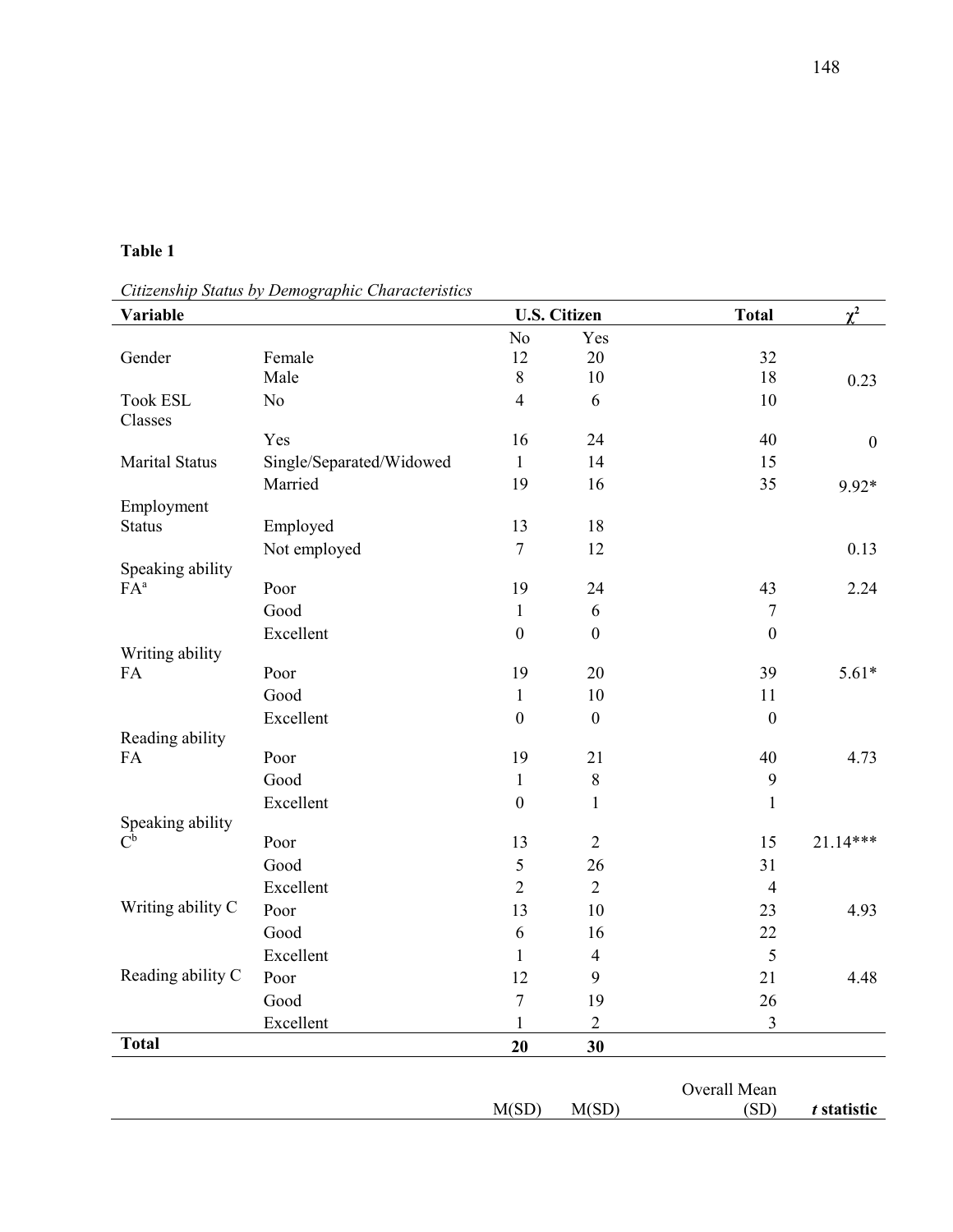**Table 1**

*Citizenship Status by Demographic Characteristics*

| Variable | | U.S. Citizen | | Total | $\chi^2$ |
|---|---|---|---|---|---|
| | | No | Yes | | |
| Gender | Female | 12 | 20 | 32 | |
| | Male | 8 | 10 | 18 | 0.23 |
| Took ESL Classes | No | 4 | 6 | 10 | |
| | Yes | 16 | 24 | 40 | 0 |
| Marital Status | Single/Separated/Widowed | 1 | 14 | 15 | |
| | Married | 19 | 16 | 35 | 9.92* |
| Employment Status | Employed | 13 | 18 | | |
| | Not employed | 7 | 12 | | 0.13 |
| Speaking ability FA[a] | Poor | 19 | 24 | 43 | 2.24 |
| | Good | 1 | 6 | 7 | |
| | Excellent | 0 | 0 | 0 | |
| Writing ability FA | Poor | 19 | 20 | 39 | 5.61* |
| | Good | 1 | 10 | 11 | |
| | Excellent | 0 | 0 | 0 | |
| Reading ability FA | Poor | 19 | 21 | 40 | 4.73 |
| | Good | 1 | 8 | 9 | |
| | Excellent | 0 | 1 | 1 | |
| Speaking ability C[b] | Poor | 13 | 2 | 15 | 21.14*** |
| | Good | 5 | 26 | 31 | |
| | Excellent | 2 | 2 | 4 | |
| Writing ability C | Poor | 13 | 10 | 23 | 4.93 |
| | Good | 6 | 16 | 22 | |
| | Excellent | 1 | 4 | 5 | |
| Reading ability C | Poor | 12 | 9 | 21 | 4.48 |
| | Good | 7 | 19 | 26 | |
| | Excellent | 1 | 2 | 3 | |
| **Total** | | **20** | **30** | | |

| | | M(SD) | M(SD) | Overall Mean (SD) | ***t* statistic** |
|---|---|---|---|---|---|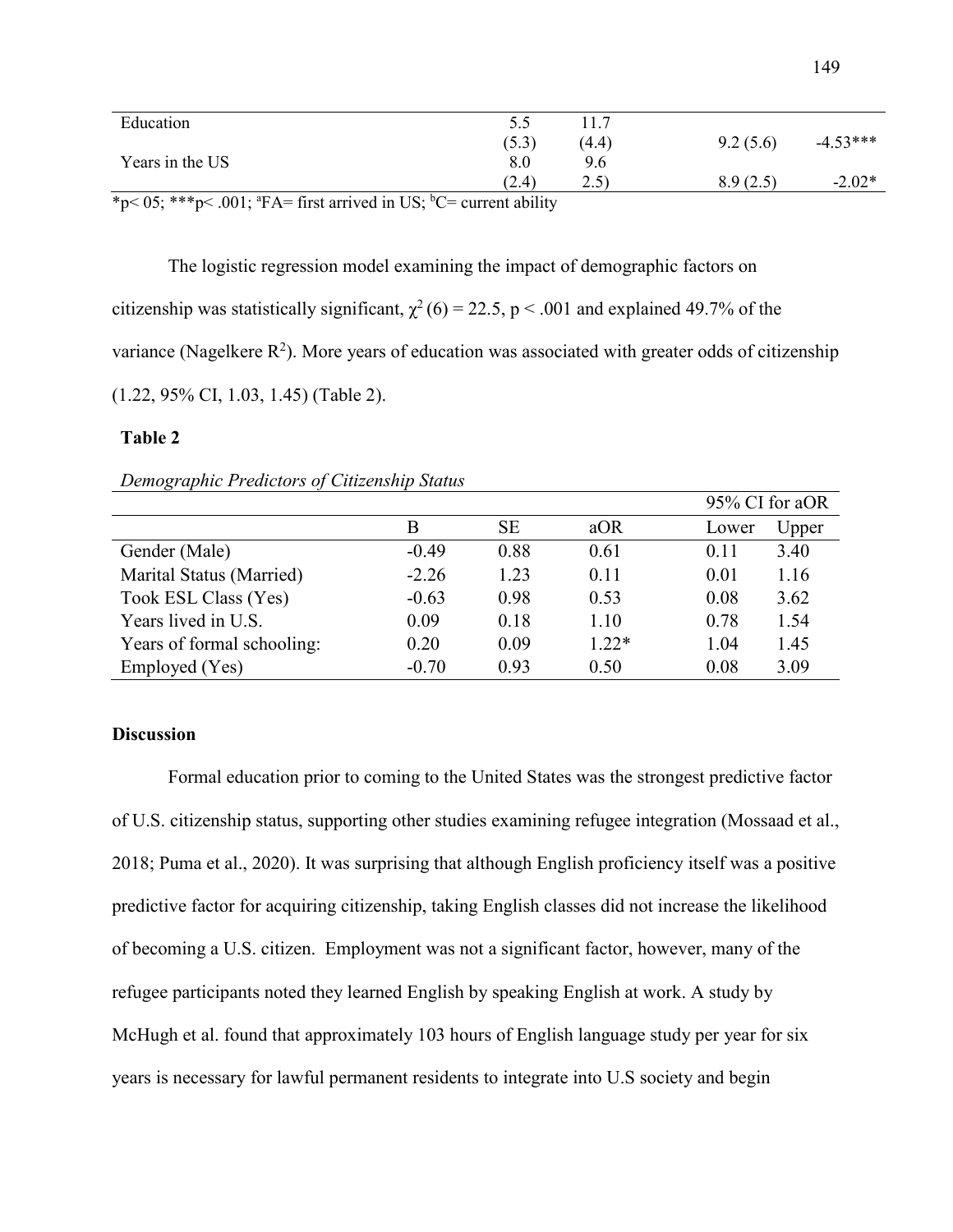| | | | | |
|---|---|---|---|---|
| Education | 5.5 (5.3) | 11.7 (4.4) | 9.2 (5.6) | -4.53*** |
| Years in the US | 8.0 (2.4) | 9.6 2.5) | 8.9 (2.5) | -2.02* |

*p< 05; ***p< .001; [a]FA= first arrived in US; [b]C= current ability

The logistic regression model examining the impact of demographic factors on citizenship was statistically significant, $\chi^2 (6) = 22.5$, $p < .001$ and explained 49.7% of the variance (Nagelkere $R^2$). More years of education was associated with greater odds of citizenship (1.22, 95% CI, 1.03, 1.45) (Table 2).

**Table 2**

*Demographic Predictors of Citizenship Status*

| | | | | 95% CI for aOR | |
|---|---|---|---|---|---|
| | B | SE | aOR | Lower | Upper |
| Gender (Male) | -0.49 | 0.88 | 0.61 | 0.11 | 3.40 |
| Marital Status (Married) | -2.26 | 1.23 | 0.11 | 0.01 | 1.16 |
| Took ESL Class (Yes) | -0.63 | 0.98 | 0.53 | 0.08 | 3.62 |
| Years lived in U.S. | 0.09 | 0.18 | 1.10 | 0.78 | 1.54 |
| Years of formal schooling: | 0.20 | 0.09 | 1.22* | 1.04 | 1.45 |
| Employed (Yes) | -0.70 | 0.93 | 0.50 | 0.08 | 3.09 |

**Discussion**

Formal education prior to coming to the United States was the strongest predictive factor of U.S. citizenship status, supporting other studies examining refugee integration (Mossaad et al., 2018; Puma et al., 2020). It was surprising that although English proficiency itself was a positive predictive factor for acquiring citizenship, taking English classes did not increase the likelihood of becoming a U.S. citizen. Employment was not a significant factor, however, many of the refugee participants noted they learned English by speaking English at work. A study by McHugh et al. found that approximately 103 hours of English language study per year for six years is necessary for lawful permanent residents to integrate into U.S society and begin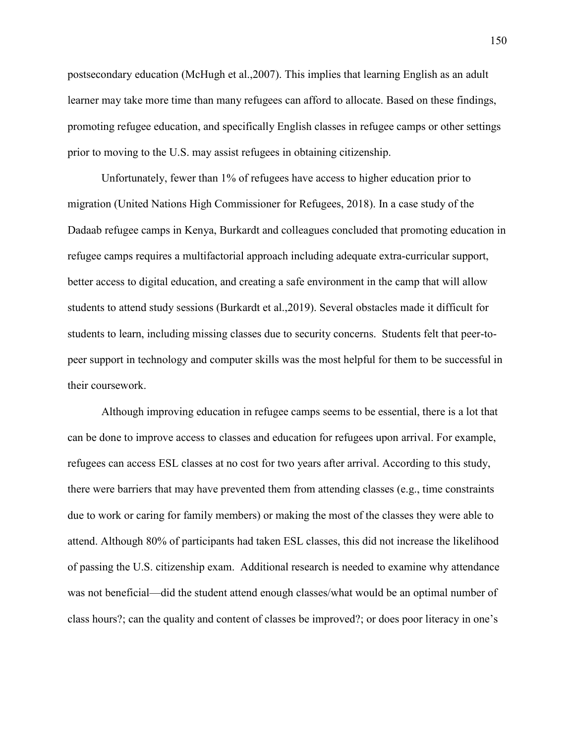postsecondary education (McHugh et al.,2007). This implies that learning English as an adult learner may take more time than many refugees can afford to allocate. Based on these findings, promoting refugee education, and specifically English classes in refugee camps or other settings prior to moving to the U.S. may assist refugees in obtaining citizenship.

Unfortunately, fewer than 1% of refugees have access to higher education prior to migration (United Nations High Commissioner for Refugees, 2018). In a case study of the Dadaab refugee camps in Kenya, Burkardt and colleagues concluded that promoting education in refugee camps requires a multifactorial approach including adequate extra-curricular support, better access to digital education, and creating a safe environment in the camp that will allow students to attend study sessions (Burkardt et al.,2019). Several obstacles made it difficult for students to learn, including missing classes due to security concerns. Students felt that peer-to-peer support in technology and computer skills was the most helpful for them to be successful in their coursework.

Although improving education in refugee camps seems to be essential, there is a lot that can be done to improve access to classes and education for refugees upon arrival. For example, refugees can access ESL classes at no cost for two years after arrival. According to this study, there were barriers that may have prevented them from attending classes (e.g., time constraints due to work or caring for family members) or making the most of the classes they were able to attend. Although 80% of participants had taken ESL classes, this did not increase the likelihood of passing the U.S. citizenship exam. Additional research is needed to examine why attendance was not beneficial—did the student attend enough classes/what would be an optimal number of class hours?; can the quality and content of classes be improved?; or does poor literacy in one's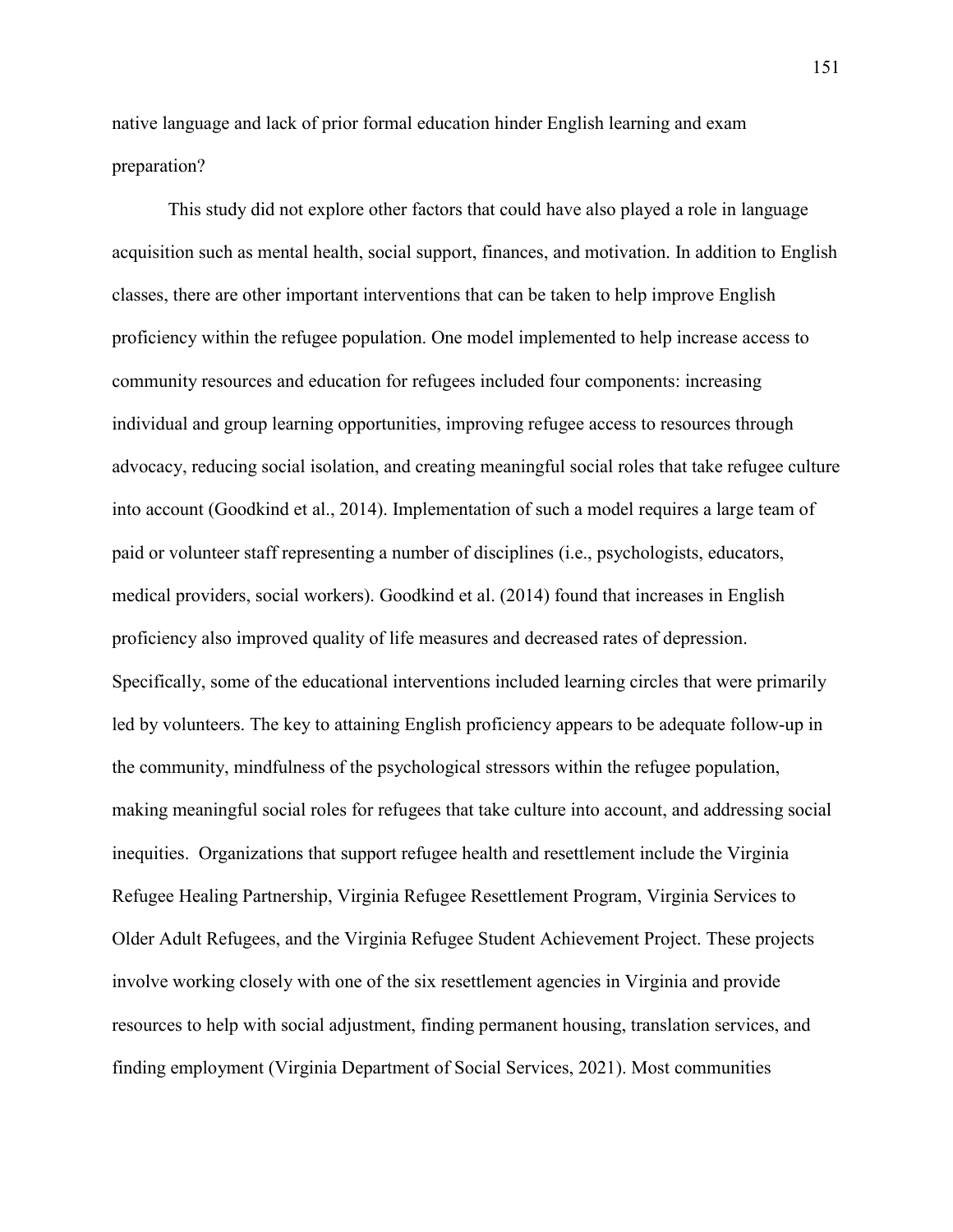native language and lack of prior formal education hinder English learning and exam preparation?

This study did not explore other factors that could have also played a role in language acquisition such as mental health, social support, finances, and motivation. In addition to English classes, there are other important interventions that can be taken to help improve English proficiency within the refugee population. One model implemented to help increase access to community resources and education for refugees included four components: increasing individual and group learning opportunities, improving refugee access to resources through advocacy, reducing social isolation, and creating meaningful social roles that take refugee culture into account (Goodkind et al., 2014). Implementation of such a model requires a large team of paid or volunteer staff representing a number of disciplines (i.e., psychologists, educators, medical providers, social workers). Goodkind et al. (2014) found that increases in English proficiency also improved quality of life measures and decreased rates of depression. Specifically, some of the educational interventions included learning circles that were primarily led by volunteers. The key to attaining English proficiency appears to be adequate follow-up in the community, mindfulness of the psychological stressors within the refugee population, making meaningful social roles for refugees that take culture into account, and addressing social inequities. Organizations that support refugee health and resettlement include the Virginia Refugee Healing Partnership, Virginia Refugee Resettlement Program, Virginia Services to Older Adult Refugees, and the Virginia Refugee Student Achievement Project. These projects involve working closely with one of the six resettlement agencies in Virginia and provide resources to help with social adjustment, finding permanent housing, translation services, and finding employment (Virginia Department of Social Services, 2021). Most communities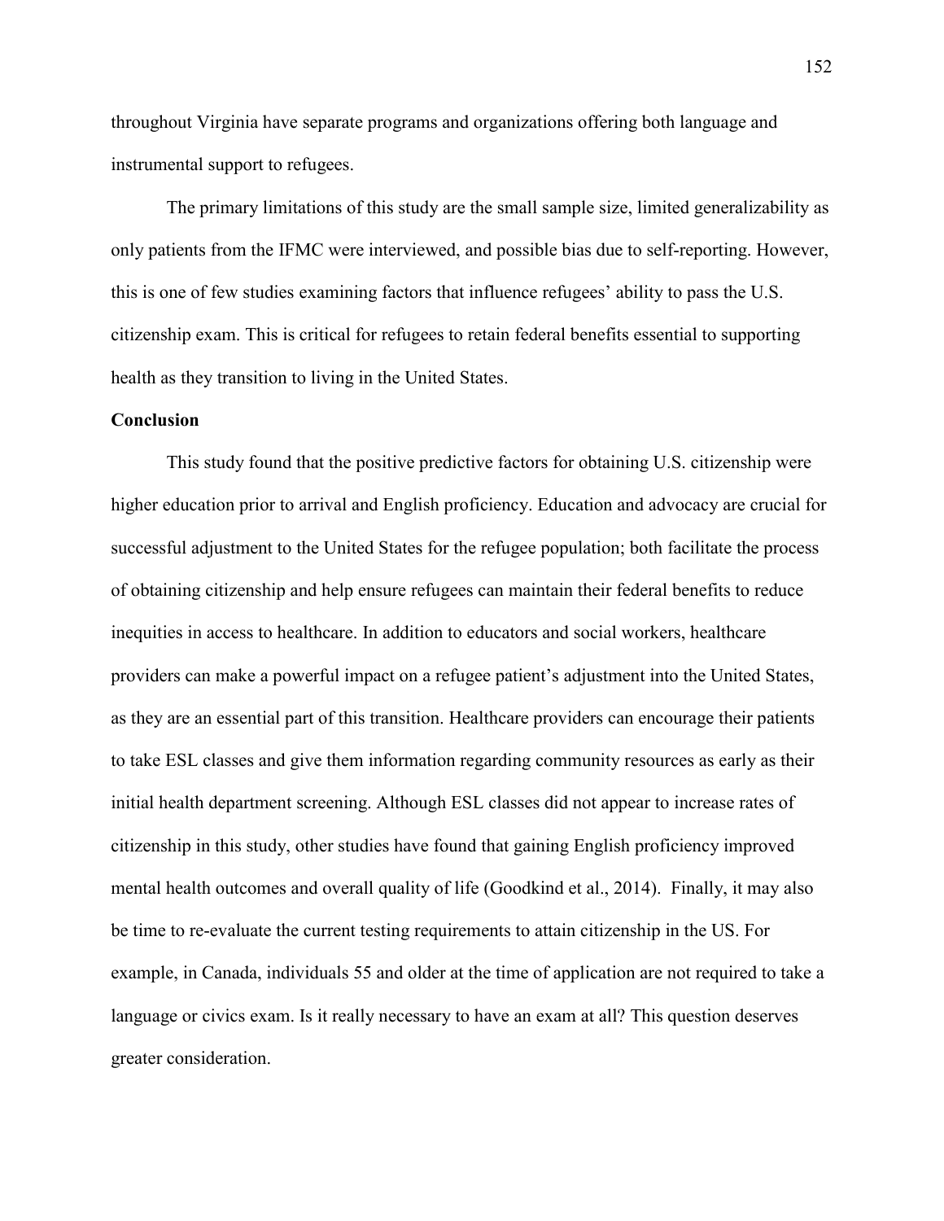throughout Virginia have separate programs and organizations offering both language and instrumental support to refugees.

The primary limitations of this study are the small sample size, limited generalizability as only patients from the IFMC were interviewed, and possible bias due to self-reporting. However, this is one of few studies examining factors that influence refugees' ability to pass the U.S. citizenship exam. This is critical for refugees to retain federal benefits essential to supporting health as they transition to living in the United States.

**Conclusion**

This study found that the positive predictive factors for obtaining U.S. citizenship were higher education prior to arrival and English proficiency. Education and advocacy are crucial for successful adjustment to the United States for the refugee population; both facilitate the process of obtaining citizenship and help ensure refugees can maintain their federal benefits to reduce inequities in access to healthcare. In addition to educators and social workers, healthcare providers can make a powerful impact on a refugee patient's adjustment into the United States, as they are an essential part of this transition. Healthcare providers can encourage their patients to take ESL classes and give them information regarding community resources as early as their initial health department screening. Although ESL classes did not appear to increase rates of citizenship in this study, other studies have found that gaining English proficiency improved mental health outcomes and overall quality of life (Goodkind et al., 2014). Finally, it may also be time to re-evaluate the current testing requirements to attain citizenship in the US. For example, in Canada, individuals 55 and older at the time of application are not required to take a language or civics exam. Is it really necessary to have an exam at all? This question deserves greater consideration.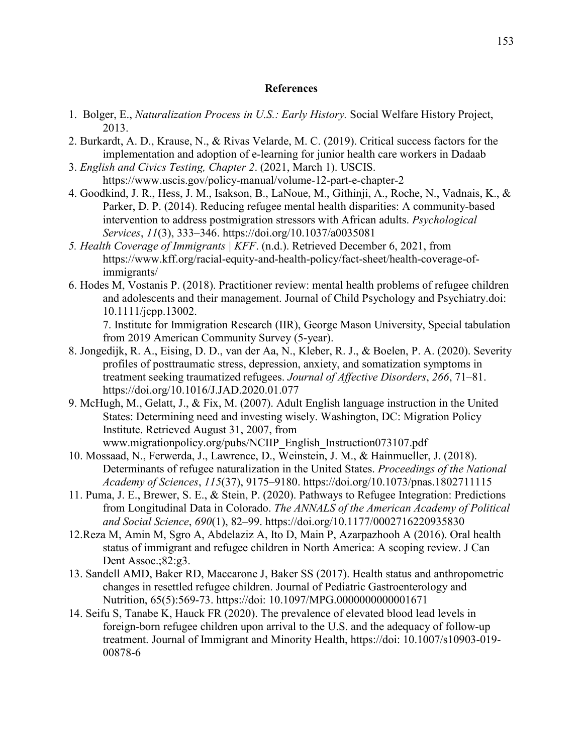## References

1. Bolger, E., *Naturalization Process in U.S.: Early History.* Social Welfare History Project, 2013.
2. Burkardt, A. D., Krause, N., & Rivas Velarde, M. C. (2019). Critical success factors for the implementation and adoption of e-learning for junior health care workers in Dadaab
3. *English and Civics Testing, Chapter 2*. (2021, March 1). USCIS. https://www.uscis.gov/policy-manual/volume-12-part-e-chapter-2
4. Goodkind, J. R., Hess, J. M., Isakson, B., LaNoue, M., Githinji, A., Roche, N., Vadnais, K., & Parker, D. P. (2014). Reducing refugee mental health disparities: A community-based intervention to address postmigration stressors with African adults. *Psychological Services*, *11*(3), 333–346. https://doi.org/10.1037/a0035081
5. *Health Coverage of Immigrants | KFF*. (n.d.). Retrieved December 6, 2021, from https://www.kff.org/racial-equity-and-health-policy/fact-sheet/health-coverage-of-immigrants/
6. Hodes M, Vostanis P. (2018). Practitioner review: mental health problems of refugee children and adolescents and their management. Journal of Child Psychology and Psychiatry.doi: 10.1111/jcpp.13002.
7. Institute for Immigration Research (IIR), George Mason University, Special tabulation from 2019 American Community Survey (5-year).
8. Jongedijk, R. A., Eising, D. D., van der Aa, N., Kleber, R. J., & Boelen, P. A. (2020). Severity profiles of posttraumatic stress, depression, anxiety, and somatization symptoms in treatment seeking traumatized refugees. *Journal of Affective Disorders*, *266*, 71–81. https://doi.org/10.1016/J.JAD.2020.01.077
9. McHugh, M., Gelatt, J., & Fix, M. (2007). Adult English language instruction in the United States: Determining need and investing wisely. Washington, DC: Migration Policy Institute. Retrieved August 31, 2007, from www.migrationpolicy.org/pubs/NCIIP_English_Instruction073107.pdf
10. Mossaad, N., Ferwerda, J., Lawrence, D., Weinstein, J. M., & Hainmueller, J. (2018). Determinants of refugee naturalization in the United States. *Proceedings of the National Academy of Sciences*, *115*(37), 9175–9180. https://doi.org/10.1073/pnas.1802711115
11. Puma, J. E., Brewer, S. E., & Stein, P. (2020). Pathways to Refugee Integration: Predictions from Longitudinal Data in Colorado. *The ANNALS of the American Academy of Political and Social Science*, *690*(1), 82–99. https://doi.org/10.1177/0002716220935830
12. Reza M, Amin M, Sgro A, Abdelaziz A, Ito D, Main P, Azarpazhooh A (2016). Oral health status of immigrant and refugee children in North America: A scoping review. J Can Dent Assoc.;82:g3.
13. Sandell AMD, Baker RD, Maccarone J, Baker SS (2017). Health status and anthropometric changes in resettled refugee children. Journal of Pediatric Gastroenterology and Nutrition, 65(5):569-73. https://doi: 10.1097/MPG.0000000000001671
14. Seifu S, Tanabe K, Hauck FR (2020). The prevalence of elevated blood lead levels in foreign-born refugee children upon arrival to the U.S. and the adequacy of follow-up treatment. Journal of Immigrant and Minority Health, https://doi: 10.1007/s10903-019-00878-6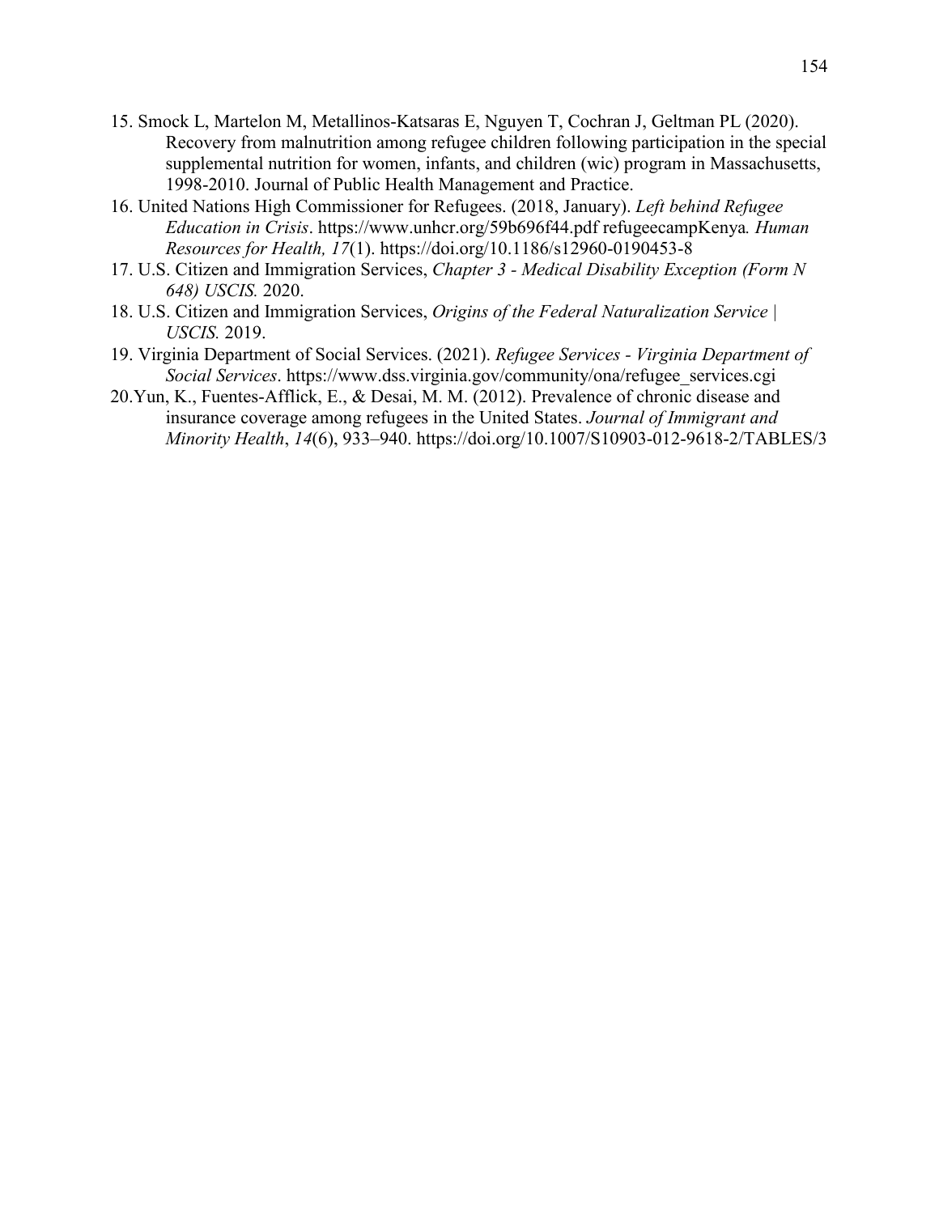15. Smock L, Martelon M, Metallinos-Katsaras E, Nguyen T, Cochran J, Geltman PL (2020). Recovery from malnutrition among refugee children following participation in the special supplemental nutrition for women, infants, and children (wic) program in Massachusetts, 1998-2010. Journal of Public Health Management and Practice.
16. United Nations High Commissioner for Refugees. (2018, January). *Left behind Refugee Education in Crisis*. https://www.unhcr.org/59b696f44.pdf refugeecampKenya*. Human Resources for Health, 17*(1). https://doi.org/10.1186/s12960-0190453-8
17. U.S. Citizen and Immigration Services, *Chapter 3 - Medical Disability Exception (Form N 648) USCIS.* 2020.
18. U.S. Citizen and Immigration Services, *Origins of the Federal Naturalization Service | USCIS.* 2019.
19. Virginia Department of Social Services. (2021). *Refugee Services - Virginia Department of Social Services*. https://www.dss.virginia.gov/community/ona/refugee_services.cgi
20. Yun, K., Fuentes-Afflick, E., & Desai, M. M. (2012). Prevalence of chronic disease and insurance coverage among refugees in the United States. *Journal of Immigrant and Minority Health*, *14*(6), 933–940. https://doi.org/10.1007/S10903-012-9618-2/TABLES/3